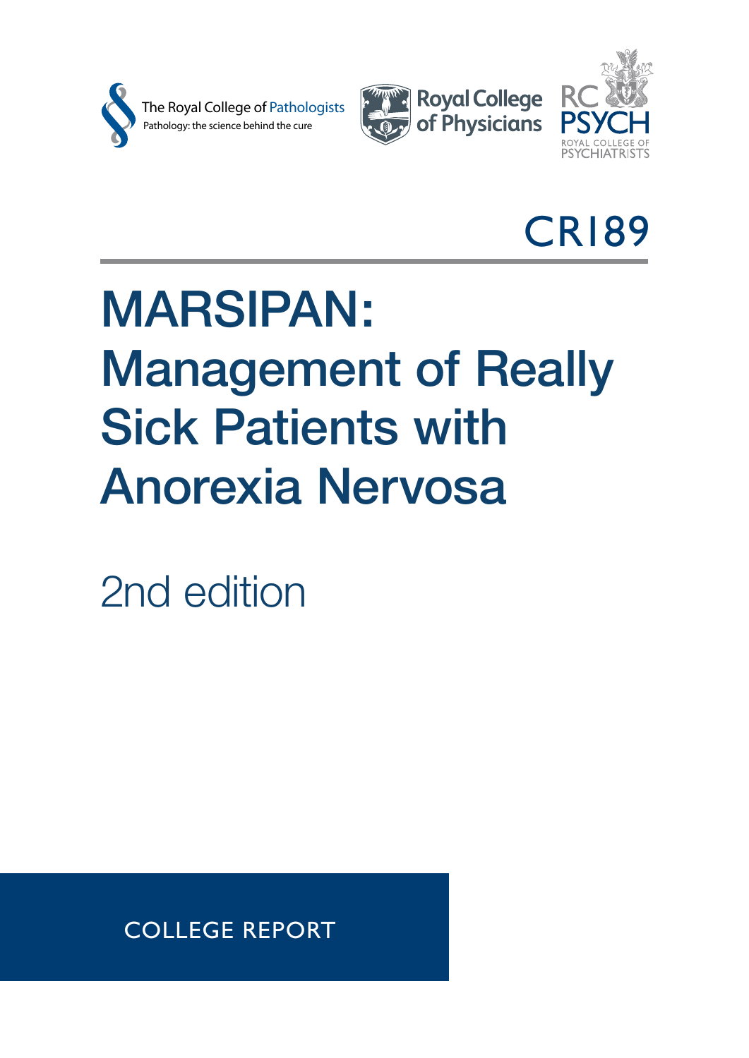The Royal College of Pathologists
Pathology: the science behind the cure

Royal College of Physicians

RC PSYCH
ROYAL COLLEGE OF PSYCHIATRISTS

CR189

# MARSIPAN: Management of Really Sick Patients with Anorexia Nervosa

2nd edition

COLLEGE REPORT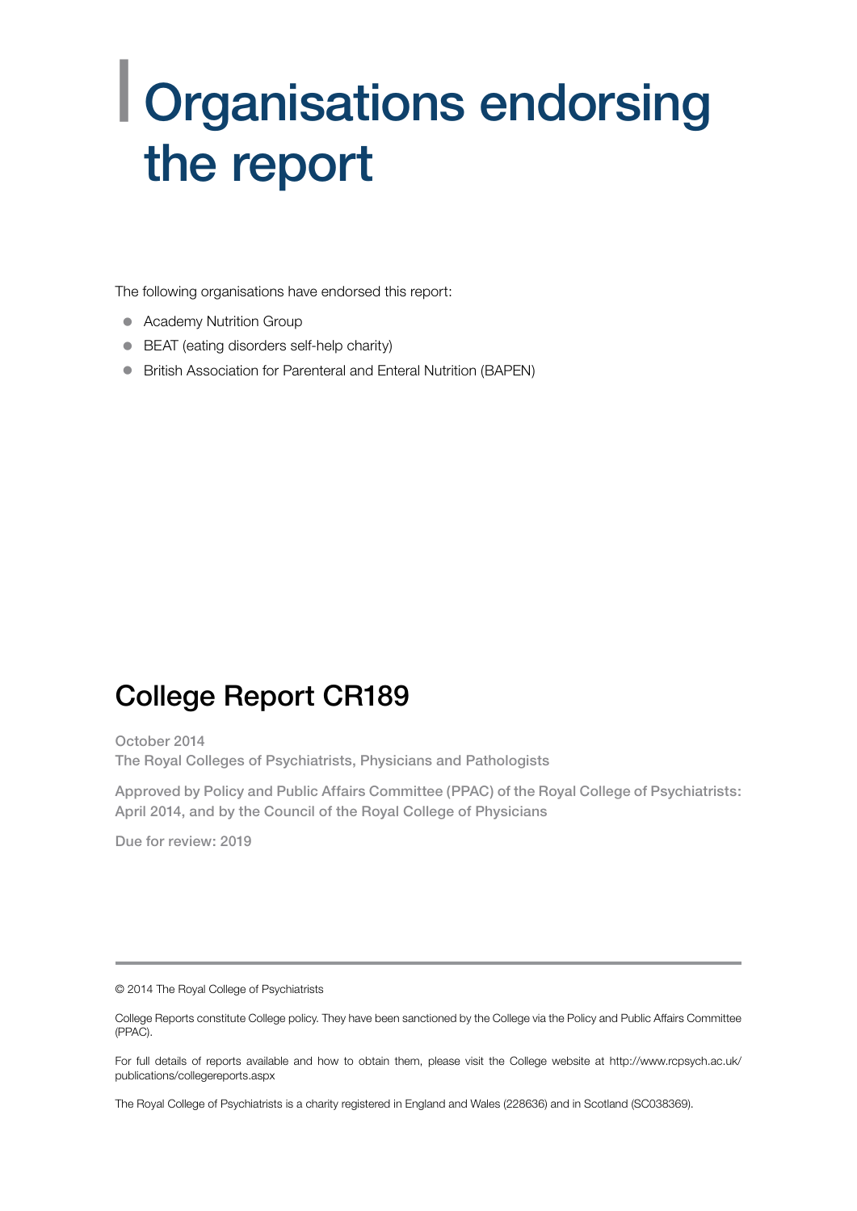# Organisations endorsing the report

The following organisations have endorsed this report:

- Academy Nutrition Group
- BEAT (eating disorders self-help charity)
- British Association for Parenteral and Enteral Nutrition (BAPEN)

## College Report CR189

October 2014
The Royal Colleges of Psychiatrists, Physicians and Pathologists

Approved by Policy and Public Affairs Committee (PPAC) of the Royal College of Psychiatrists: April 2014, and by the Council of the Royal College of Physicians

Due for review: 2019

---

© 2014 The Royal College of Psychiatrists

College Reports constitute College policy. They have been sanctioned by the College via the Policy and Public Affairs Committee (PPAC).

For full details of reports available and how to obtain them, please visit the College website at http://www.rcpsych.ac.uk/publications/collegereports.aspx

The Royal College of Psychiatrists is a charity registered in England and Wales (228636) and in Scotland (SC038369).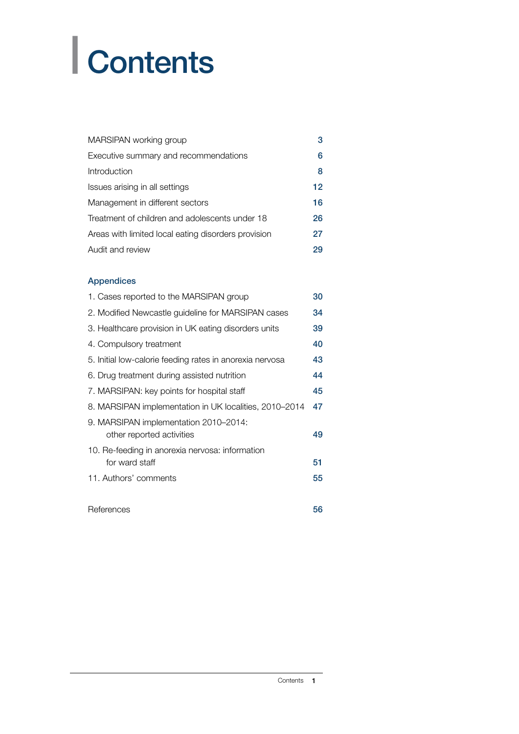# Contents

| | |
|---|---|
| MARSIPAN working group | 3 |
| Executive summary and recommendations | 6 |
| Introduction | 8 |
| Issues arising in all settings | 12 |
| Management in different sectors | 16 |
| Treatment of children and adolescents under 18 | 26 |
| Areas with limited local eating disorders provision | 27 |
| Audit and review | 29 |

## Appendices

| | |
|---|---|
| 1. Cases reported to the MARSIPAN group | 30 |
| 2. Modified Newcastle guideline for MARSIPAN cases | 34 |
| 3. Healthcare provision in UK eating disorders units | 39 |
| 4. Compulsory treatment | 40 |
| 5. Initial low-calorie feeding rates in anorexia nervosa | 43 |
| 6. Drug treatment during assisted nutrition | 44 |
| 7. MARSIPAN: key points for hospital staff | 45 |
| 8. MARSIPAN implementation in UK localities, 2010–2014 | 47 |
| 9. MARSIPAN implementation 2010–2014: other reported activities | 49 |
| 10. Re-feeding in anorexia nervosa: information for ward staff | 51 |
| 11. Authors' comments | 55 |

| | |
|---|---|
| References | 56 |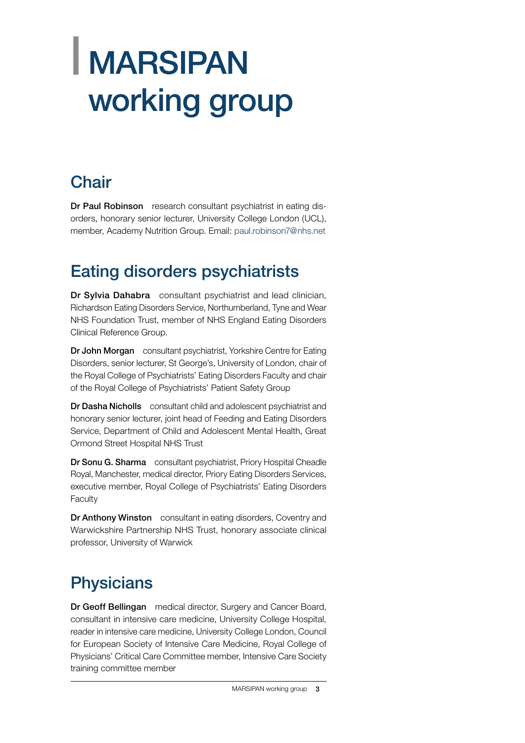# MARSIPAN working group

## Chair

**Dr Paul Robinson** research consultant psychiatrist in eating disorders, honorary senior lecturer, University College London (UCL), member, Academy Nutrition Group. Email: paul.robinson7@nhs.net

## Eating disorders psychiatrists

**Dr Sylvia Dahabra** consultant psychiatrist and lead clinician, Richardson Eating Disorders Service, Northumberland, Tyne and Wear NHS Foundation Trust, member of NHS England Eating Disorders Clinical Reference Group.

**Dr John Morgan** consultant psychiatrist, Yorkshire Centre for Eating Disorders, senior lecturer, St George's, University of London, chair of the Royal College of Psychiatrists' Eating Disorders Faculty and chair of the Royal College of Psychiatrists' Patient Safety Group

**Dr Dasha Nicholls** consultant child and adolescent psychiatrist and honorary senior lecturer, joint head of Feeding and Eating Disorders Service, Department of Child and Adolescent Mental Health, Great Ormond Street Hospital NHS Trust

**Dr Sonu G. Sharma** consultant psychiatrist, Priory Hospital Cheadle Royal, Manchester, medical director, Priory Eating Disorders Services, executive member, Royal College of Psychiatrists' Eating Disorders Faculty

**Dr Anthony Winston** consultant in eating disorders, Coventry and Warwickshire Partnership NHS Trust, honorary associate clinical professor, University of Warwick

## Physicians

**Dr Geoff Bellingan** medical director, Surgery and Cancer Board, consultant in intensive care medicine, University College Hospital, reader in intensive care medicine, University College London, Council for European Society of Intensive Care Medicine, Royal College of Physicians' Critical Care Committee member, Intensive Care Society training committee member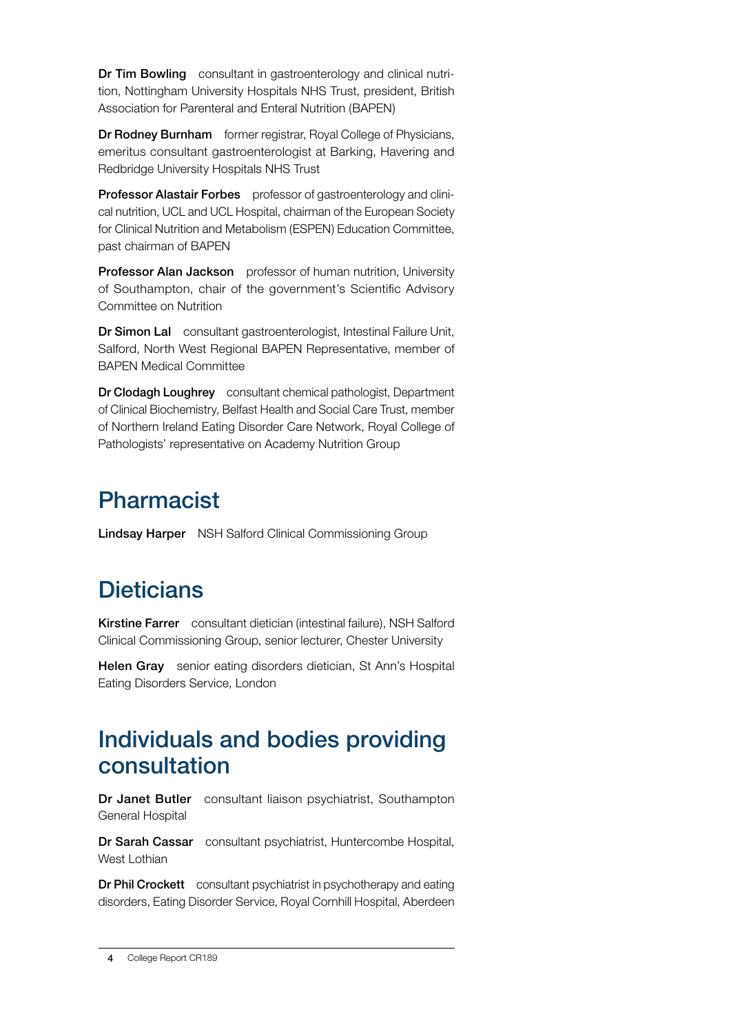**Dr Tim Bowling** consultant in gastroenterology and clinical nutrition, Nottingham University Hospitals NHS Trust, president, British Association for Parenteral and Enteral Nutrition (BAPEN)

**Dr Rodney Burnham** former registrar, Royal College of Physicians, emeritus consultant gastroenterologist at Barking, Havering and Redbridge University Hospitals NHS Trust

**Professor Alastair Forbes** professor of gastroenterology and clinical nutrition, UCL and UCL Hospital, chairman of the European Society for Clinical Nutrition and Metabolism (ESPEN) Education Committee, past chairman of BAPEN

**Professor Alan Jackson** professor of human nutrition, University of Southampton, chair of the government's Scientific Advisory Committee on Nutrition

**Dr Simon Lal** consultant gastroenterologist, Intestinal Failure Unit, Salford, North West Regional BAPEN Representative, member of BAPEN Medical Committee

**Dr Clodagh Loughrey** consultant chemical pathologist, Department of Clinical Biochemistry, Belfast Health and Social Care Trust, member of Northern Ireland Eating Disorder Care Network, Royal College of Pathologists' representative on Academy Nutrition Group

## Pharmacist

**Lindsay Harper** NSH Salford Clinical Commissioning Group

## Dieticians

**Kirstine Farrer** consultant dietician (intestinal failure), NSH Salford Clinical Commissioning Group, senior lecturer, Chester University

**Helen Gray** senior eating disorders dietician, St Ann's Hospital Eating Disorders Service, London

## Individuals and bodies providing consultation

**Dr Janet Butler** consultant liaison psychiatrist, Southampton General Hospital

**Dr Sarah Cassar** consultant psychiatrist, Huntercombe Hospital, West Lothian

**Dr Phil Crockett** consultant psychiatrist in psychotherapy and eating disorders, Eating Disorder Service, Royal Cornhill Hospital, Aberdeen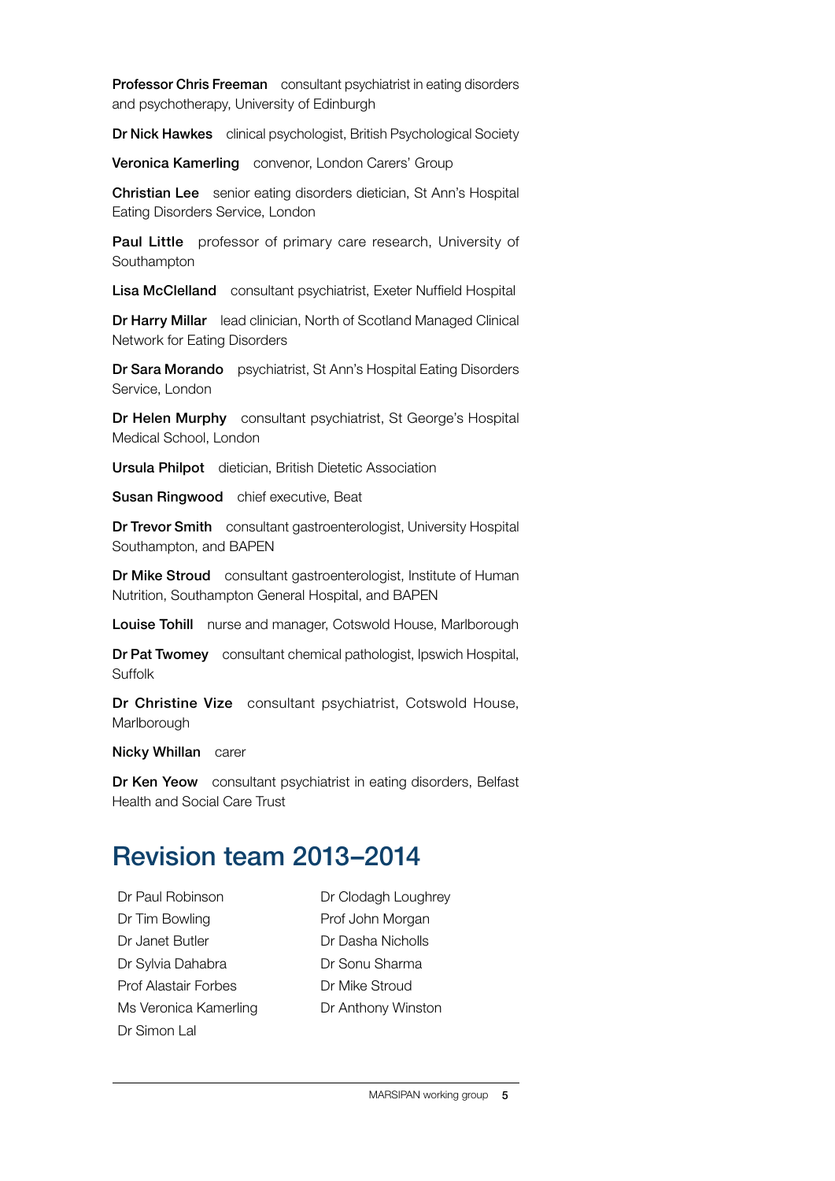**Professor Chris Freeman** consultant psychiatrist in eating disorders and psychotherapy, University of Edinburgh

**Dr Nick Hawkes** clinical psychologist, British Psychological Society

**Veronica Kamerling** convenor, London Carers' Group

**Christian Lee** senior eating disorders dietician, St Ann's Hospital Eating Disorders Service, London

**Paul Little** professor of primary care research, University of Southampton

**Lisa McClelland** consultant psychiatrist, Exeter Nuffield Hospital

**Dr Harry Millar** lead clinician, North of Scotland Managed Clinical Network for Eating Disorders

**Dr Sara Morando** psychiatrist, St Ann's Hospital Eating Disorders Service, London

**Dr Helen Murphy** consultant psychiatrist, St George's Hospital Medical School, London

**Ursula Philpot** dietician, British Dietetic Association

**Susan Ringwood** chief executive, Beat

**Dr Trevor Smith** consultant gastroenterologist, University Hospital Southampton, and BAPEN

**Dr Mike Stroud** consultant gastroenterologist, Institute of Human Nutrition, Southampton General Hospital, and BAPEN

**Louise Tohill** nurse and manager, Cotswold House, Marlborough

**Dr Pat Twomey** consultant chemical pathologist, Ipswich Hospital, Suffolk

**Dr Christine Vize** consultant psychiatrist, Cotswold House, Marlborough

**Nicky Whillan** carer

**Dr Ken Yeow** consultant psychiatrist in eating disorders, Belfast Health and Social Care Trust

## Revision team 2013–2014

Dr Paul Robinson
Dr Tim Bowling
Dr Janet Butler
Dr Sylvia Dahabra
Prof Alastair Forbes
Ms Veronica Kamerling
Dr Simon Lal
Dr Clodagh Loughrey
Prof John Morgan
Dr Dasha Nicholls
Dr Sonu Sharma
Dr Mike Stroud
Dr Anthony Winston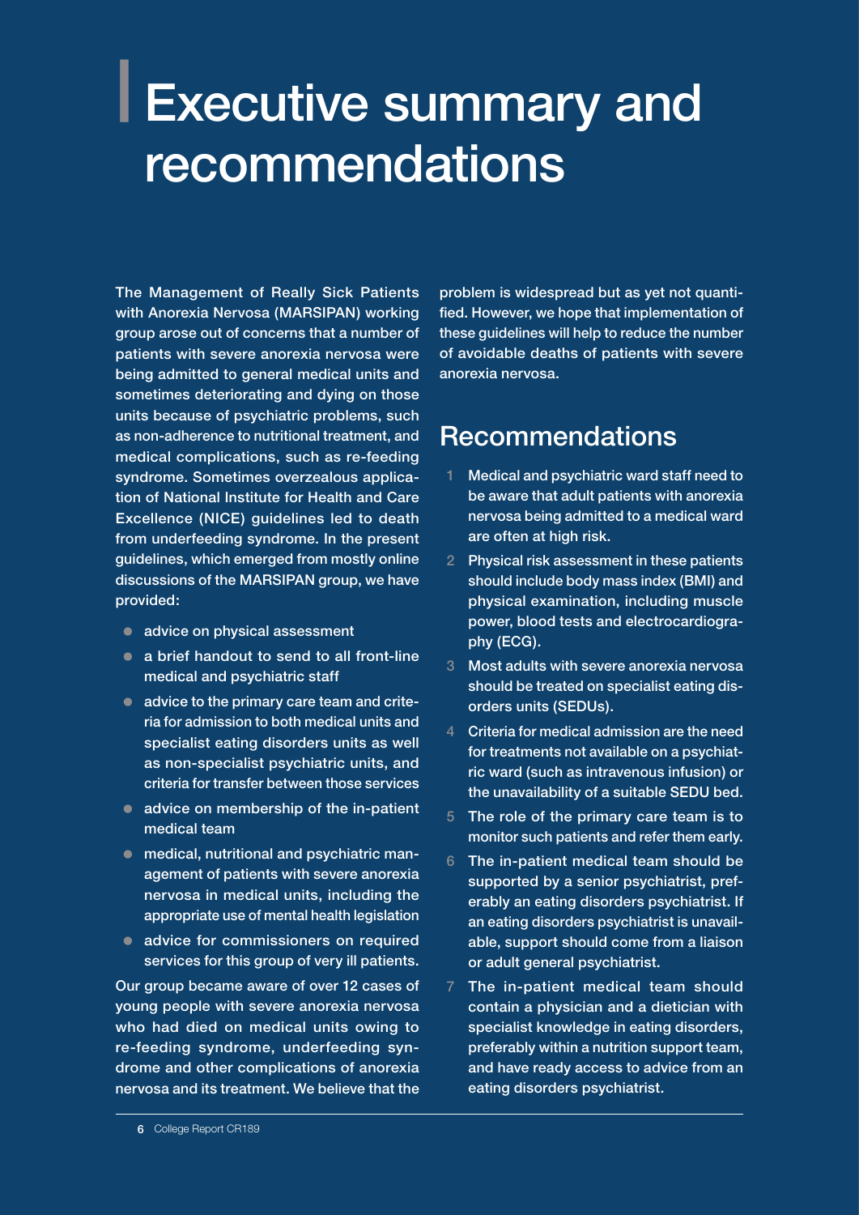# Executive summary and recommendations

The Management of Really Sick Patients with Anorexia Nervosa (MARSIPAN) working group arose out of concerns that a number of patients with severe anorexia nervosa were being admitted to general medical units and sometimes deteriorating and dying on those units because of psychiatric problems, such as non-adherence to nutritional treatment, and medical complications, such as re-feeding syndrome. Sometimes overzealous application of National Institute for Health and Care Excellence (NICE) guidelines led to death from underfeeding syndrome. In the present guidelines, which emerged from mostly online discussions of the MARSIPAN group, we have provided:

- advice on physical assessment
- a brief handout to send to all front-line medical and psychiatric staff
- advice to the primary care team and criteria for admission to both medical units and specialist eating disorders units as well as non-specialist psychiatric units, and criteria for transfer between those services
- advice on membership of the in-patient medical team
- medical, nutritional and psychiatric management of patients with severe anorexia nervosa in medical units, including the appropriate use of mental health legislation
- advice for commissioners on required services for this group of very ill patients.

Our group became aware of over 12 cases of young people with severe anorexia nervosa who had died on medical units owing to re-feeding syndrome, underfeeding syndrome and other complications of anorexia nervosa and its treatment. We believe that the problem is widespread but as yet not quantified. However, we hope that implementation of these guidelines will help to reduce the number of avoidable deaths of patients with severe anorexia nervosa.

## Recommendations

1. Medical and psychiatric ward staff need to be aware that adult patients with anorexia nervosa being admitted to a medical ward are often at high risk.
2. Physical risk assessment in these patients should include body mass index (BMI) and physical examination, including muscle power, blood tests and electrocardiography (ECG).
3. Most adults with severe anorexia nervosa should be treated on specialist eating disorders units (SEDUs).
4. Criteria for medical admission are the need for treatments not available on a psychiatric ward (such as intravenous infusion) or the unavailability of a suitable SEDU bed.
5. The role of the primary care team is to monitor such patients and refer them early.
6. The in-patient medical team should be supported by a senior psychiatrist, preferably an eating disorders psychiatrist. If an eating disorders psychiatrist is unavailable, support should come from a liaison or adult general psychiatrist.
7. The in-patient medical team should contain a physician and a dietician with specialist knowledge in eating disorders, preferably within a nutrition support team, and have ready access to advice from an eating disorders psychiatrist.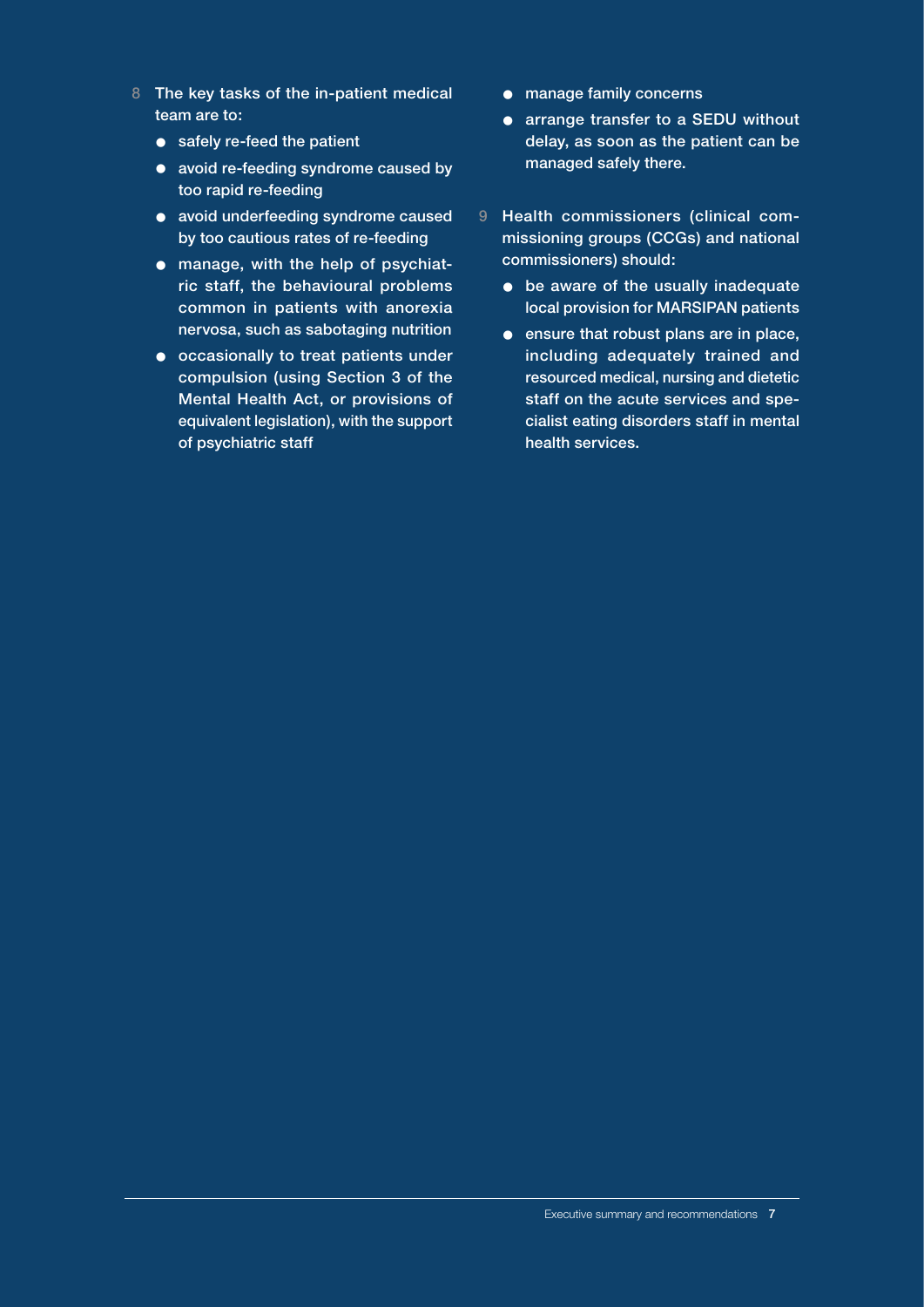8 The key tasks of the in-patient medical team are to:

- safely re-feed the patient
- avoid re-feeding syndrome caused by too rapid re-feeding
- avoid underfeeding syndrome caused by too cautious rates of re-feeding
- manage, with the help of psychiatric staff, the behavioural problems common in patients with anorexia nervosa, such as sabotaging nutrition
- occasionally to treat patients under compulsion (using Section 3 of the Mental Health Act, or provisions of equivalent legislation), with the support of psychiatric staff
- manage family concerns
- arrange transfer to a SEDU without delay, as soon as the patient can be managed safely there.

9 Health commissioners (clinical commissioning groups (CCGs) and national commissioners) should:

- be aware of the usually inadequate local provision for MARSIPAN patients
- ensure that robust plans are in place, including adequately trained and resourced medical, nursing and dietetic staff on the acute services and specialist eating disorders staff in mental health services.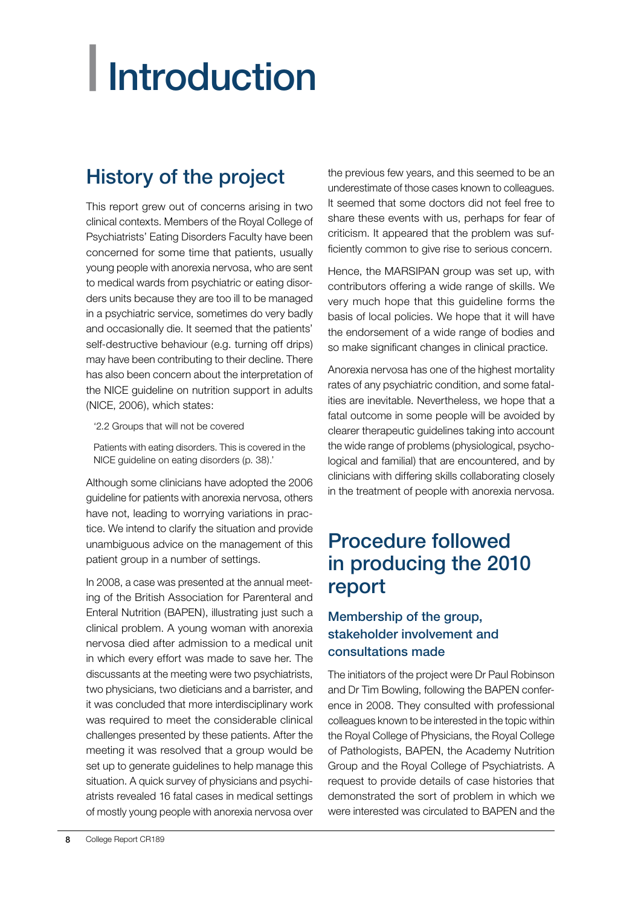# Introduction

## History of the project

This report grew out of concerns arising in two clinical contexts. Members of the Royal College of Psychiatrists' Eating Disorders Faculty have been concerned for some time that patients, usually young people with anorexia nervosa, who are sent to medical wards from psychiatric or eating disorders units because they are too ill to be managed in a psychiatric service, sometimes do very badly and occasionally die. It seemed that the patients' self-destructive behaviour (e.g. turning off drips) may have been contributing to their decline. There has also been concern about the interpretation of the NICE guideline on nutrition support in adults (NICE, 2006), which states:

> '2.2 Groups that will not be covered
>
> Patients with eating disorders. This is covered in the NICE guideline on eating disorders (p. 38).'

Although some clinicians have adopted the 2006 guideline for patients with anorexia nervosa, others have not, leading to worrying variations in practice. We intend to clarify the situation and provide unambiguous advice on the management of this patient group in a number of settings.

In 2008, a case was presented at the annual meeting of the British Association for Parenteral and Enteral Nutrition (BAPEN), illustrating just such a clinical problem. A young woman with anorexia nervosa died after admission to a medical unit in which every effort was made to save her. The discussants at the meeting were two psychiatrists, two physicians, two dieticians and a barrister, and it was concluded that more interdisciplinary work was required to meet the considerable clinical challenges presented by these patients. After the meeting it was resolved that a group would be set up to generate guidelines to help manage this situation. A quick survey of physicians and psychiatrists revealed 16 fatal cases in medical settings of mostly young people with anorexia nervosa over the previous few years, and this seemed to be an underestimate of those cases known to colleagues. It seemed that some doctors did not feel free to share these events with us, perhaps for fear of criticism. It appeared that the problem was sufficiently common to give rise to serious concern.

Hence, the MARSIPAN group was set up, with contributors offering a wide range of skills. We very much hope that this guideline forms the basis of local policies. We hope that it will have the endorsement of a wide range of bodies and so make significant changes in clinical practice.

Anorexia nervosa has one of the highest mortality rates of any psychiatric condition, and some fatalities are inevitable. Nevertheless, we hope that a fatal outcome in some people will be avoided by clearer therapeutic guidelines taking into account the wide range of problems (physiological, psychological and familial) that are encountered, and by clinicians with differing skills collaborating closely in the treatment of people with anorexia nervosa.

## Procedure followed in producing the 2010 report

### Membership of the group, stakeholder involvement and consultations made

The initiators of the project were Dr Paul Robinson and Dr Tim Bowling, following the BAPEN conference in 2008. They consulted with professional colleagues known to be interested in the topic within the Royal College of Physicians, the Royal College of Pathologists, BAPEN, the Academy Nutrition Group and the Royal College of Psychiatrists. A request to provide details of case histories that demonstrated the sort of problem in which we were interested was circulated to BAPEN and the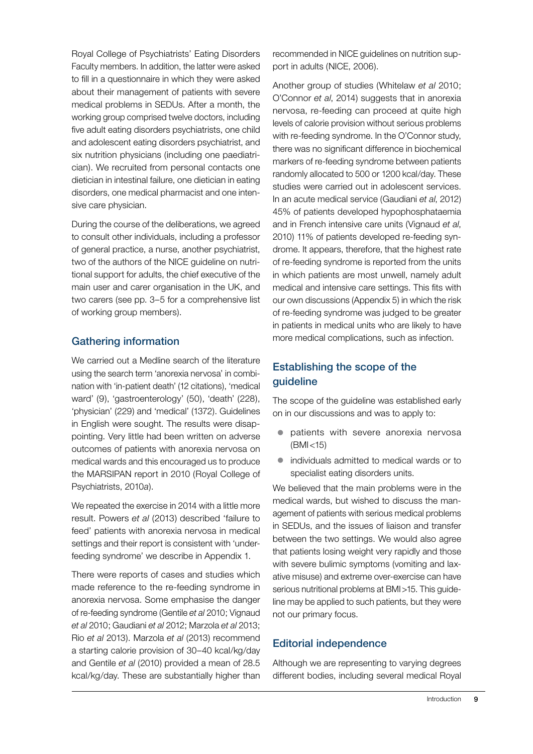Royal College of Psychiatrists' Eating Disorders Faculty members. In addition, the latter were asked to fill in a questionnaire in which they were asked about their management of patients with severe medical problems in SEDUs. After a month, the working group comprised twelve doctors, including five adult eating disorders psychiatrists, one child and adolescent eating disorders psychiatrist, and six nutrition physicians (including one paediatrician). We recruited from personal contacts one dietician in intestinal failure, one dietician in eating disorders, one medical pharmacist and one intensive care physician.

During the course of the deliberations, we agreed to consult other individuals, including a professor of general practice, a nurse, another psychiatrist, two of the authors of the NICE guideline on nutritional support for adults, the chief executive of the main user and carer organisation in the UK, and two carers (see pp. 3–5 for a comprehensive list of working group members).

## Gathering information

We carried out a Medline search of the literature using the search term 'anorexia nervosa' in combination with 'in-patient death' (12 citations), 'medical ward' (9), 'gastroenterology' (50), 'death' (228), 'physician' (229) and 'medical' (1372). Guidelines in English were sought. The results were disappointing. Very little had been written on adverse outcomes of patients with anorexia nervosa on medical wards and this encouraged us to produce the MARSIPAN report in 2010 (Royal College of Psychiatrists, 2010*a*).

We repeated the exercise in 2014 with a little more result. Powers *et al* (2013) described 'failure to feed' patients with anorexia nervosa in medical settings and their report is consistent with 'underfeeding syndrome' we describe in Appendix 1.

There were reports of cases and studies which made reference to the re-feeding syndrome in anorexia nervosa. Some emphasise the danger of re-feeding syndrome (Gentile *et al* 2010; Vignaud *et al* 2010; Gaudiani *et al* 2012; Marzola *et al* 2013; Rio *et al* 2013). Marzola *et al* (2013) recommend a starting calorie provision of 30–40 kcal/kg/day and Gentile *et al* (2010) provided a mean of 28.5 kcal/kg/day. These are substantially higher than recommended in NICE guidelines on nutrition support in adults (NICE, 2006).

Another group of studies (Whitelaw *et al* 2010; O'Connor *et al*, 2014) suggests that in anorexia nervosa, re-feeding can proceed at quite high levels of calorie provision without serious problems with re-feeding syndrome. In the O'Connor study, there was no significant difference in biochemical markers of re-feeding syndrome between patients randomly allocated to 500 or 1200 kcal/day. These studies were carried out in adolescent services. In an acute medical service (Gaudiani *et al*, 2012) 45% of patients developed hypophosphataemia and in French intensive care units (Vignaud *et al*, 2010) 11% of patients developed re-feeding syndrome. It appears, therefore, that the highest rate of re-feeding syndrome is reported from the units in which patients are most unwell, namely adult medical and intensive care settings. This fits with our own discussions (Appendix 5) in which the risk of re-feeding syndrome was judged to be greater in patients in medical units who are likely to have more medical complications, such as infection.

## Establishing the scope of the guideline

The scope of the guideline was established early on in our discussions and was to apply to:

- patients with severe anorexia nervosa (BMI<15)
- individuals admitted to medical wards or to specialist eating disorders units.

We believed that the main problems were in the medical wards, but wished to discuss the management of patients with serious medical problems in SEDUs, and the issues of liaison and transfer between the two settings. We would also agree that patients losing weight very rapidly and those with severe bulimic symptoms (vomiting and laxative misuse) and extreme over-exercise can have serious nutritional problems at BMI>15. This guideline may be applied to such patients, but they were not our primary focus.

## Editorial independence

Although we are representing to varying degrees different bodies, including several medical Royal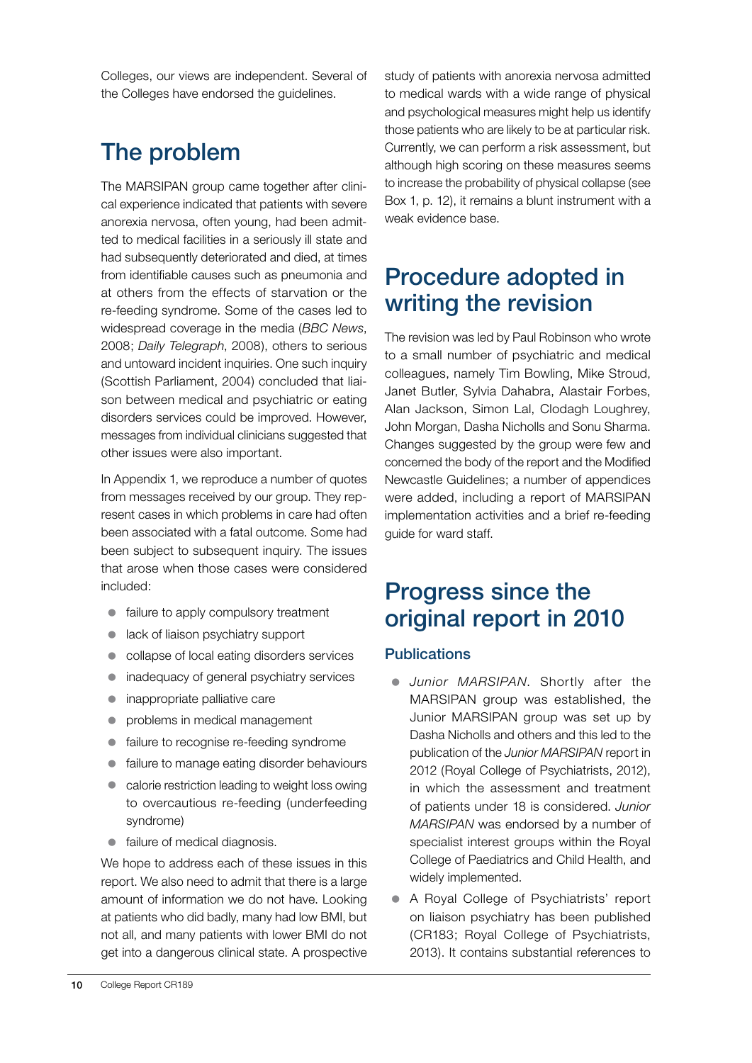Colleges, our views are independent. Several of the Colleges have endorsed the guidelines.

## The problem

The MARSIPAN group came together after clinical experience indicated that patients with severe anorexia nervosa, often young, had been admitted to medical facilities in a seriously ill state and had subsequently deteriorated and died, at times from identifiable causes such as pneumonia and at others from the effects of starvation or the re-feeding syndrome. Some of the cases led to widespread coverage in the media (*BBC News*, 2008; *Daily Telegraph*, 2008), others to serious and untoward incident inquiries. One such inquiry (Scottish Parliament, 2004) concluded that liaison between medical and psychiatric or eating disorders services could be improved. However, messages from individual clinicians suggested that other issues were also important.

In Appendix 1, we reproduce a number of quotes from messages received by our group. They represent cases in which problems in care had often been associated with a fatal outcome. Some had been subject to subsequent inquiry. The issues that arose when those cases were considered included:

- failure to apply compulsory treatment
- lack of liaison psychiatry support
- collapse of local eating disorders services
- inadequacy of general psychiatry services
- inappropriate palliative care
- problems in medical management
- failure to recognise re-feeding syndrome
- failure to manage eating disorder behaviours
- calorie restriction leading to weight loss owing to overcautious re-feeding (underfeeding syndrome)
- failure of medical diagnosis.

We hope to address each of these issues in this report. We also need to admit that there is a large amount of information we do not have. Looking at patients who did badly, many had low BMI, but not all, and many patients with lower BMI do not get into a dangerous clinical state. A prospective study of patients with anorexia nervosa admitted to medical wards with a wide range of physical and psychological measures might help us identify those patients who are likely to be at particular risk. Currently, we can perform a risk assessment, but although high scoring on these measures seems to increase the probability of physical collapse (see Box 1, p. 12), it remains a blunt instrument with a weak evidence base.

## Procedure adopted in writing the revision

The revision was led by Paul Robinson who wrote to a small number of psychiatric and medical colleagues, namely Tim Bowling, Mike Stroud, Janet Butler, Sylvia Dahabra, Alastair Forbes, Alan Jackson, Simon Lal, Clodagh Loughrey, John Morgan, Dasha Nicholls and Sonu Sharma. Changes suggested by the group were few and concerned the body of the report and the Modified Newcastle Guidelines; a number of appendices were added, including a report of MARSIPAN implementation activities and a brief re-feeding guide for ward staff.

## Progress since the original report in 2010

### Publications

- *Junior MARSIPAN*. Shortly after the MARSIPAN group was established, the Junior MARSIPAN group was set up by Dasha Nicholls and others and this led to the publication of the *Junior MARSIPAN* report in 2012 (Royal College of Psychiatrists, 2012), in which the assessment and treatment of patients under 18 is considered. *Junior MARSIPAN* was endorsed by a number of specialist interest groups within the Royal College of Paediatrics and Child Health, and widely implemented.
- A Royal College of Psychiatrists' report on liaison psychiatry has been published (CR183; Royal College of Psychiatrists, 2013). It contains substantial references to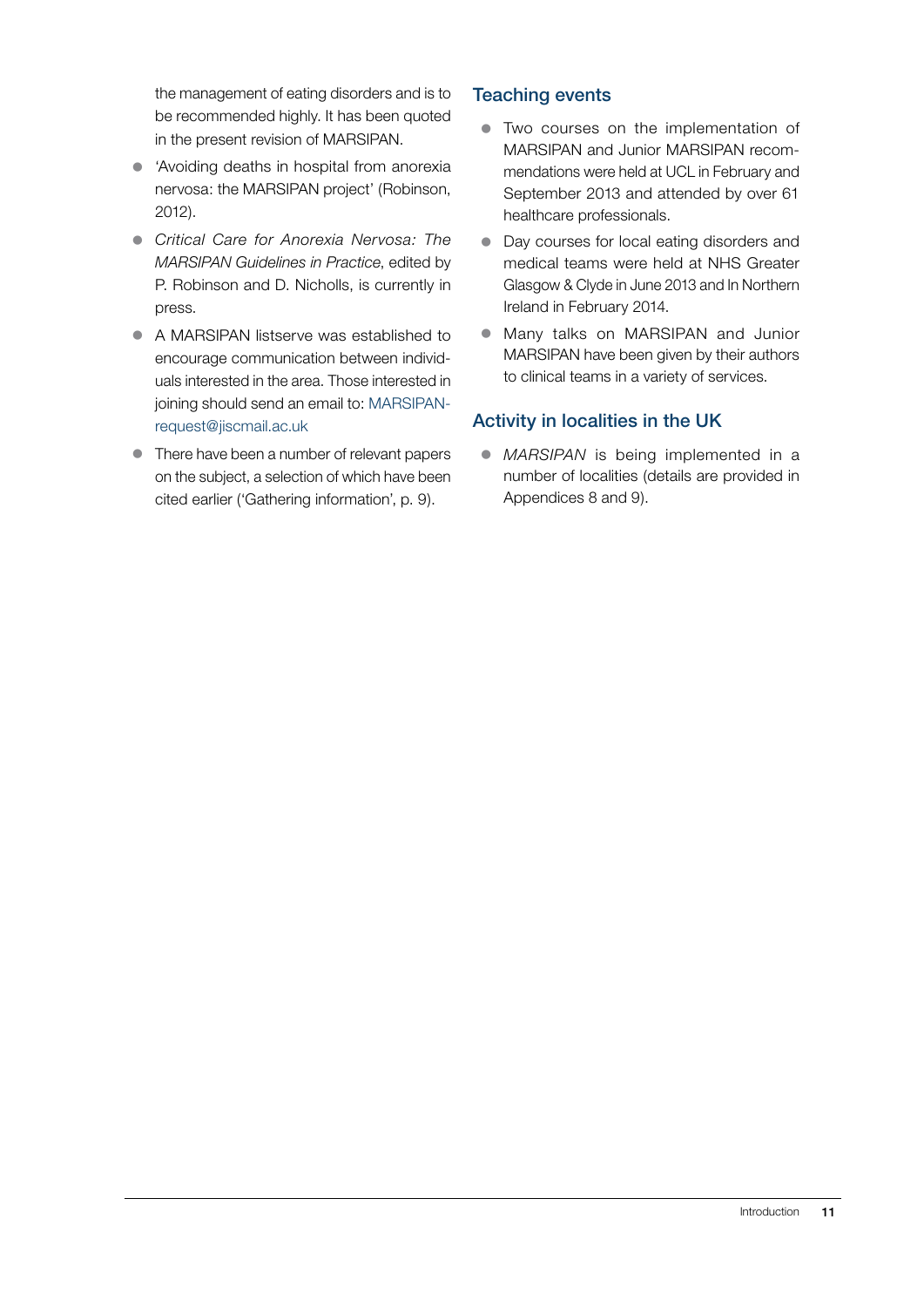the management of eating disorders and is to be recommended highly. It has been quoted in the present revision of MARSIPAN.

- 'Avoiding deaths in hospital from anorexia nervosa: the MARSIPAN project' (Robinson, 2012).
- *Critical Care for Anorexia Nervosa: The MARSIPAN Guidelines in Practice*, edited by P. Robinson and D. Nicholls, is currently in press.
- A MARSIPAN listserve was established to encourage communication between individuals interested in the area. Those interested in joining should send an email to: MARSIPAN-request@jiscmail.ac.uk
- There have been a number of relevant papers on the subject, a selection of which have been cited earlier ('Gathering information', p. 9).

## Teaching events

- Two courses on the implementation of MARSIPAN and Junior MARSIPAN recommendations were held at UCL in February and September 2013 and attended by over 61 healthcare professionals.
- Day courses for local eating disorders and medical teams were held at NHS Greater Glasgow & Clyde in June 2013 and In Northern Ireland in February 2014.
- Many talks on MARSIPAN and Junior MARSIPAN have been given by their authors to clinical teams in a variety of services.

## Activity in localities in the UK

- *MARSIPAN* is being implemented in a number of localities (details are provided in Appendices 8 and 9).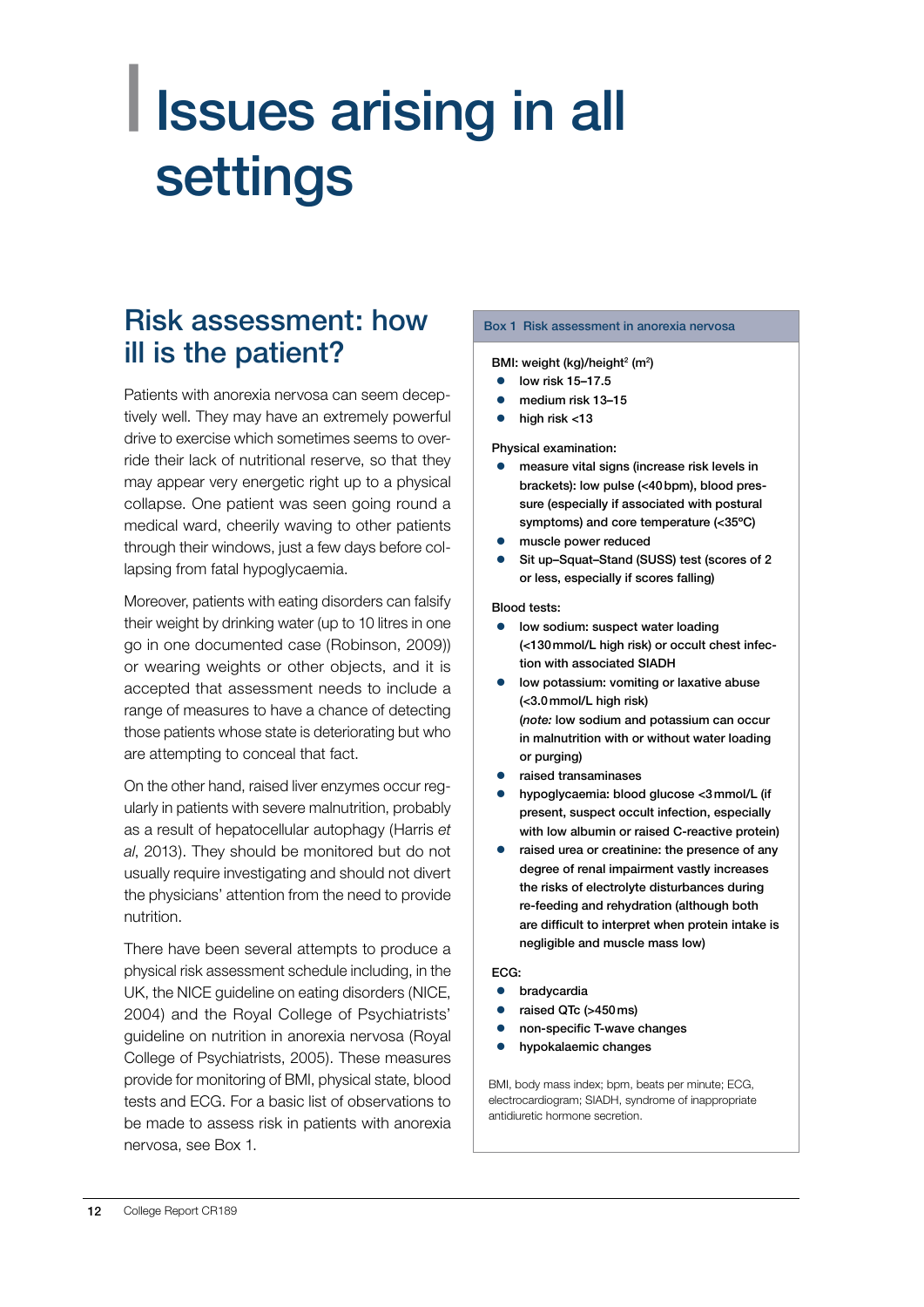# Issues arising in all settings

## Risk assessment: how ill is the patient?

Patients with anorexia nervosa can seem deceptively well. They may have an extremely powerful drive to exercise which sometimes seems to override their lack of nutritional reserve, so that they may appear very energetic right up to a physical collapse. One patient was seen going round a medical ward, cheerily waving to other patients through their windows, just a few days before collapsing from fatal hypoglycaemia.

Moreover, patients with eating disorders can falsify their weight by drinking water (up to 10 litres in one go in one documented case (Robinson, 2009)) or wearing weights or other objects, and it is accepted that assessment needs to include a range of measures to have a chance of detecting those patients whose state is deteriorating but who are attempting to conceal that fact.

On the other hand, raised liver enzymes occur regularly in patients with severe malnutrition, probably as a result of hepatocellular autophagy (Harris *et al*, 2013). They should be monitored but do not usually require investigating and should not divert the physicians' attention from the need to provide nutrition.

There have been several attempts to produce a physical risk assessment schedule including, in the UK, the NICE guideline on eating disorders (NICE, 2004) and the Royal College of Psychiatrists' guideline on nutrition in anorexia nervosa (Royal College of Psychiatrists, 2005). These measures provide for monitoring of BMI, physical state, blood tests and ECG. For a basic list of observations to be made to assess risk in patients with anorexia nervosa, see Box 1.

**Box 1 Risk assessment in anorexia nervosa**

BMI: weight (kg)/height$^2$ (m$^2$)

- low risk 15–17.5
- medium risk 13–15
- high risk <13

Physical examination:

- measure vital signs (increase risk levels in brackets): low pulse (<40 bpm), blood pressure (especially if associated with postural symptoms) and core temperature (<35°C)
- muscle power reduced
- Sit up–Squat–Stand (SUSS) test (scores of 2 or less, especially if scores falling)

Blood tests:

- low sodium: suspect water loading (<130 mmol/L high risk) or occult chest infection with associated SIADH
- low potassium: vomiting or laxative abuse (<3.0 mmol/L high risk)
  (*note:* low sodium and potassium can occur in malnutrition with or without water loading or purging)
- raised transaminases
- hypoglycaemia: blood glucose <3 mmol/L (if present, suspect occult infection, especially with low albumin or raised C-reactive protein)
- raised urea or creatinine: the presence of any degree of renal impairment vastly increases the risks of electrolyte disturbances during re-feeding and rehydration (although both are difficult to interpret when protein intake is negligible and muscle mass low)

ECG:

- bradycardia
- raised QTc (>450 ms)
- non-specific T-wave changes
- hypokalaemic changes

BMI, body mass index; bpm, beats per minute; ECG, electrocardiogram; SIADH, syndrome of inappropriate antidiuretic hormone secretion.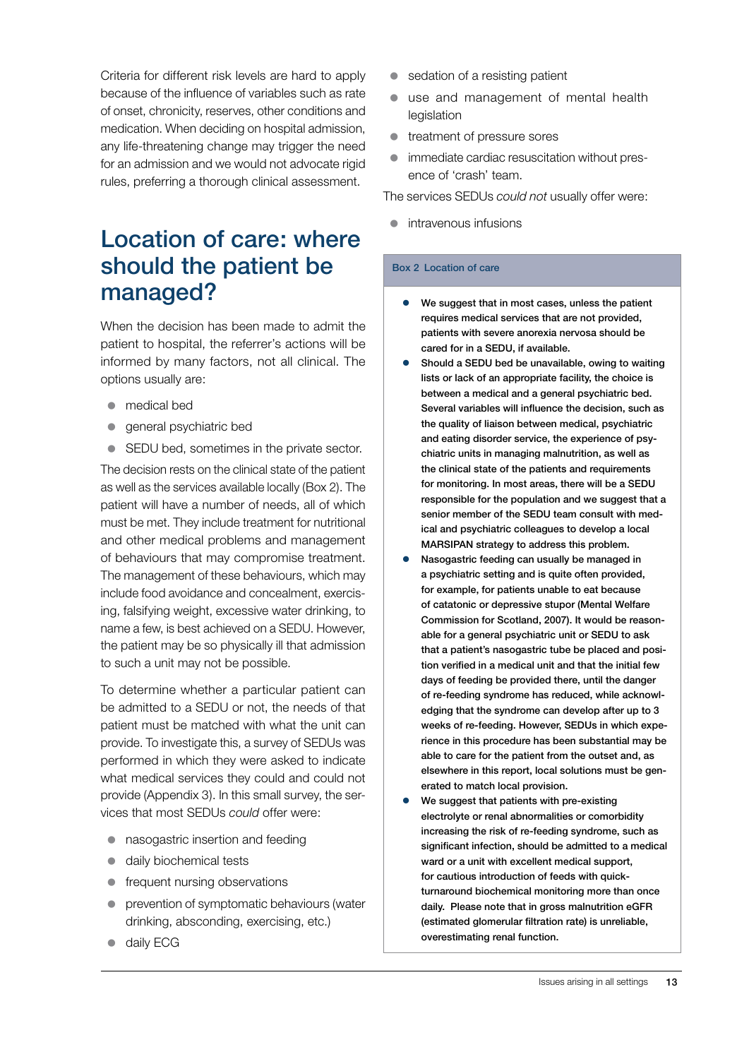Criteria for different risk levels are hard to apply because of the influence of variables such as rate of onset, chronicity, reserves, other conditions and medication. When deciding on hospital admission, any life-threatening change may trigger the need for an admission and we would not advocate rigid rules, preferring a thorough clinical assessment.

## Location of care: where should the patient be managed?

When the decision has been made to admit the patient to hospital, the referrer's actions will be informed by many factors, not all clinical. The options usually are:

- medical bed
- general psychiatric bed
- SEDU bed, sometimes in the private sector.

The decision rests on the clinical state of the patient as well as the services available locally (Box 2). The patient will have a number of needs, all of which must be met. They include treatment for nutritional and other medical problems and management of behaviours that may compromise treatment. The management of these behaviours, which may include food avoidance and concealment, exercising, falsifying weight, excessive water drinking, to name a few, is best achieved on a SEDU. However, the patient may be so physically ill that admission to such a unit may not be possible.

To determine whether a particular patient can be admitted to a SEDU or not, the needs of that patient must be matched with what the unit can provide. To investigate this, a survey of SEDUs was performed in which they were asked to indicate what medical services they could and could not provide (Appendix 3). In this small survey, the services that most SEDUs *could* offer were:

- nasogastric insertion and feeding
- daily biochemical tests
- frequent nursing observations
- prevention of symptomatic behaviours (water drinking, absconding, exercising, etc.)
- daily ECG
- sedation of a resisting patient
- use and management of mental health legislation
- treatment of pressure sores
- immediate cardiac resuscitation without presence of 'crash' team.

The services SEDUs *could not* usually offer were:

- intravenous infusions

**Box 2 Location of care**

- **We suggest that in most cases, unless the patient requires medical services that are not provided, patients with severe anorexia nervosa should be cared for in a SEDU, if available.**
- **Should a SEDU bed be unavailable, owing to waiting lists or lack of an appropriate facility, the choice is between a medical and a general psychiatric bed. Several variables will influence the decision, such as the quality of liaison between medical, psychiatric and eating disorder service, the experience of psychiatric units in managing malnutrition, as well as the clinical state of the patients and requirements for monitoring. In most areas, there will be a SEDU responsible for the population and we suggest that a senior member of the SEDU team consult with medical and psychiatric colleagues to develop a local MARSIPAN strategy to address this problem.**
- **Nasogastric feeding can usually be managed in a psychiatric setting and is quite often provided, for example, for patients unable to eat because of catatonic or depressive stupor (Mental Welfare Commission for Scotland, 2007). It would be reasonable for a general psychiatric unit or SEDU to ask that a patient's nasogastric tube be placed and position verified in a medical unit and that the initial few days of feeding be provided there, until the danger of re-feeding syndrome has reduced, while acknowledging that the syndrome can develop after up to 3 weeks of re-feeding. However, SEDUs in which experience in this procedure has been substantial may be able to care for the patient from the outset and, as elsewhere in this report, local solutions must be generated to match local provision.**
- **We suggest that patients with pre-existing electrolyte or renal abnormalities or comorbidity increasing the risk of re-feeding syndrome, such as significant infection, should be admitted to a medical ward or a unit with excellent medical support, for cautious introduction of feeds with quick-turnaround biochemical monitoring more than once daily. Please note that in gross malnutrition eGFR (estimated glomerular filtration rate) is unreliable, overestimating renal function.**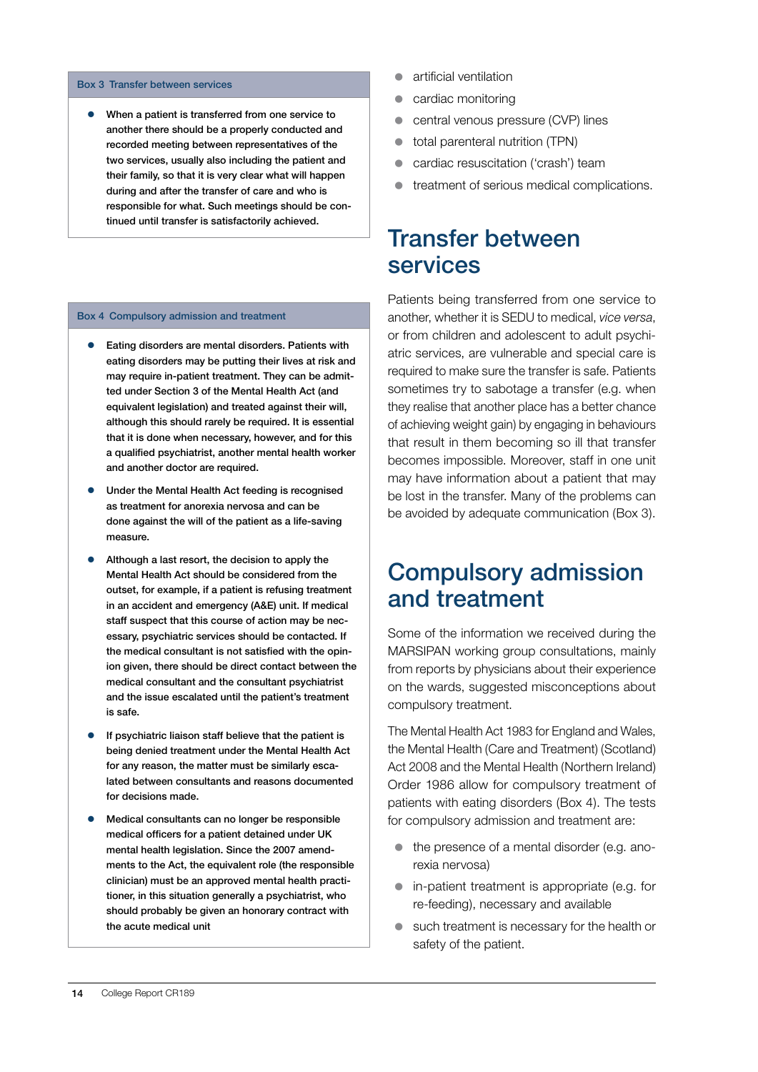- artificial ventilation
- cardiac monitoring
- central venous pressure (CVP) lines
- total parenteral nutrition (TPN)
- cardiac resuscitation ('crash') team
- treatment of serious medical complications.

## Transfer between services

Patients being transferred from one service to another, whether it is SEDU to medical, *vice versa*, or from children and adolescent to adult psychiatric services, are vulnerable and special care is required to make sure the transfer is safe. Patients sometimes try to sabotage a transfer (e.g. when they realise that another place has a better chance of achieving weight gain) by engaging in behaviours that result in them becoming so ill that transfer becomes impossible. Moreover, staff in one unit may have information about a patient that may be lost in the transfer. Many of the problems can be avoided by adequate communication (Box 3).

**Box 3 Transfer between services**

- When a patient is transferred from one service to another there should be a properly conducted and recorded meeting between representatives of the two services, usually also including the patient and their family, so that it is very clear what will happen during and after the transfer of care and who is responsible for what. Such meetings should be continued until transfer is satisfactorily achieved.

## Compulsory admission and treatment

Some of the information we received during the MARSIPAN working group consultations, mainly from reports by physicians about their experience on the wards, suggested misconceptions about compulsory treatment.

The Mental Health Act 1983 for England and Wales, the Mental Health (Care and Treatment) (Scotland) Act 2008 and the Mental Health (Northern Ireland) Order 1986 allow for compulsory treatment of patients with eating disorders (Box 4). The tests for compulsory admission and treatment are:

- the presence of a mental disorder (e.g. anorexia nervosa)
- in-patient treatment is appropriate (e.g. for re-feeding), necessary and available
- such treatment is necessary for the health or safety of the patient.

**Box 4 Compulsory admission and treatment**

- Eating disorders are mental disorders. Patients with eating disorders may be putting their lives at risk and may require in-patient treatment. They can be admitted under Section 3 of the Mental Health Act (and equivalent legislation) and treated against their will, although this should rarely be required. It is essential that it is done when necessary, however, and for this a qualified psychiatrist, another mental health worker and another doctor are required.
- Under the Mental Health Act feeding is recognised as treatment for anorexia nervosa and can be done against the will of the patient as a life-saving measure.
- Although a last resort, the decision to apply the Mental Health Act should be considered from the outset, for example, if a patient is refusing treatment in an accident and emergency (A&E) unit. If medical staff suspect that this course of action may be necessary, psychiatric services should be contacted. If the medical consultant is not satisfied with the opinion given, there should be direct contact between the medical consultant and the consultant psychiatrist and the issue escalated until the patient's treatment is safe.
- If psychiatric liaison staff believe that the patient is being denied treatment under the Mental Health Act for any reason, the matter must be similarly escalated between consultants and reasons documented for decisions made.
- Medical consultants can no longer be responsible medical officers for a patient detained under UK mental health legislation. Since the 2007 amendments to the Act, the equivalent role (the responsible clinician) must be an approved mental health practitioner, in this situation generally a psychiatrist, who should probably be given an honorary contract with the acute medical unit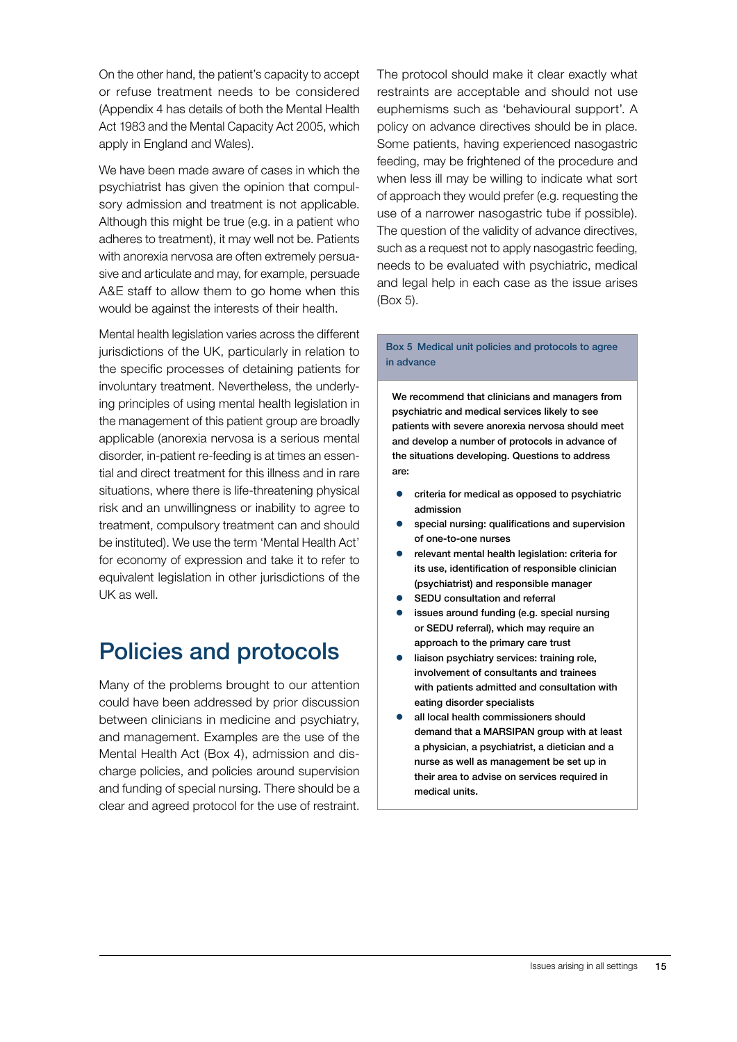On the other hand, the patient's capacity to accept or refuse treatment needs to be considered (Appendix 4 has details of both the Mental Health Act 1983 and the Mental Capacity Act 2005, which apply in England and Wales).

We have been made aware of cases in which the psychiatrist has given the opinion that compulsory admission and treatment is not applicable. Although this might be true (e.g. in a patient who adheres to treatment), it may well not be. Patients with anorexia nervosa are often extremely persuasive and articulate and may, for example, persuade A&E staff to allow them to go home when this would be against the interests of their health.

Mental health legislation varies across the different jurisdictions of the UK, particularly in relation to the specific processes of detaining patients for involuntary treatment. Nevertheless, the underlying principles of using mental health legislation in the management of this patient group are broadly applicable (anorexia nervosa is a serious mental disorder, in-patient re-feeding is at times an essential and direct treatment for this illness and in rare situations, where there is life-threatening physical risk and an unwillingness or inability to agree to treatment, compulsory treatment can and should be instituted). We use the term 'Mental Health Act' for economy of expression and take it to refer to equivalent legislation in other jurisdictions of the UK as well.

## Policies and protocols

Many of the problems brought to our attention could have been addressed by prior discussion between clinicians in medicine and psychiatry, and management. Examples are the use of the Mental Health Act (Box 4), admission and discharge policies, and policies around supervision and funding of special nursing. There should be a clear and agreed protocol for the use of restraint. The protocol should make it clear exactly what restraints are acceptable and should not use euphemisms such as 'behavioural support'. A policy on advance directives should be in place. Some patients, having experienced nasogastric feeding, may be frightened of the procedure and when less ill may be willing to indicate what sort of approach they would prefer (e.g. requesting the use of a narrower nasogastric tube if possible). The question of the validity of advance directives, such as a request not to apply nasogastric feeding, needs to be evaluated with psychiatric, medical and legal help in each case as the issue arises (Box 5).

**Box 5 Medical unit policies and protocols to agree in advance**

**We recommend that clinicians and managers from psychiatric and medical services likely to see patients with severe anorexia nervosa should meet and develop a number of protocols in advance of the situations developing. Questions to address are:**

- **criteria for medical as opposed to psychiatric admission**
- **special nursing: qualifications and supervision of one-to-one nurses**
- **relevant mental health legislation: criteria for its use, identification of responsible clinician (psychiatrist) and responsible manager**
- **SEDU consultation and referral**
- **issues around funding (e.g. special nursing or SEDU referral), which may require an approach to the primary care trust**
- **liaison psychiatry services: training role, involvement of consultants and trainees with patients admitted and consultation with eating disorder specialists**
- **all local health commissioners should demand that a MARSIPAN group with at least a physician, a psychiatrist, a dietician and a nurse as well as management be set up in their area to advise on services required in medical units.**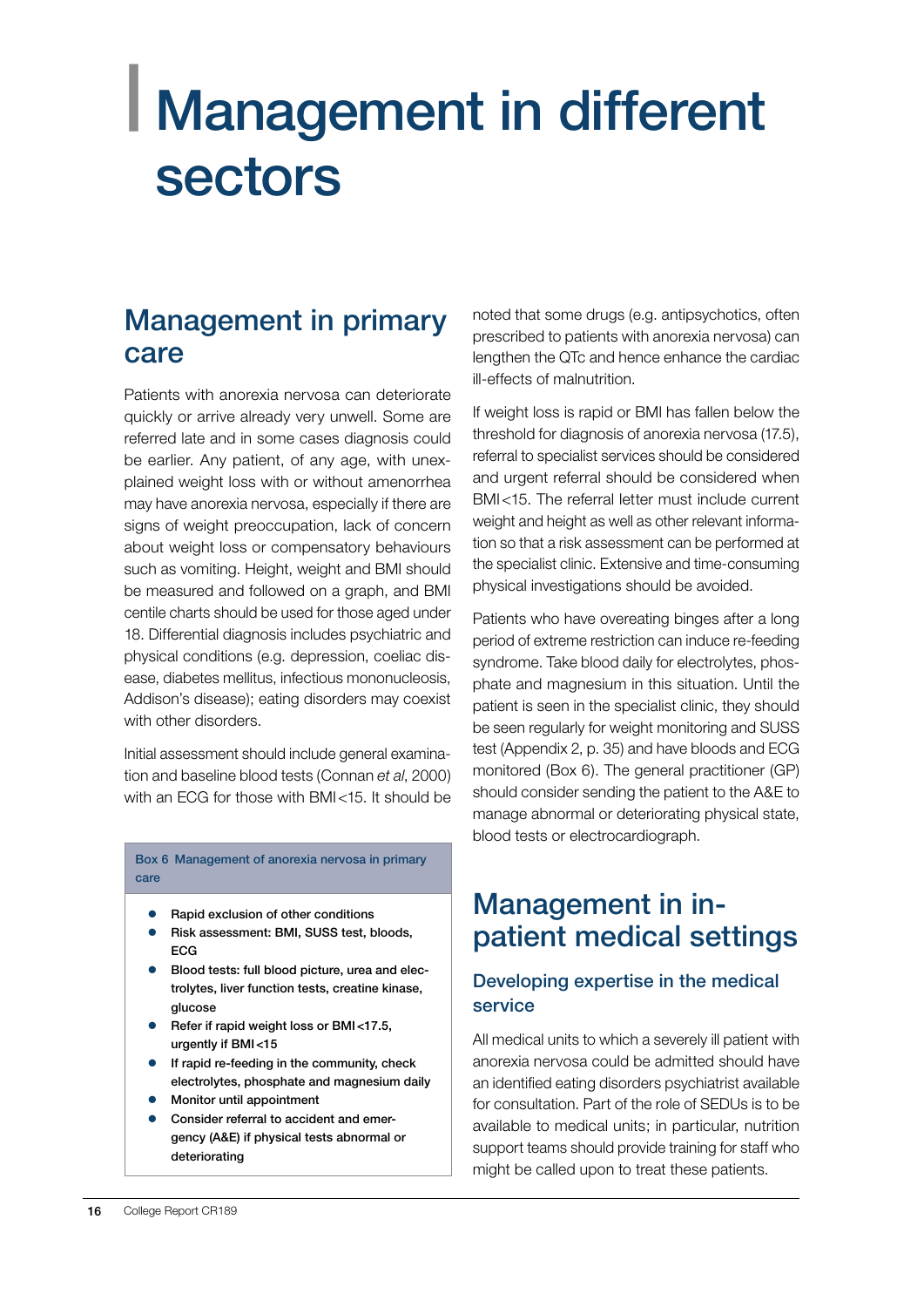// Management in different sectors

## Management in primary care

Patients with anorexia nervosa can deteriorate quickly or arrive already very unwell. Some are referred late and in some cases diagnosis could be earlier. Any patient, of any age, with unexplained weight loss with or without amenorrhea may have anorexia nervosa, especially if there are signs of weight preoccupation, lack of concern about weight loss or compensatory behaviours such as vomiting. Height, weight and BMI should be measured and followed on a graph, and BMI centile charts should be used for those aged under 18. Differential diagnosis includes psychiatric and physical conditions (e.g. depression, coeliac disease, diabetes mellitus, infectious mononucleosis, Addison's disease); eating disorders may coexist with other disorders.

Initial assessment should include general examination and baseline blood tests (Connan *et al*, 2000) with an ECG for those with BMI <15. It should be noted that some drugs (e.g. antipsychotics, often prescribed to patients with anorexia nervosa) can lengthen the QTc and hence enhance the cardiac ill-effects of malnutrition.

If weight loss is rapid or BMI has fallen below the threshold for diagnosis of anorexia nervosa (17.5), referral to specialist services should be considered and urgent referral should be considered when BMI <15. The referral letter must include current weight and height as well as other relevant information so that a risk assessment can be performed at the specialist clinic. Extensive and time-consuming physical investigations should be avoided.

Patients who have overeating binges after a long period of extreme restriction can induce re-feeding syndrome. Take blood daily for electrolytes, phosphate and magnesium in this situation. Until the patient is seen in the specialist clinic, they should be seen regularly for weight monitoring and SUSS test (Appendix 2, p. 35) and have bloods and ECG monitored (Box 6). The general practitioner (GP) should consider sending the patient to the A&E to manage abnormal or deteriorating physical state, blood tests or electrocardiograph.

**Box 6 Management of anorexia nervosa in primary care**

- **Rapid exclusion of other conditions**
- **Risk assessment: BMI, SUSS test, bloods, ECG**
- **Blood tests: full blood picture, urea and electrolytes, liver function tests, creatine kinase, glucose**
- **Refer if rapid weight loss or BMI <17.5, urgently if BMI <15**
- **If rapid re-feeding in the community, check electrolytes, phosphate and magnesium daily**
- **Monitor until appointment**
- **Consider referral to accident and emergency (A&E) if physical tests abnormal or deteriorating**

## Management in in-patient medical settings

### Developing expertise in the medical service

All medical units to which a severely ill patient with anorexia nervosa could be admitted should have an identified eating disorders psychiatrist available for consultation. Part of the role of SEDUs is to be available to medical units; in particular, nutrition support teams should provide training for staff who might be called upon to treat these patients.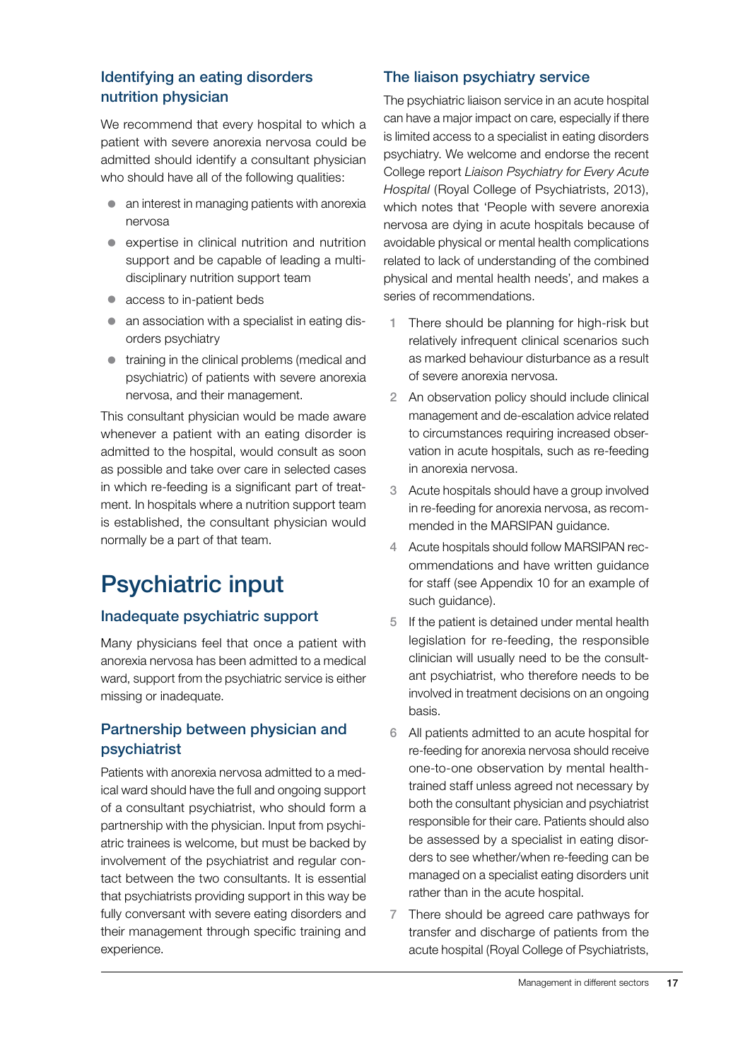### Identifying an eating disorders nutrition physician

We recommend that every hospital to which a patient with severe anorexia nervosa could be admitted should identify a consultant physician who should have all of the following qualities:

- an interest in managing patients with anorexia nervosa
- expertise in clinical nutrition and nutrition support and be capable of leading a multidisciplinary nutrition support team
- access to in-patient beds
- an association with a specialist in eating disorders psychiatry
- training in the clinical problems (medical and psychiatric) of patients with severe anorexia nervosa, and their management.

This consultant physician would be made aware whenever a patient with an eating disorder is admitted to the hospital, would consult as soon as possible and take over care in selected cases in which re-feeding is a significant part of treatment. In hospitals where a nutrition support team is established, the consultant physician would normally be a part of that team.

# Psychiatric input

### Inadequate psychiatric support

Many physicians feel that once a patient with anorexia nervosa has been admitted to a medical ward, support from the psychiatric service is either missing or inadequate.

### Partnership between physician and psychiatrist

Patients with anorexia nervosa admitted to a medical ward should have the full and ongoing support of a consultant psychiatrist, who should form a partnership with the physician. Input from psychiatric trainees is welcome, but must be backed by involvement of the psychiatrist and regular contact between the two consultants. It is essential that psychiatrists providing support in this way be fully conversant with severe eating disorders and their management through specific training and experience.

### The liaison psychiatry service

The psychiatric liaison service in an acute hospital can have a major impact on care, especially if there is limited access to a specialist in eating disorders psychiatry. We welcome and endorse the recent College report *Liaison Psychiatry for Every Acute Hospital* (Royal College of Psychiatrists, 2013), which notes that 'People with severe anorexia nervosa are dying in acute hospitals because of avoidable physical or mental health complications related to lack of understanding of the combined physical and mental health needs', and makes a series of recommendations.

1. There should be planning for high-risk but relatively infrequent clinical scenarios such as marked behaviour disturbance as a result of severe anorexia nervosa.
2. An observation policy should include clinical management and de-escalation advice related to circumstances requiring increased observation in acute hospitals, such as re-feeding in anorexia nervosa.
3. Acute hospitals should have a group involved in re-feeding for anorexia nervosa, as recommended in the MARSIPAN guidance.
4. Acute hospitals should follow MARSIPAN recommendations and have written guidance for staff (see Appendix 10 for an example of such guidance).
5. If the patient is detained under mental health legislation for re-feeding, the responsible clinician will usually need to be the consultant psychiatrist, who therefore needs to be involved in treatment decisions on an ongoing basis.
6. All patients admitted to an acute hospital for re-feeding for anorexia nervosa should receive one-to-one observation by mental health-trained staff unless agreed not necessary by both the consultant physician and psychiatrist responsible for their care. Patients should also be assessed by a specialist in eating disorders to see whether/when re-feeding can be managed on a specialist eating disorders unit rather than in the acute hospital.
7. There should be agreed care pathways for transfer and discharge of patients from the acute hospital (Royal College of Psychiatrists,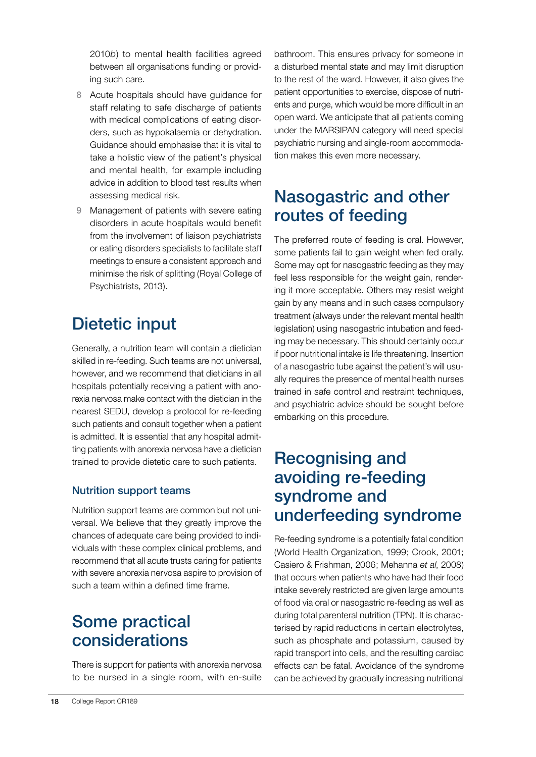2010*b*) to mental health facilities agreed between all organisations funding or providing such care.

8 Acute hospitals should have guidance for staff relating to safe discharge of patients with medical complications of eating disorders, such as hypokalaemia or dehydration. Guidance should emphasise that it is vital to take a holistic view of the patient's physical and mental health, for example including advice in addition to blood test results when assessing medical risk.

9 Management of patients with severe eating disorders in acute hospitals would benefit from the involvement of liaison psychiatrists or eating disorders specialists to facilitate staff meetings to ensure a consistent approach and minimise the risk of splitting (Royal College of Psychiatrists, 2013).

## Dietetic input

Generally, a nutrition team will contain a dietician skilled in re-feeding. Such teams are not universal, however, and we recommend that dieticians in all hospitals potentially receiving a patient with anorexia nervosa make contact with the dietician in the nearest SEDU, develop a protocol for re-feeding such patients and consult together when a patient is admitted. It is essential that any hospital admitting patients with anorexia nervosa have a dietician trained to provide dietetic care to such patients.

### Nutrition support teams

Nutrition support teams are common but not universal. We believe that they greatly improve the chances of adequate care being provided to individuals with these complex clinical problems, and recommend that all acute trusts caring for patients with severe anorexia nervosa aspire to provision of such a team within a defined time frame.

## Some practical considerations

There is support for patients with anorexia nervosa to be nursed in a single room, with en-suite bathroom. This ensures privacy for someone in a disturbed mental state and may limit disruption to the rest of the ward. However, it also gives the patient opportunities to exercise, dispose of nutrients and purge, which would be more difficult in an open ward. We anticipate that all patients coming under the MARSIPAN category will need special psychiatric nursing and single-room accommodation makes this even more necessary.

## Nasogastric and other routes of feeding

The preferred route of feeding is oral. However, some patients fail to gain weight when fed orally. Some may opt for nasogastric feeding as they may feel less responsible for the weight gain, rendering it more acceptable. Others may resist weight gain by any means and in such cases compulsory treatment (always under the relevant mental health legislation) using nasogastric intubation and feeding may be necessary. This should certainly occur if poor nutritional intake is life threatening. Insertion of a nasogastric tube against the patient's will usually requires the presence of mental health nurses trained in safe control and restraint techniques, and psychiatric advice should be sought before embarking on this procedure.

## Recognising and avoiding re-feeding syndrome and underfeeding syndrome

Re-feeding syndrome is a potentially fatal condition (World Health Organization, 1999; Crook, 2001; Casiero & Frishman, 2006; Mehanna *et al*, 2008) that occurs when patients who have had their food intake severely restricted are given large amounts of food via oral or nasogastric re-feeding as well as during total parenteral nutrition (TPN). It is characterised by rapid reductions in certain electrolytes, such as phosphate and potassium, caused by rapid transport into cells, and the resulting cardiac effects can be fatal. Avoidance of the syndrome can be achieved by gradually increasing nutritional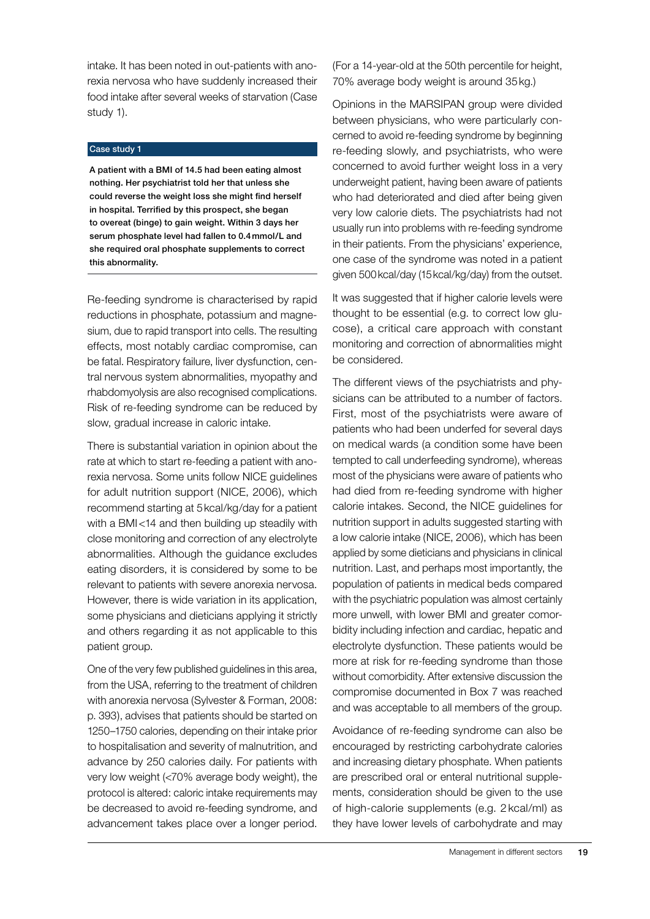intake. It has been noted in out-patients with anorexia nervosa who have suddenly increased their food intake after several weeks of starvation (Case study 1).

**Case study 1**

**A patient with a BMI of 14.5 had been eating almost nothing. Her psychiatrist told her that unless she could reverse the weight loss she might find herself in hospital. Terrified by this prospect, she began to overeat (binge) to gain weight. Within 3 days her serum phosphate level had fallen to 0.4 mmol/L and she required oral phosphate supplements to correct this abnormality.**

Re-feeding syndrome is characterised by rapid reductions in phosphate, potassium and magnesium, due to rapid transport into cells. The resulting effects, most notably cardiac compromise, can be fatal. Respiratory failure, liver dysfunction, central nervous system abnormalities, myopathy and rhabdomyolysis are also recognised complications. Risk of re-feeding syndrome can be reduced by slow, gradual increase in caloric intake.

There is substantial variation in opinion about the rate at which to start re-feeding a patient with anorexia nervosa. Some units follow NICE guidelines for adult nutrition support (NICE, 2006), which recommend starting at 5 kcal/kg/day for a patient with a BMI <14 and then building up steadily with close monitoring and correction of any electrolyte abnormalities. Although the guidance excludes eating disorders, it is considered by some to be relevant to patients with severe anorexia nervosa. However, there is wide variation in its application, some physicians and dieticians applying it strictly and others regarding it as not applicable to this patient group.

One of the very few published guidelines in this area, from the USA, referring to the treatment of children with anorexia nervosa (Sylvester & Forman, 2008: p. 393), advises that patients should be started on 1250–1750 calories, depending on their intake prior to hospitalisation and severity of malnutrition, and advance by 250 calories daily. For patients with very low weight (<70% average body weight), the protocol is altered: caloric intake requirements may be decreased to avoid re-feeding syndrome, and advancement takes place over a longer period. (For a 14-year-old at the 50th percentile for height, 70% average body weight is around 35 kg.)

Opinions in the MARSIPAN group were divided between physicians, who were particularly concerned to avoid re-feeding syndrome by beginning re-feeding slowly, and psychiatrists, who were concerned to avoid further weight loss in a very underweight patient, having been aware of patients who had deteriorated and died after being given very low calorie diets. The psychiatrists had not usually run into problems with re-feeding syndrome in their patients. From the physicians' experience, one case of the syndrome was noted in a patient given 500 kcal/day (15 kcal/kg/day) from the outset.

It was suggested that if higher calorie levels were thought to be essential (e.g. to correct low glucose), a critical care approach with constant monitoring and correction of abnormalities might be considered.

The different views of the psychiatrists and physicians can be attributed to a number of factors. First, most of the psychiatrists were aware of patients who had been underfed for several days on medical wards (a condition some have been tempted to call underfeeding syndrome), whereas most of the physicians were aware of patients who had died from re-feeding syndrome with higher calorie intakes. Second, the NICE guidelines for nutrition support in adults suggested starting with a low calorie intake (NICE, 2006), which has been applied by some dieticians and physicians in clinical nutrition. Last, and perhaps most importantly, the population of patients in medical beds compared with the psychiatric population was almost certainly more unwell, with lower BMI and greater comorbidity including infection and cardiac, hepatic and electrolyte dysfunction. These patients would be more at risk for re-feeding syndrome than those without comorbidity. After extensive discussion the compromise documented in Box 7 was reached and was acceptable to all members of the group.

Avoidance of re-feeding syndrome can also be encouraged by restricting carbohydrate calories and increasing dietary phosphate. When patients are prescribed oral or enteral nutritional supplements, consideration should be given to the use of high-calorie supplements (e.g. 2 kcal/ml) as they have lower levels of carbohydrate and may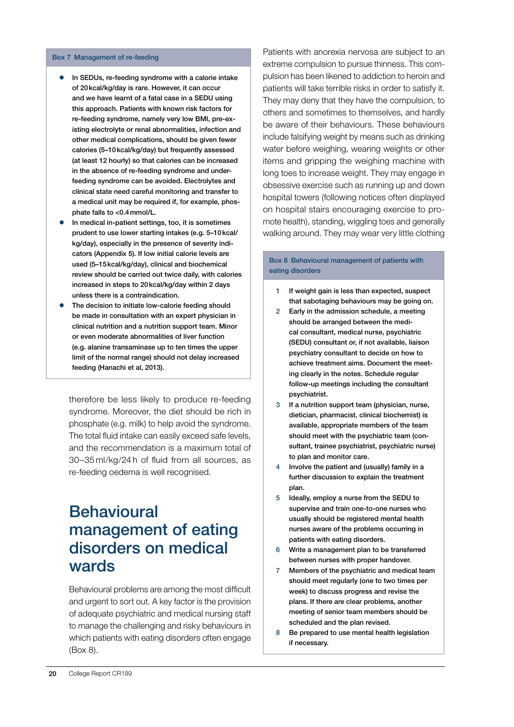**Box 7 Management of re-feeding**

- In SEDUs, re-feeding syndrome with a calorie intake of 20 kcal/kg/day is rare. However, it can occur and we have learnt of a fatal case in a SEDU using this approach. Patients with known risk factors for re-feeding syndrome, namely very low BMI, pre-existing electrolyte or renal abnormalities, infection and other medical complications, should be given fewer calories (5–10 kcal/kg/day) but frequently assessed (at least 12 hourly) so that calories can be increased in the absence of re-feeding syndrome and underfeeding syndrome can be avoided. Electrolytes and clinical state need careful monitoring and transfer to a medical unit may be required if, for example, phosphate falls to <0.4 mmol/L.
- In medical in-patient settings, too, it is sometimes prudent to use lower starting intakes (e.g. 5–10 kcal/kg/day), especially in the presence of severity indicators (Appendix 5). If low initial calorie levels are used (5–15 kcal/kg/day), clinical and biochemical review should be carried out twice daily, with calories increased in steps to 20 kcal/kg/day within 2 days unless there is a contraindication.
- The decision to initiate low-calorie feeding should be made in consultation with an expert physician in clinical nutrition and a nutrition support team. Minor or even moderate abnormalities of liver function (e.g. alanine transaminase up to ten times the upper limit of the normal range) should not delay increased feeding (Hanachi et al, 2013).

therefore be less likely to produce re-feeding syndrome. Moreover, the diet should be rich in phosphate (e.g. milk) to help avoid the syndrome. The total fluid intake can easily exceed safe levels, and the recommendation is a maximum total of 30–35 ml/kg/24 h of fluid from all sources, as re-feeding oedema is well recognised.

# Behavioural management of eating disorders on medical wards

Behavioural problems are among the most difficult and urgent to sort out. A key factor is the provision of adequate psychiatric and medical nursing staff to manage the challenging and risky behaviours in which patients with eating disorders often engage (Box 8).

Patients with anorexia nervosa are subject to an extreme compulsion to pursue thinness. This compulsion has been likened to addiction to heroin and patients will take terrible risks in order to satisfy it. They may deny that they have the compulsion, to others and sometimes to themselves, and hardly be aware of their behaviours. These behaviours include falsifying weight by means such as drinking water before weighing, wearing weights or other items and gripping the weighing machine with long toes to increase weight. They may engage in obsessive exercise such as running up and down hospital towers (following notices often displayed on hospital stairs encouraging exercise to promote health), standing, wiggling toes and generally walking around. They may wear very little clothing

**Box 8 Behavioural management of patients with eating disorders**

1. If weight gain is less than expected, suspect that sabotaging behaviours may be going on.
2. Early in the admission schedule, a meeting should be arranged between the medical consultant, medical nurse, psychiatric (SEDU) consultant or, if not available, liaison psychiatry consultant to decide on how to achieve treatment aims. Document the meeting clearly in the notes. Schedule regular follow-up meetings including the consultant psychiatrist.
3. If a nutrition support team (physician, nurse, dietician, pharmacist, clinical biochemist) is available, appropriate members of the team should meet with the psychiatric team (consultant, trainee psychiatrist, psychiatric nurse) to plan and monitor care.
4. Involve the patient and (usually) family in a further discussion to explain the treatment plan.
5. Ideally, employ a nurse from the SEDU to supervise and train one-to-one nurses who usually should be registered mental health nurses aware of the problems occurring in patients with eating disorders.
6. Write a management plan to be transferred between nurses with proper handover.
7. Members of the psychiatric and medical team should meet regularly (one to two times per week) to discuss progress and revise the plans. If there are clear problems, another meeting of senior team members should be scheduled and the plan revised.
8. Be prepared to use mental health legislation if necessary.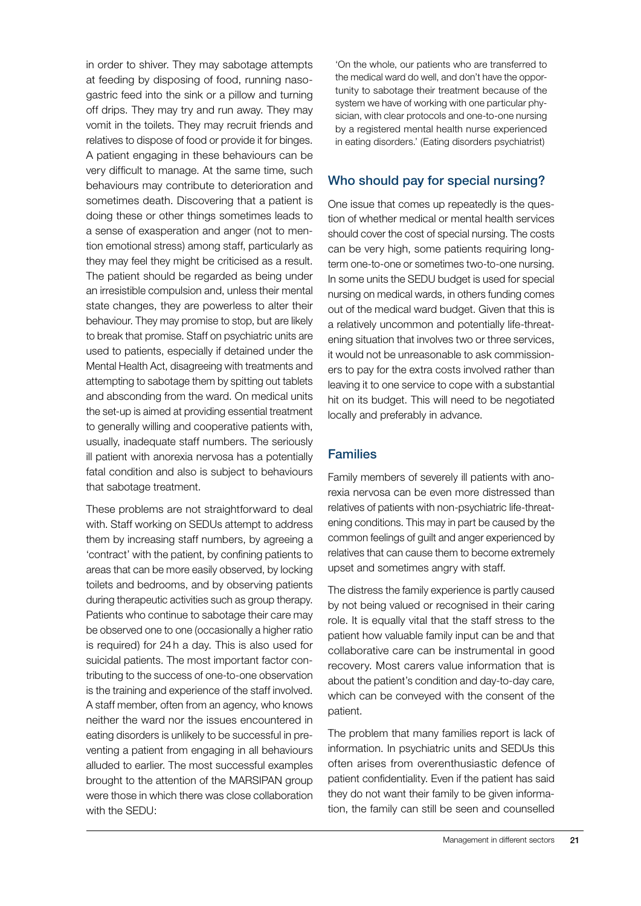in order to shiver. They may sabotage attempts at feeding by disposing of food, running nasogastric feed into the sink or a pillow and turning off drips. They may try and run away. They may vomit in the toilets. They may recruit friends and relatives to dispose of food or provide it for binges. A patient engaging in these behaviours can be very difficult to manage. At the same time, such behaviours may contribute to deterioration and sometimes death. Discovering that a patient is doing these or other things sometimes leads to a sense of exasperation and anger (not to mention emotional stress) among staff, particularly as they may feel they might be criticised as a result. The patient should be regarded as being under an irresistible compulsion and, unless their mental state changes, they are powerless to alter their behaviour. They may promise to stop, but are likely to break that promise. Staff on psychiatric units are used to patients, especially if detained under the Mental Health Act, disagreeing with treatments and attempting to sabotage them by spitting out tablets and absconding from the ward. On medical units the set-up is aimed at providing essential treatment to generally willing and cooperative patients with, usually, inadequate staff numbers. The seriously ill patient with anorexia nervosa has a potentially fatal condition and also is subject to behaviours that sabotage treatment.

These problems are not straightforward to deal with. Staff working on SEDUs attempt to address them by increasing staff numbers, by agreeing a 'contract' with the patient, by confining patients to areas that can be more easily observed, by locking toilets and bedrooms, and by observing patients during therapeutic activities such as group therapy. Patients who continue to sabotage their care may be observed one to one (occasionally a higher ratio is required) for 24 h a day. This is also used for suicidal patients. The most important factor contributing to the success of one-to-one observation is the training and experience of the staff involved. A staff member, often from an agency, who knows neither the ward nor the issues encountered in eating disorders is unlikely to be successful in preventing a patient from engaging in all behaviours alluded to earlier. The most successful examples brought to the attention of the MARSIPAN group were those in which there was close collaboration with the SEDU:

> 'On the whole, our patients who are transferred to the medical ward do well, and don't have the opportunity to sabotage their treatment because of the system we have of working with one particular physician, with clear protocols and one-to-one nursing by a registered mental health nurse experienced in eating disorders.' (Eating disorders psychiatrist)

## Who should pay for special nursing?

One issue that comes up repeatedly is the question of whether medical or mental health services should cover the cost of special nursing. The costs can be very high, some patients requiring long-term one-to-one or sometimes two-to-one nursing. In some units the SEDU budget is used for special nursing on medical wards, in others funding comes out of the medical ward budget. Given that this is a relatively uncommon and potentially life-threatening situation that involves two or three services, it would not be unreasonable to ask commissioners to pay for the extra costs involved rather than leaving it to one service to cope with a substantial hit on its budget. This will need to be negotiated locally and preferably in advance.

## Families

Family members of severely ill patients with anorexia nervosa can be even more distressed than relatives of patients with non-psychiatric life-threatening conditions. This may in part be caused by the common feelings of guilt and anger experienced by relatives that can cause them to become extremely upset and sometimes angry with staff.

The distress the family experience is partly caused by not being valued or recognised in their caring role. It is equally vital that the staff stress to the patient how valuable family input can be and that collaborative care can be instrumental in good recovery. Most carers value information that is about the patient's condition and day-to-day care, which can be conveyed with the consent of the patient.

The problem that many families report is lack of information. In psychiatric units and SEDUs this often arises from overenthusiastic defence of patient confidentiality. Even if the patient has said they do not want their family to be given information, the family can still be seen and counselled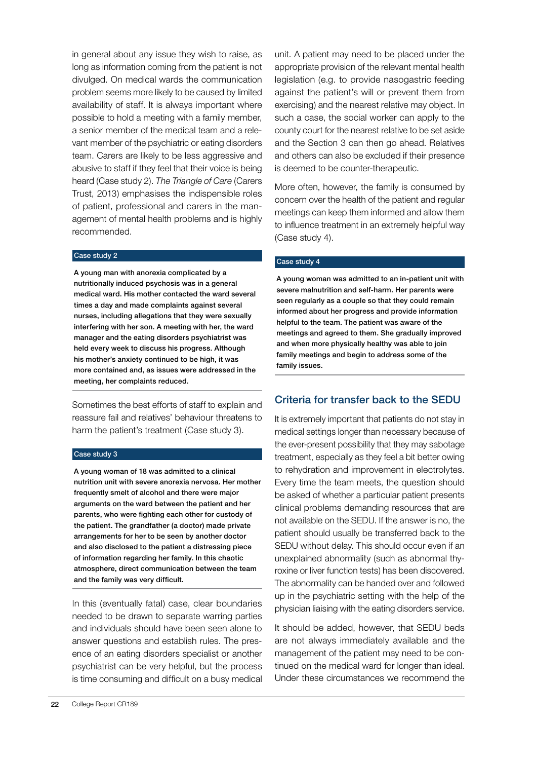in general about any issue they wish to raise, as long as information coming from the patient is not divulged. On medical wards the communication problem seems more likely to be caused by limited availability of staff. It is always important where possible to hold a meeting with a family member, a senior member of the medical team and a relevant member of the psychiatric or eating disorders team. Carers are likely to be less aggressive and abusive to staff if they feel that their voice is being heard (Case study 2). *The Triangle of Care* (Carers Trust, 2013) emphasises the indispensible roles of patient, professional and carers in the management of mental health problems and is highly recommended.

**Case study 2**

**A young man with anorexia complicated by a nutritionally induced psychosis was in a general medical ward. His mother contacted the ward several times a day and made complaints against several nurses, including allegations that they were sexually interfering with her son. A meeting with her, the ward manager and the eating disorders psychiatrist was held every week to discuss his progress. Although his mother's anxiety continued to be high, it was more contained and, as issues were addressed in the meeting, her complaints reduced.**

Sometimes the best efforts of staff to explain and reassure fail and relatives' behaviour threatens to harm the patient's treatment (Case study 3).

**Case study 3**

**A young woman of 18 was admitted to a clinical nutrition unit with severe anorexia nervosa. Her mother frequently smelt of alcohol and there were major arguments on the ward between the patient and her parents, who were fighting each other for custody of the patient. The grandfather (a doctor) made private arrangements for her to be seen by another doctor and also disclosed to the patient a distressing piece of information regarding her family. In this chaotic atmosphere, direct communication between the team and the family was very difficult.**

In this (eventually fatal) case, clear boundaries needed to be drawn to separate warring parties and individuals should have been seen alone to answer questions and establish rules. The presence of an eating disorders specialist or another psychiatrist can be very helpful, but the process is time consuming and difficult on a busy medical unit. A patient may need to be placed under the appropriate provision of the relevant mental health legislation (e.g. to provide nasogastric feeding against the patient's will or prevent them from exercising) and the nearest relative may object. In such a case, the social worker can apply to the county court for the nearest relative to be set aside and the Section 3 can then go ahead. Relatives and others can also be excluded if their presence is deemed to be counter-therapeutic.

More often, however, the family is consumed by concern over the health of the patient and regular meetings can keep them informed and allow them to influence treatment in an extremely helpful way (Case study 4).

**Case study 4**

**A young woman was admitted to an in-patient unit with severe malnutrition and self-harm. Her parents were seen regularly as a couple so that they could remain informed about her progress and provide information helpful to the team. The patient was aware of the meetings and agreed to them. She gradually improved and when more physically healthy was able to join family meetings and begin to address some of the family issues.**

## Criteria for transfer back to the SEDU

It is extremely important that patients do not stay in medical settings longer than necessary because of the ever-present possibility that they may sabotage treatment, especially as they feel a bit better owing to rehydration and improvement in electrolytes. Every time the team meets, the question should be asked of whether a particular patient presents clinical problems demanding resources that are not available on the SEDU. If the answer is no, the patient should usually be transferred back to the SEDU without delay. This should occur even if an unexplained abnormality (such as abnormal thyroxine or liver function tests) has been discovered. The abnormality can be handed over and followed up in the psychiatric setting with the help of the physician liaising with the eating disorders service.

It should be added, however, that SEDU beds are not always immediately available and the management of the patient may need to be continued on the medical ward for longer than ideal. Under these circumstances we recommend the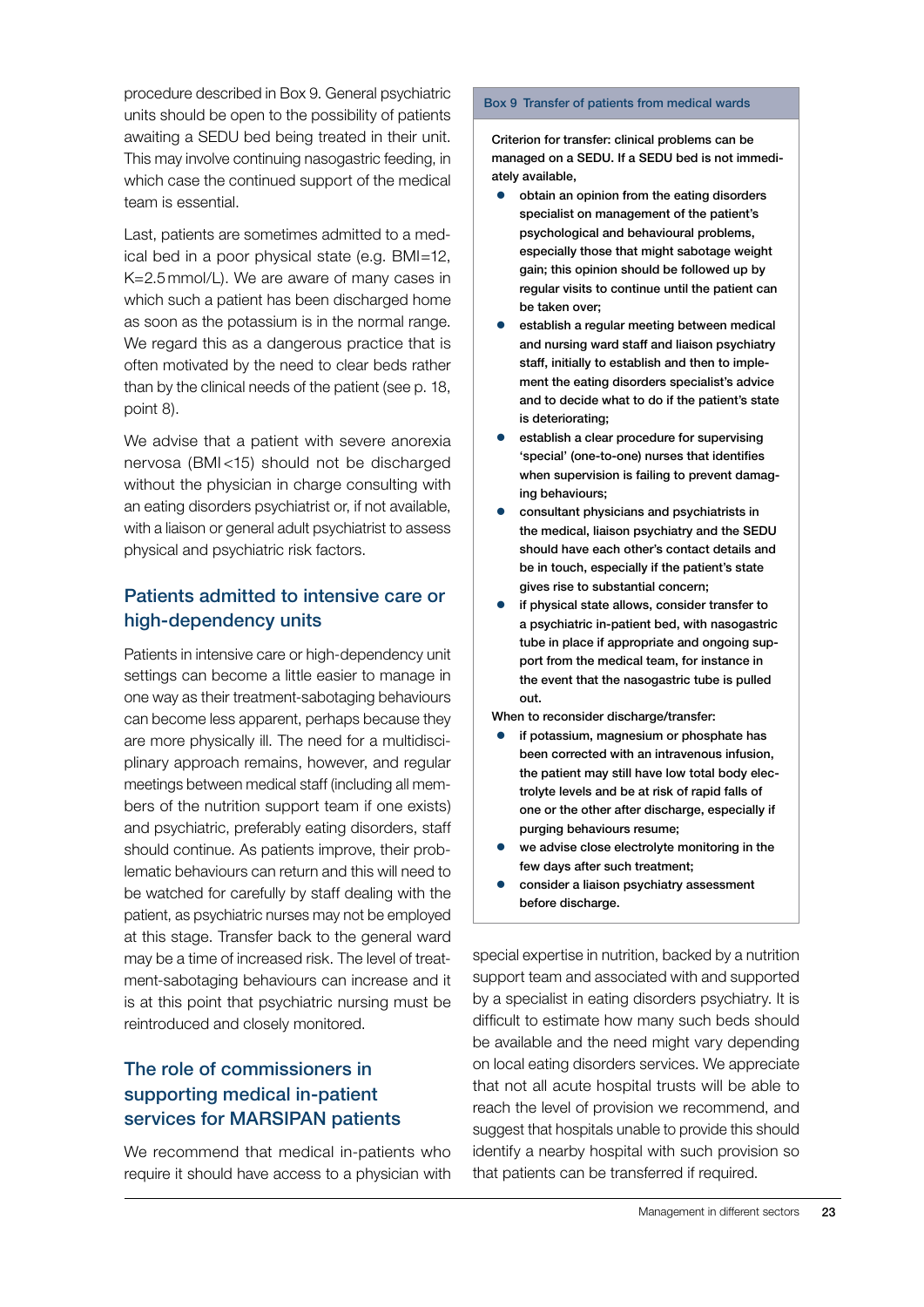procedure described in Box 9. General psychiatric units should be open to the possibility of patients awaiting a SEDU bed being treated in their unit. This may involve continuing nasogastric feeding, in which case the continued support of the medical team is essential.

Last, patients are sometimes admitted to a medical bed in a poor physical state (e.g. BMI=12, K=2.5 mmol/L). We are aware of many cases in which such a patient has been discharged home as soon as the potassium is in the normal range. We regard this as a dangerous practice that is often motivated by the need to clear beds rather than by the clinical needs of the patient (see p. 18, point 8).

We advise that a patient with severe anorexia nervosa (BMI <15) should not be discharged without the physician in charge consulting with an eating disorders psychiatrist or, if not available, with a liaison or general adult psychiatrist to assess physical and psychiatric risk factors.

## Patients admitted to intensive care or high-dependency units

Patients in intensive care or high-dependency unit settings can become a little easier to manage in one way as their treatment-sabotaging behaviours can become less apparent, perhaps because they are more physically ill. The need for a multidisciplinary approach remains, however, and regular meetings between medical staff (including all members of the nutrition support team if one exists) and psychiatric, preferably eating disorders, staff should continue. As patients improve, their problematic behaviours can return and this will need to be watched for carefully by staff dealing with the patient, as psychiatric nurses may not be employed at this stage. Transfer back to the general ward may be a time of increased risk. The level of treatment-sabotaging behaviours can increase and it is at this point that psychiatric nursing must be reintroduced and closely monitored.

## The role of commissioners in supporting medical in-patient services for MARSIPAN patients

We recommend that medical in-patients who require it should have access to a physician with special expertise in nutrition, backed by a nutrition support team and associated with and supported by a specialist in eating disorders psychiatry. It is difficult to estimate how many such beds should be available and the need might vary depending on local eating disorders services. We appreciate that not all acute hospital trusts will be able to reach the level of provision we recommend, and suggest that hospitals unable to provide this should identify a nearby hospital with such provision so that patients can be transferred if required.

> **Box 9 Transfer of patients from medical wards**
>
> Criterion for transfer: clinical problems can be managed on a SEDU. If a SEDU bed is not immediately available,
>
> - obtain an opinion from the eating disorders specialist on management of the patient's psychological and behavioural problems, especially those that might sabotage weight gain; this opinion should be followed up by regular visits to continue until the patient can be taken over;
> - establish a regular meeting between medical and nursing ward staff and liaison psychiatry staff, initially to establish and then to implement the eating disorders specialist's advice and to decide what to do if the patient's state is deteriorating;
> - establish a clear procedure for supervising 'special' (one-to-one) nurses that identifies when supervision is failing to prevent damaging behaviours;
> - consultant physicians and psychiatrists in the medical, liaison psychiatry and the SEDU should have each other's contact details and be in touch, especially if the patient's state gives rise to substantial concern;
> - if physical state allows, consider transfer to a psychiatric in-patient bed, with nasogastric tube in place if appropriate and ongoing support from the medical team, for instance in the event that the nasogastric tube is pulled out.
>
> When to reconsider discharge/transfer:
>
> - if potassium, magnesium or phosphate has been corrected with an intravenous infusion, the patient may still have low total body electrolyte levels and be at risk of rapid falls of one or the other after discharge, especially if purging behaviours resume;
> - we advise close electrolyte monitoring in the few days after such treatment;
> - consider a liaison psychiatry assessment before discharge.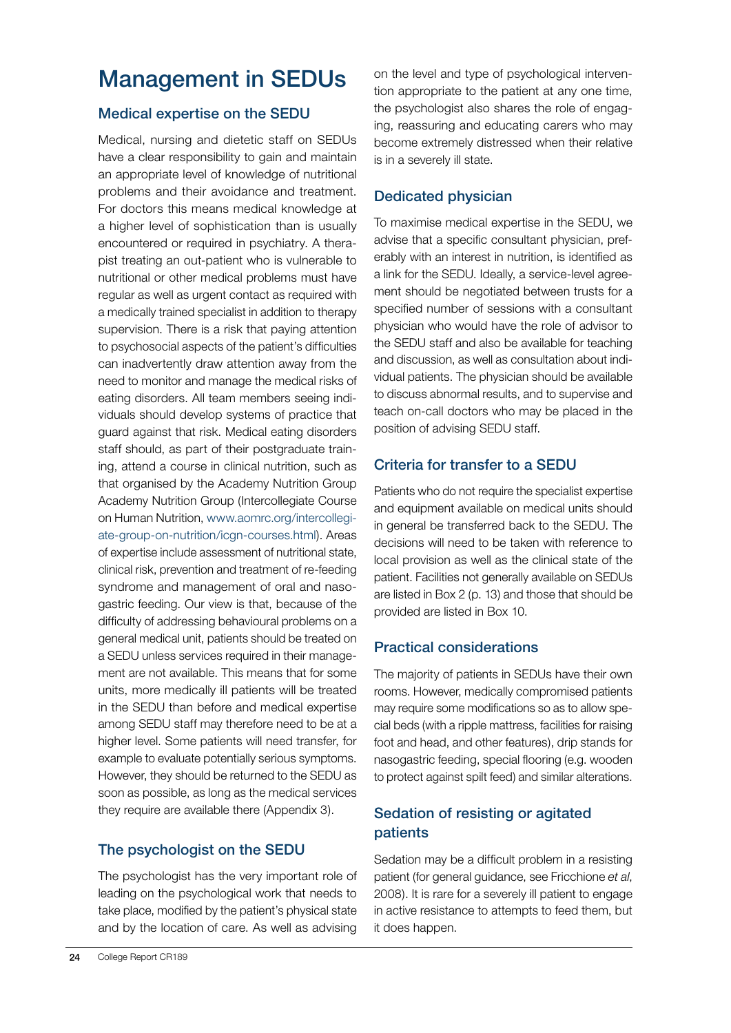# Management in SEDUs

## Medical expertise on the SEDU

Medical, nursing and dietetic staff on SEDUs have a clear responsibility to gain and maintain an appropriate level of knowledge of nutritional problems and their avoidance and treatment. For doctors this means medical knowledge at a higher level of sophistication than is usually encountered or required in psychiatry. A therapist treating an out-patient who is vulnerable to nutritional or other medical problems must have regular as well as urgent contact as required with a medically trained specialist in addition to therapy supervision. There is a risk that paying attention to psychosocial aspects of the patient's difficulties can inadvertently draw attention away from the need to monitor and manage the medical risks of eating disorders. All team members seeing individuals should develop systems of practice that guard against that risk. Medical eating disorders staff should, as part of their postgraduate training, attend a course in clinical nutrition, such as that organised by the Academy Nutrition Group Academy Nutrition Group (Intercollegiate Course on Human Nutrition, www.aomrc.org/intercollegiate-group-on-nutrition/icgn-courses.html). Areas of expertise include assessment of nutritional state, clinical risk, prevention and treatment of re-feeding syndrome and management of oral and nasogastric feeding. Our view is that, because of the difficulty of addressing behavioural problems on a general medical unit, patients should be treated on a SEDU unless services required in their management are not available. This means that for some units, more medically ill patients will be treated in the SEDU than before and medical expertise among SEDU staff may therefore need to be at a higher level. Some patients will need transfer, for example to evaluate potentially serious symptoms. However, they should be returned to the SEDU as soon as possible, as long as the medical services they require are available there (Appendix 3).

## The psychologist on the SEDU

The psychologist has the very important role of leading on the psychological work that needs to take place, modified by the patient's physical state and by the location of care. As well as advising on the level and type of psychological intervention appropriate to the patient at any one time, the psychologist also shares the role of engaging, reassuring and educating carers who may become extremely distressed when their relative is in a severely ill state.

## Dedicated physician

To maximise medical expertise in the SEDU, we advise that a specific consultant physician, preferably with an interest in nutrition, is identified as a link for the SEDU. Ideally, a service-level agreement should be negotiated between trusts for a specified number of sessions with a consultant physician who would have the role of advisor to the SEDU staff and also be available for teaching and discussion, as well as consultation about individual patients. The physician should be available to discuss abnormal results, and to supervise and teach on-call doctors who may be placed in the position of advising SEDU staff.

## Criteria for transfer to a SEDU

Patients who do not require the specialist expertise and equipment available on medical units should in general be transferred back to the SEDU. The decisions will need to be taken with reference to local provision as well as the clinical state of the patient. Facilities not generally available on SEDUs are listed in Box 2 (p. 13) and those that should be provided are listed in Box 10.

## Practical considerations

The majority of patients in SEDUs have their own rooms. However, medically compromised patients may require some modifications so as to allow special beds (with a ripple mattress, facilities for raising foot and head, and other features), drip stands for nasogastric feeding, special flooring (e.g. wooden to protect against spilt feed) and similar alterations.

## Sedation of resisting or agitated patients

Sedation may be a difficult problem in a resisting patient (for general guidance, see Fricchione *et al*, 2008). It is rare for a severely ill patient to engage in active resistance to attempts to feed them, but it does happen.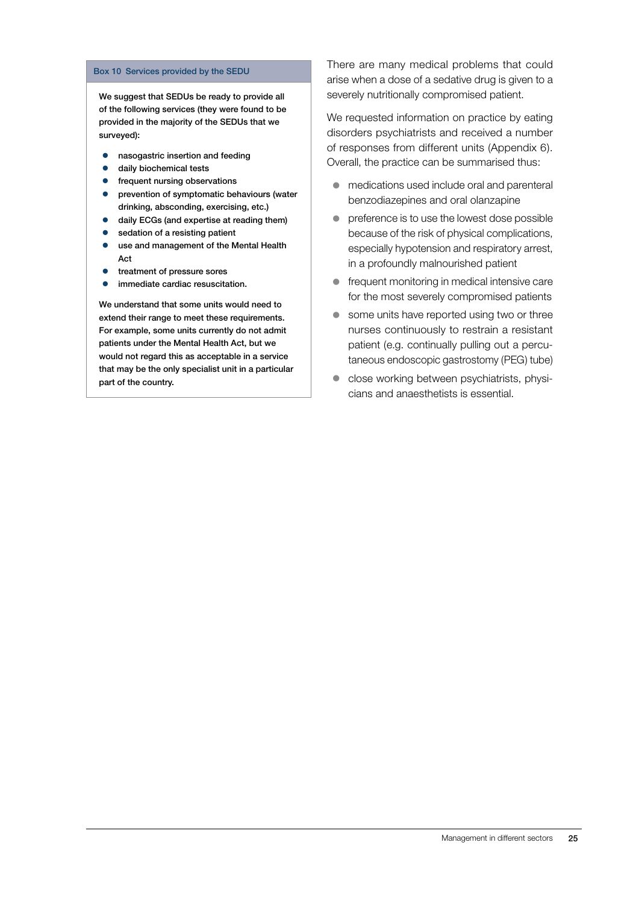**Box 10 Services provided by the SEDU**

**We suggest that SEDUs be ready to provide all of the following services (they were found to be provided in the majority of the SEDUs that we surveyed):**

- **nasogastric insertion and feeding**
- **daily biochemical tests**
- **frequent nursing observations**
- **prevention of symptomatic behaviours (water drinking, absconding, exercising, etc.)**
- **daily ECGs (and expertise at reading them)**
- **sedation of a resisting patient**
- **use and management of the Mental Health Act**
- **treatment of pressure sores**
- **immediate cardiac resuscitation.**

**We understand that some units would need to extend their range to meet these requirements. For example, some units currently do not admit patients under the Mental Health Act, but we would not regard this as acceptable in a service that may be the only specialist unit in a particular part of the country.**

There are many medical problems that could arise when a dose of a sedative drug is given to a severely nutritionally compromised patient.

We requested information on practice by eating disorders psychiatrists and received a number of responses from different units (Appendix 6). Overall, the practice can be summarised thus:

- medications used include oral and parenteral benzodiazepines and oral olanzapine
- preference is to use the lowest dose possible because of the risk of physical complications, especially hypotension and respiratory arrest, in a profoundly malnourished patient
- frequent monitoring in medical intensive care for the most severely compromised patients
- some units have reported using two or three nurses continuously to restrain a resistant patient (e.g. continually pulling out a percutaneous endoscopic gastrostomy (PEG) tube)
- close working between psychiatrists, physicians and anaesthetists is essential.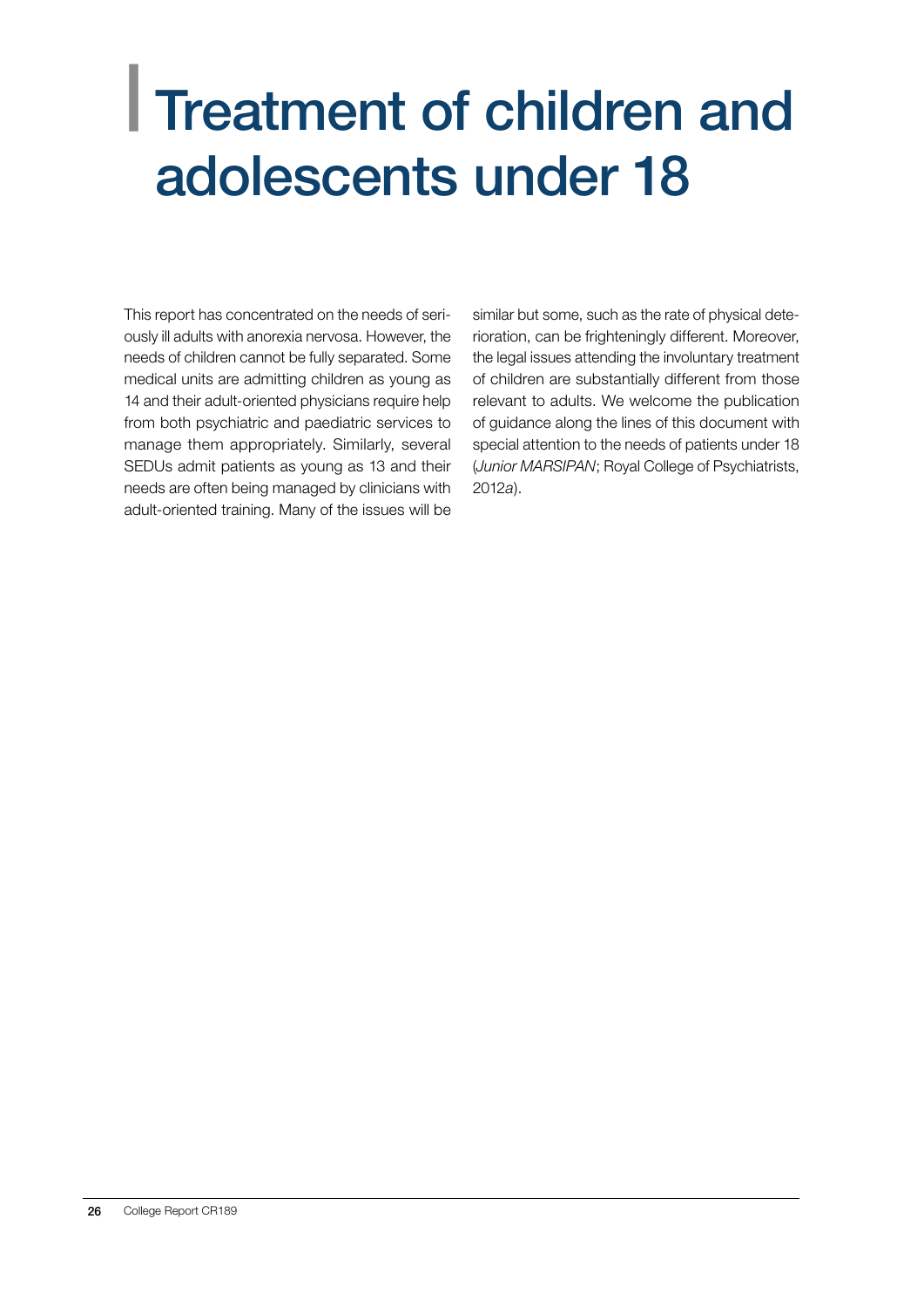# Treatment of children and adolescents under 18

This report has concentrated on the needs of seriously ill adults with anorexia nervosa. However, the needs of children cannot be fully separated. Some medical units are admitting children as young as 14 and their adult-oriented physicians require help from both psychiatric and paediatric services to manage them appropriately. Similarly, several SEDUs admit patients as young as 13 and their needs are often being managed by clinicians with adult-oriented training. Many of the issues will be similar but some, such as the rate of physical deterioration, can be frighteningly different. Moreover, the legal issues attending the involuntary treatment of children are substantially different from those relevant to adults. We welcome the publication of guidance along the lines of this document with special attention to the needs of patients under 18 (*Junior MARSIPAN*; Royal College of Psychiatrists, 2012*a*).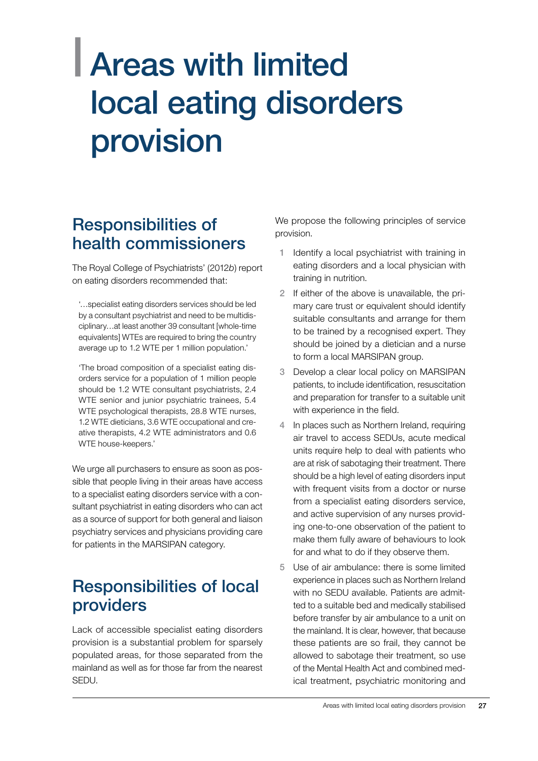# Areas with limited local eating disorders provision

## Responsibilities of health commissioners

The Royal College of Psychiatrists' (2012*b*) report on eating disorders recommended that:

> '…specialist eating disorders services should be led by a consultant psychiatrist and need to be multidisciplinary…at least another 39 consultant [whole-time equivalents] WTEs are required to bring the country average up to 1.2 WTE per 1 million population.'

> 'The broad composition of a specialist eating disorders service for a population of 1 million people should be 1.2 WTE consultant psychiatrists, 2.4 WTE senior and junior psychiatric trainees, 5.4 WTE psychological therapists, 28.8 WTE nurses, 1.2 WTE dieticians, 3.6 WTE occupational and creative therapists, 4.2 WTE administrators and 0.6 WTE house-keepers.'

We urge all purchasers to ensure as soon as possible that people living in their areas have access to a specialist eating disorders service with a consultant psychiatrist in eating disorders who can act as a source of support for both general and liaison psychiatry services and physicians providing care for patients in the MARSIPAN category.

## Responsibilities of local providers

Lack of accessible specialist eating disorders provision is a substantial problem for sparsely populated areas, for those separated from the mainland as well as for those far from the nearest SEDU.

We propose the following principles of service provision.

1. Identify a local psychiatrist with training in eating disorders and a local physician with training in nutrition.
2. If either of the above is unavailable, the primary care trust or equivalent should identify suitable consultants and arrange for them to be trained by a recognised expert. They should be joined by a dietician and a nurse to form a local MARSIPAN group.
3. Develop a clear local policy on MARSIPAN patients, to include identification, resuscitation and preparation for transfer to a suitable unit with experience in the field.
4. In places such as Northern Ireland, requiring air travel to access SEDUs, acute medical units require help to deal with patients who are at risk of sabotaging their treatment. There should be a high level of eating disorders input with frequent visits from a doctor or nurse from a specialist eating disorders service, and active supervision of any nurses providing one-to-one observation of the patient to make them fully aware of behaviours to look for and what to do if they observe them.
5. Use of air ambulance: there is some limited experience in places such as Northern Ireland with no SEDU available. Patients are admitted to a suitable bed and medically stabilised before transfer by air ambulance to a unit on the mainland. It is clear, however, that because these patients are so frail, they cannot be allowed to sabotage their treatment, so use of the Mental Health Act and combined medical treatment, psychiatric monitoring and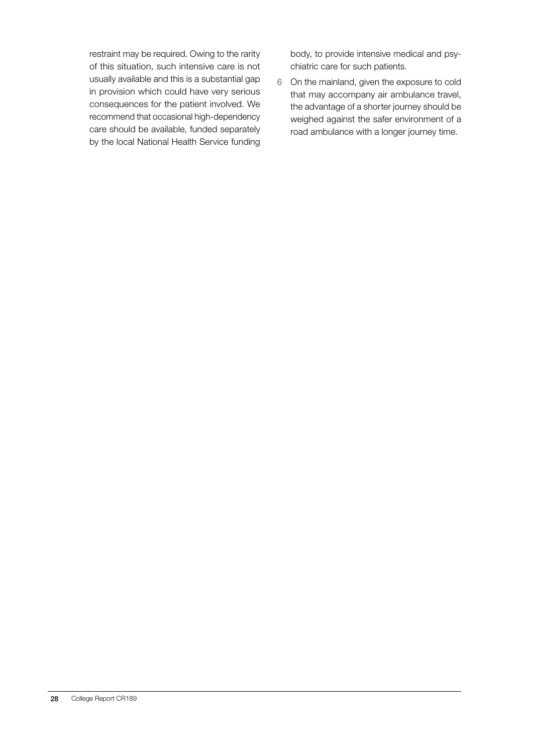restraint may be required. Owing to the rarity of this situation, such intensive care is not usually available and this is a substantial gap in provision which could have very serious consequences for the patient involved. We recommend that occasional high-dependency care should be available, funded separately by the local National Health Service funding body, to provide intensive medical and psychiatric care for such patients.

6 On the mainland, given the exposure to cold that may accompany air ambulance travel, the advantage of a shorter journey should be weighed against the safer environment of a road ambulance with a longer journey time.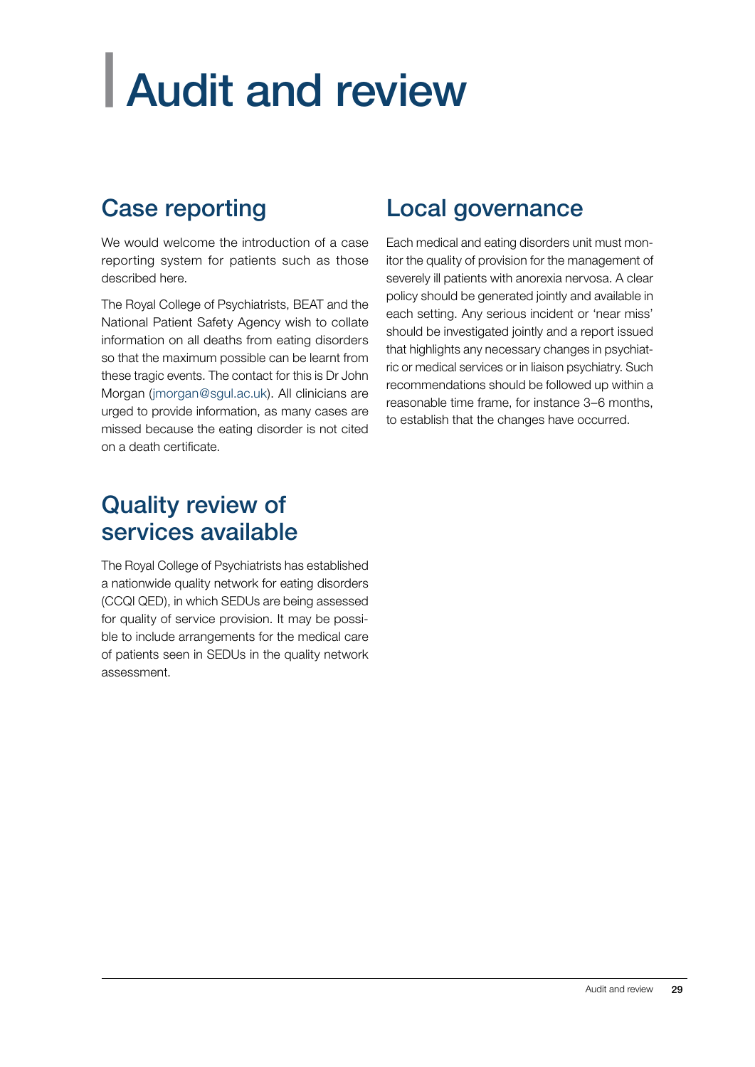# Audit and review

## Case reporting

We would welcome the introduction of a case reporting system for patients such as those described here.

The Royal College of Psychiatrists, BEAT and the National Patient Safety Agency wish to collate information on all deaths from eating disorders so that the maximum possible can be learnt from these tragic events. The contact for this is Dr John Morgan (jmorgan@sgul.ac.uk). All clinicians are urged to provide information, as many cases are missed because the eating disorder is not cited on a death certificate.

## Quality review of services available

The Royal College of Psychiatrists has established a nationwide quality network for eating disorders (CCQI QED), in which SEDUs are being assessed for quality of service provision. It may be possible to include arrangements for the medical care of patients seen in SEDUs in the quality network assessment.

## Local governance

Each medical and eating disorders unit must monitor the quality of provision for the management of severely ill patients with anorexia nervosa. A clear policy should be generated jointly and available in each setting. Any serious incident or 'near miss' should be investigated jointly and a report issued that highlights any necessary changes in psychiatric or medical services or in liaison psychiatry. Such recommendations should be followed up within a reasonable time frame, for instance 3–6 months, to establish that the changes have occurred.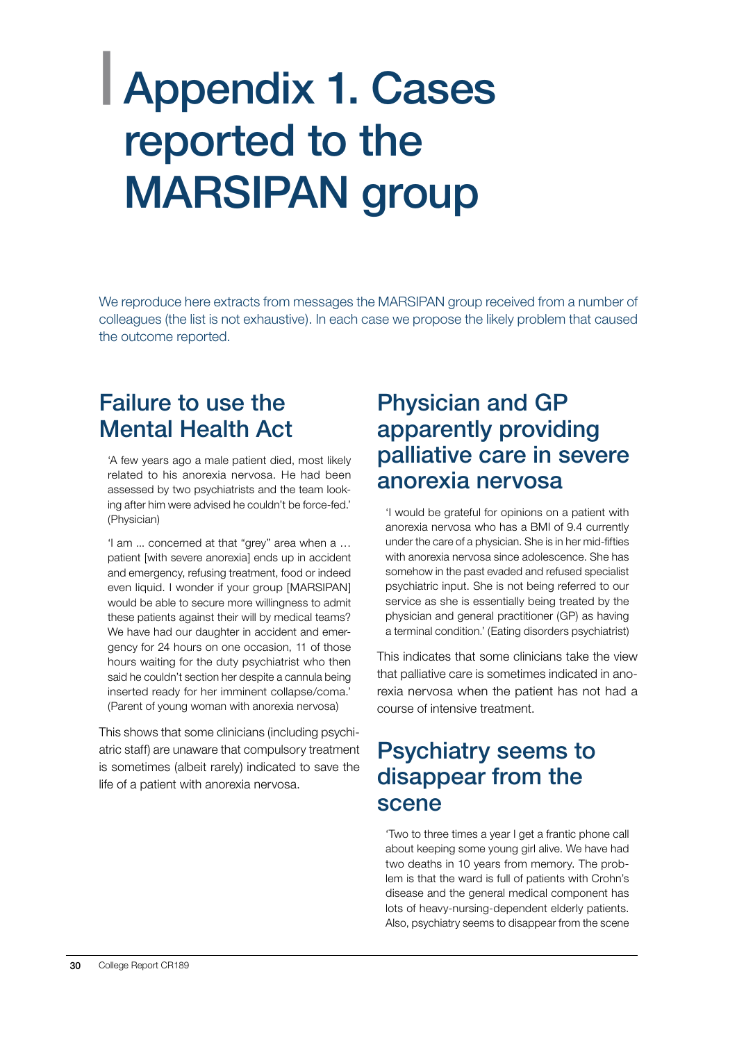# Appendix 1. Cases reported to the MARSIPAN group

We reproduce here extracts from messages the MARSIPAN group received from a number of colleagues (the list is not exhaustive). In each case we propose the likely problem that caused the outcome reported.

## Failure to use the Mental Health Act

> 'A few years ago a male patient died, most likely related to his anorexia nervosa. He had been assessed by two psychiatrists and the team looking after him were advised he couldn't be force-fed.' (Physician)

> 'I am ... concerned at that "grey" area when a … patient [with severe anorexia] ends up in accident and emergency, refusing treatment, food or indeed even liquid. I wonder if your group [MARSIPAN] would be able to secure more willingness to admit these patients against their will by medical teams? We have had our daughter in accident and emergency for 24 hours on one occasion, 11 of those hours waiting for the duty psychiatrist who then said he couldn't section her despite a cannula being inserted ready for her imminent collapse/coma.' (Parent of young woman with anorexia nervosa)

This shows that some clinicians (including psychiatric staff) are unaware that compulsory treatment is sometimes (albeit rarely) indicated to save the life of a patient with anorexia nervosa.

## Physician and GP apparently providing palliative care in severe anorexia nervosa

> 'I would be grateful for opinions on a patient with anorexia nervosa who has a BMI of 9.4 currently under the care of a physician. She is in her mid-fifties with anorexia nervosa since adolescence. She has somehow in the past evaded and refused specialist psychiatric input. She is not being referred to our service as she is essentially being treated by the physician and general practitioner (GP) as having a terminal condition.' (Eating disorders psychiatrist)

This indicates that some clinicians take the view that palliative care is sometimes indicated in anorexia nervosa when the patient has not had a course of intensive treatment.

## Psychiatry seems to disappear from the scene

> 'Two to three times a year I get a frantic phone call about keeping some young girl alive. We have had two deaths in 10 years from memory. The problem is that the ward is full of patients with Crohn's disease and the general medical component has lots of heavy-nursing-dependent elderly patients. Also, psychiatry seems to disappear from the scene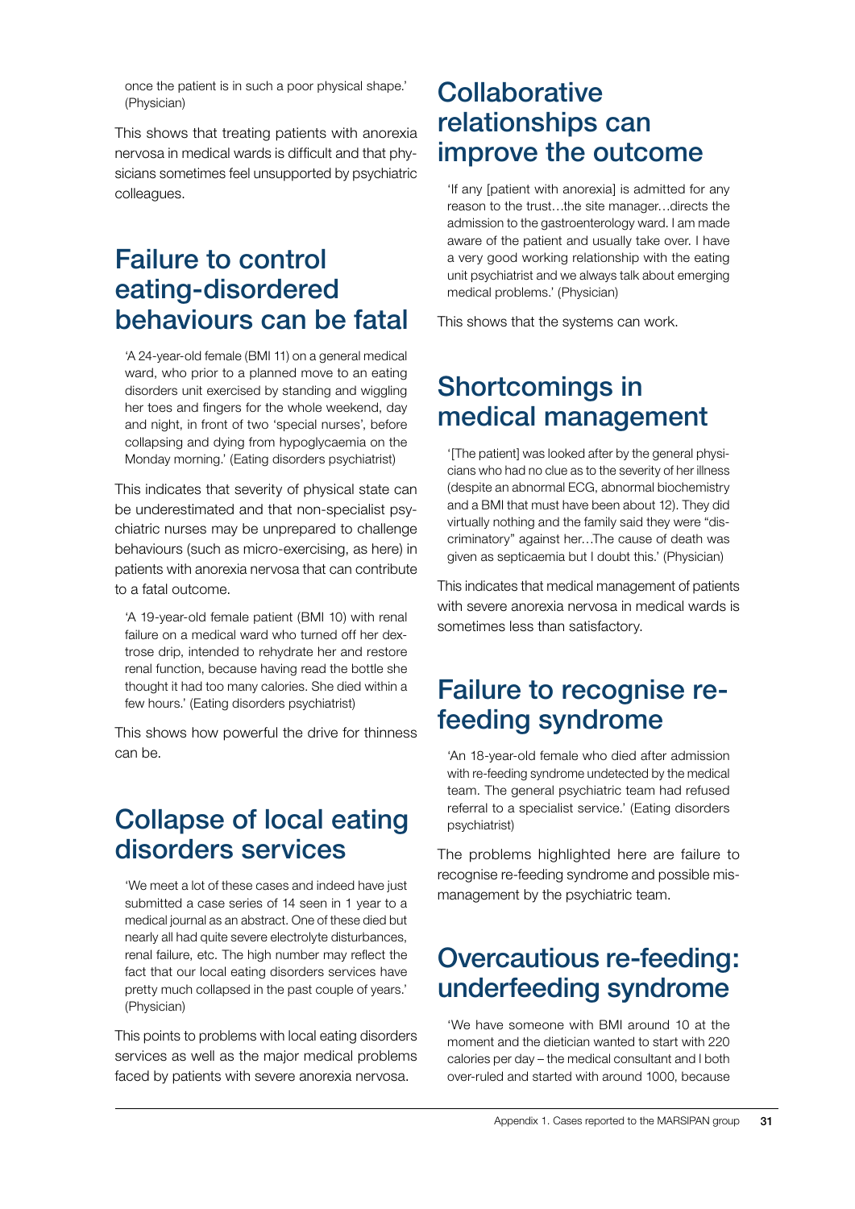once the patient is in such a poor physical shape.' (Physician)

This shows that treating patients with anorexia nervosa in medical wards is difficult and that physicians sometimes feel unsupported by psychiatric colleagues.

## Failure to control eating-disordered behaviours can be fatal

> 'A 24-year-old female (BMI 11) on a general medical ward, who prior to a planned move to an eating disorders unit exercised by standing and wiggling her toes and fingers for the whole weekend, day and night, in front of two 'special nurses', before collapsing and dying from hypoglycaemia on the Monday morning.' (Eating disorders psychiatrist)

This indicates that severity of physical state can be underestimated and that non-specialist psychiatric nurses may be unprepared to challenge behaviours (such as micro-exercising, as here) in patients with anorexia nervosa that can contribute to a fatal outcome.

> 'A 19-year-old female patient (BMI 10) with renal failure on a medical ward who turned off her dextrose drip, intended to rehydrate her and restore renal function, because having read the bottle she thought it had too many calories. She died within a few hours.' (Eating disorders psychiatrist)

This shows how powerful the drive for thinness can be.

## Collapse of local eating disorders services

> 'We meet a lot of these cases and indeed have just submitted a case series of 14 seen in 1 year to a medical journal as an abstract. One of these died but nearly all had quite severe electrolyte disturbances, renal failure, etc. The high number may reflect the fact that our local eating disorders services have pretty much collapsed in the past couple of years.' (Physician)

This points to problems with local eating disorders services as well as the major medical problems faced by patients with severe anorexia nervosa.

## Collaborative relationships can improve the outcome

> 'If any [patient with anorexia] is admitted for any reason to the trust…the site manager…directs the admission to the gastroenterology ward. I am made aware of the patient and usually take over. I have a very good working relationship with the eating unit psychiatrist and we always talk about emerging medical problems.' (Physician)

This shows that the systems can work.

## Shortcomings in medical management

> '[The patient] was looked after by the general physicians who had no clue as to the severity of her illness (despite an abnormal ECG, abnormal biochemistry and a BMI that must have been about 12). They did virtually nothing and the family said they were "discriminatory" against her…The cause of death was given as septicaemia but I doubt this.' (Physician)

This indicates that medical management of patients with severe anorexia nervosa in medical wards is sometimes less than satisfactory.

## Failure to recognise re-feeding syndrome

> 'An 18-year-old female who died after admission with re-feeding syndrome undetected by the medical team. The general psychiatric team had refused referral to a specialist service.' (Eating disorders psychiatrist)

The problems highlighted here are failure to recognise re-feeding syndrome and possible mismanagement by the psychiatric team.

## Overcautious re-feeding: underfeeding syndrome

> 'We have someone with BMI around 10 at the moment and the dietician wanted to start with 220 calories per day – the medical consultant and I both over-ruled and started with around 1000, because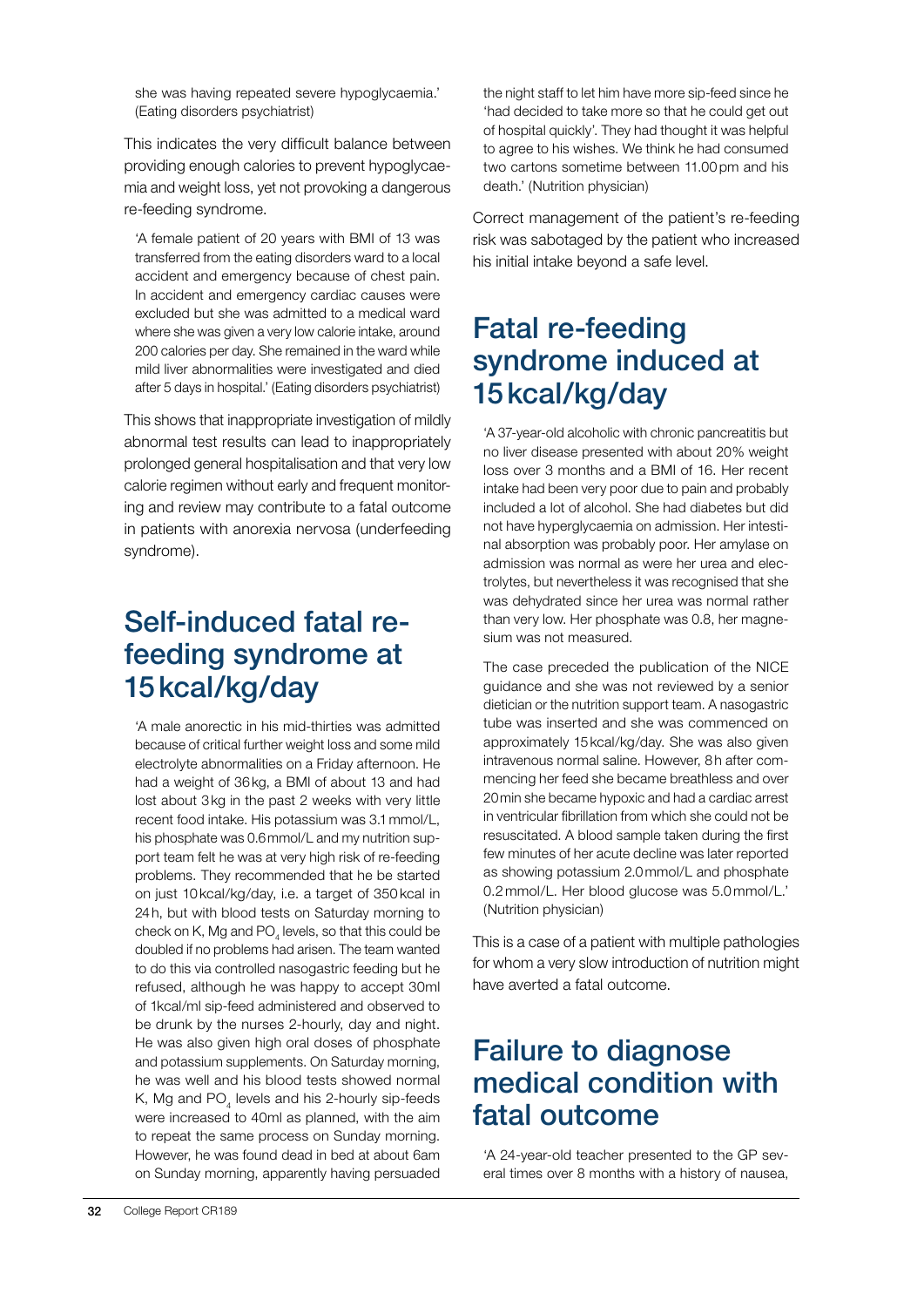she was having repeated severe hypoglycaemia.' (Eating disorders psychiatrist)

This indicates the very difficult balance between providing enough calories to prevent hypoglycaemia and weight loss, yet not provoking a dangerous re-feeding syndrome.

> 'A female patient of 20 years with BMI of 13 was transferred from the eating disorders ward to a local accident and emergency because of chest pain. In accident and emergency cardiac causes were excluded but she was admitted to a medical ward where she was given a very low calorie intake, around 200 calories per day. She remained in the ward while mild liver abnormalities were investigated and died after 5 days in hospital.' (Eating disorders psychiatrist)

This shows that inappropriate investigation of mildly abnormal test results can lead to inappropriately prolonged general hospitalisation and that very low calorie regimen without early and frequent monitoring and review may contribute to a fatal outcome in patients with anorexia nervosa (underfeeding syndrome).

## Self-induced fatal re-feeding syndrome at 15 kcal/kg/day

> 'A male anorectic in his mid-thirties was admitted because of critical further weight loss and some mild electrolyte abnormalities on a Friday afternoon. He had a weight of 36 kg, a BMI of about 13 and had lost about 3 kg in the past 2 weeks with very little recent food intake. His potassium was 3.1 mmol/L, his phosphate was 0.6 mmol/L and my nutrition support team felt he was at very high risk of re-feeding problems. They recommended that he be started on just 10 kcal/kg/day, i.e. a target of 350 kcal in 24 h, but with blood tests on Saturday morning to check on K, Mg and $PO_4$ levels, so that this could be doubled if no problems had arisen. The team wanted to do this via controlled nasogastric feeding but he refused, although he was happy to accept 30ml of 1kcal/ml sip-feed administered and observed to be drunk by the nurses 2-hourly, day and night. He was also given high oral doses of phosphate and potassium supplements. On Saturday morning, he was well and his blood tests showed normal K, Mg and $PO_4$ levels and his 2-hourly sip-feeds were increased to 40ml as planned, with the aim to repeat the same process on Sunday morning. However, he was found dead in bed at about 6am on Sunday morning, apparently having persuaded the night staff to let him have more sip-feed since he 'had decided to take more so that he could get out of hospital quickly'. They had thought it was helpful to agree to his wishes. We think he had consumed two cartons sometime between 11.00 pm and his death.' (Nutrition physician)

Correct management of the patient's re-feeding risk was sabotaged by the patient who increased his initial intake beyond a safe level.

## Fatal re-feeding syndrome induced at 15 kcal/kg/day

> 'A 37-year-old alcoholic with chronic pancreatitis but no liver disease presented with about 20% weight loss over 3 months and a BMI of 16. Her recent intake had been very poor due to pain and probably included a lot of alcohol. She had diabetes but did not have hyperglycaemia on admission. Her intestinal absorption was probably poor. Her amylase on admission was normal as were her urea and electrolytes, but nevertheless it was recognised that she was dehydrated since her urea was normal rather than very low. Her phosphate was 0.8, her magnesium was not measured.
>
> The case preceded the publication of the NICE guidance and she was not reviewed by a senior dietician or the nutrition support team. A nasogastric tube was inserted and she was commenced on approximately 15 kcal/kg/day. She was also given intravenous normal saline. However, 8 h after commencing her feed she became breathless and over 20 min she became hypoxic and had a cardiac arrest in ventricular fibrillation from which she could not be resuscitated. A blood sample taken during the first few minutes of her acute decline was later reported as showing potassium 2.0 mmol/L and phosphate 0.2 mmol/L. Her blood glucose was 5.0 mmol/L.' (Nutrition physician)

This is a case of a patient with multiple pathologies for whom a very slow introduction of nutrition might have averted a fatal outcome.

## Failure to diagnose medical condition with fatal outcome

> 'A 24-year-old teacher presented to the GP several times over 8 months with a history of nausea,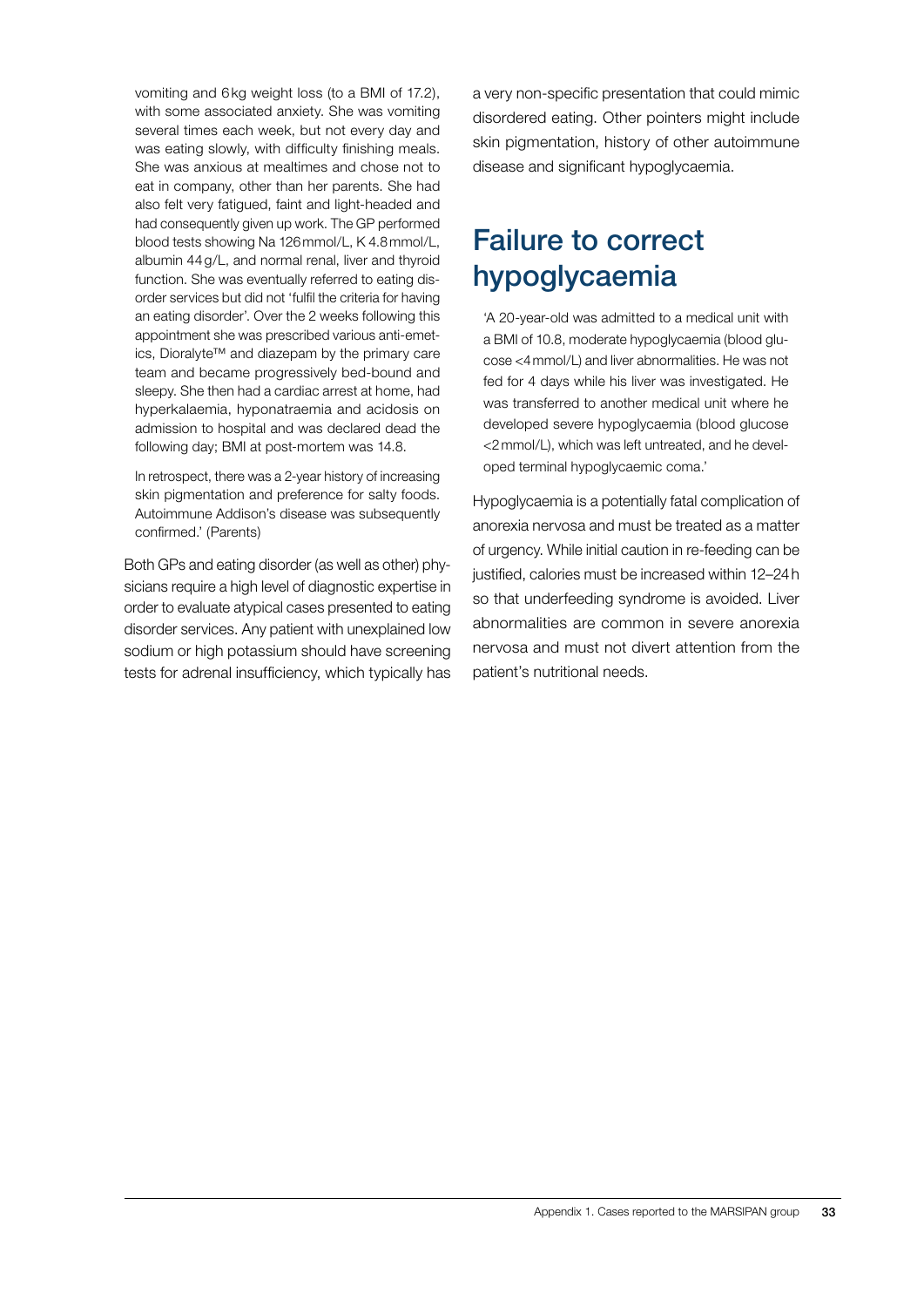vomiting and 6 kg weight loss (to a BMI of 17.2), with some associated anxiety. She was vomiting several times each week, but not every day and was eating slowly, with difficulty finishing meals. She was anxious at mealtimes and chose not to eat in company, other than her parents. She had also felt very fatigued, faint and light-headed and had consequently given up work. The GP performed blood tests showing Na 126 mmol/L, K 4.8 mmol/L, albumin 44 g/L, and normal renal, liver and thyroid function. She was eventually referred to eating disorder services but did not 'fulfil the criteria for having an eating disorder'. Over the 2 weeks following this appointment she was prescribed various anti-emetics, Dioralyte™ and diazepam by the primary care team and became progressively bed-bound and sleepy. She then had a cardiac arrest at home, had hyperkalaemia, hyponatraemia and acidosis on admission to hospital and was declared dead the following day; BMI at post-mortem was 14.8.

In retrospect, there was a 2-year history of increasing skin pigmentation and preference for salty foods. Autoimmune Addison's disease was subsequently confirmed.' (Parents)

Both GPs and eating disorder (as well as other) physicians require a high level of diagnostic expertise in order to evaluate atypical cases presented to eating disorder services. Any patient with unexplained low sodium or high potassium should have screening tests for adrenal insufficiency, which typically has a very non-specific presentation that could mimic disordered eating. Other pointers might include skin pigmentation, history of other autoimmune disease and significant hypoglycaemia.

## Failure to correct hypoglycaemia

'A 20-year-old was admitted to a medical unit with a BMI of 10.8, moderate hypoglycaemia (blood glucose <4 mmol/L) and liver abnormalities. He was not fed for 4 days while his liver was investigated. He was transferred to another medical unit where he developed severe hypoglycaemia (blood glucose <2 mmol/L), which was left untreated, and he developed terminal hypoglycaemic coma.'

Hypoglycaemia is a potentially fatal complication of anorexia nervosa and must be treated as a matter of urgency. While initial caution in re-feeding can be justified, calories must be increased within 12–24 h so that underfeeding syndrome is avoided. Liver abnormalities are common in severe anorexia nervosa and must not divert attention from the patient's nutritional needs.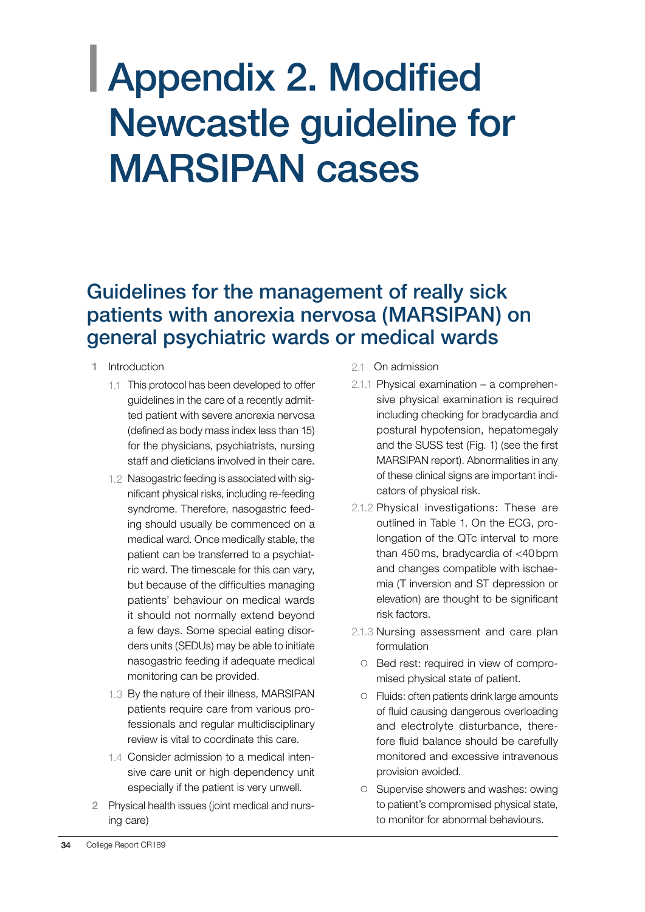# Appendix 2. Modified Newcastle guideline for MARSIPAN cases

## Guidelines for the management of really sick patients with anorexia nervosa (MARSIPAN) on general psychiatric wards or medical wards

1 Introduction

1.1 This protocol has been developed to offer guidelines in the care of a recently admitted patient with severe anorexia nervosa (defined as body mass index less than 15) for the physicians, psychiatrists, nursing staff and dieticians involved in their care.

1.2 Nasogastric feeding is associated with significant physical risks, including re-feeding syndrome. Therefore, nasogastric feeding should usually be commenced on a medical ward. Once medically stable, the patient can be transferred to a psychiatric ward. The timescale for this can vary, but because of the difficulties managing patients' behaviour on medical wards it should not normally extend beyond a few days. Some special eating disorders units (SEDUs) may be able to initiate nasogastric feeding if adequate medical monitoring can be provided.

1.3 By the nature of their illness, MARSIPAN patients require care from various professionals and regular multidisciplinary review is vital to coordinate this care.

1.4 Consider admission to a medical intensive care unit or high dependency unit especially if the patient is very unwell.

2 Physical health issues (joint medical and nursing care)

2.1 On admission

2.1.1 Physical examination – a comprehensive physical examination is required including checking for bradycardia and postural hypotension, hepatomegaly and the SUSS test (Fig. 1) (see the first MARSIPAN report). Abnormalities in any of these clinical signs are important indicators of physical risk.

2.1.2 Physical investigations: These are outlined in Table 1. On the ECG, prolongation of the QTc interval to more than 450 ms, bradycardia of <40 bpm and changes compatible with ischaemia (T inversion and ST depression or elevation) are thought to be significant risk factors.

2.1.3 Nursing assessment and care plan formulation

- Bed rest: required in view of compromised physical state of patient.
- Fluids: often patients drink large amounts of fluid causing dangerous overloading and electrolyte disturbance, therefore fluid balance should be carefully monitored and excessive intravenous provision avoided.
- Supervise showers and washes: owing to patient's compromised physical state, to monitor for abnormal behaviours.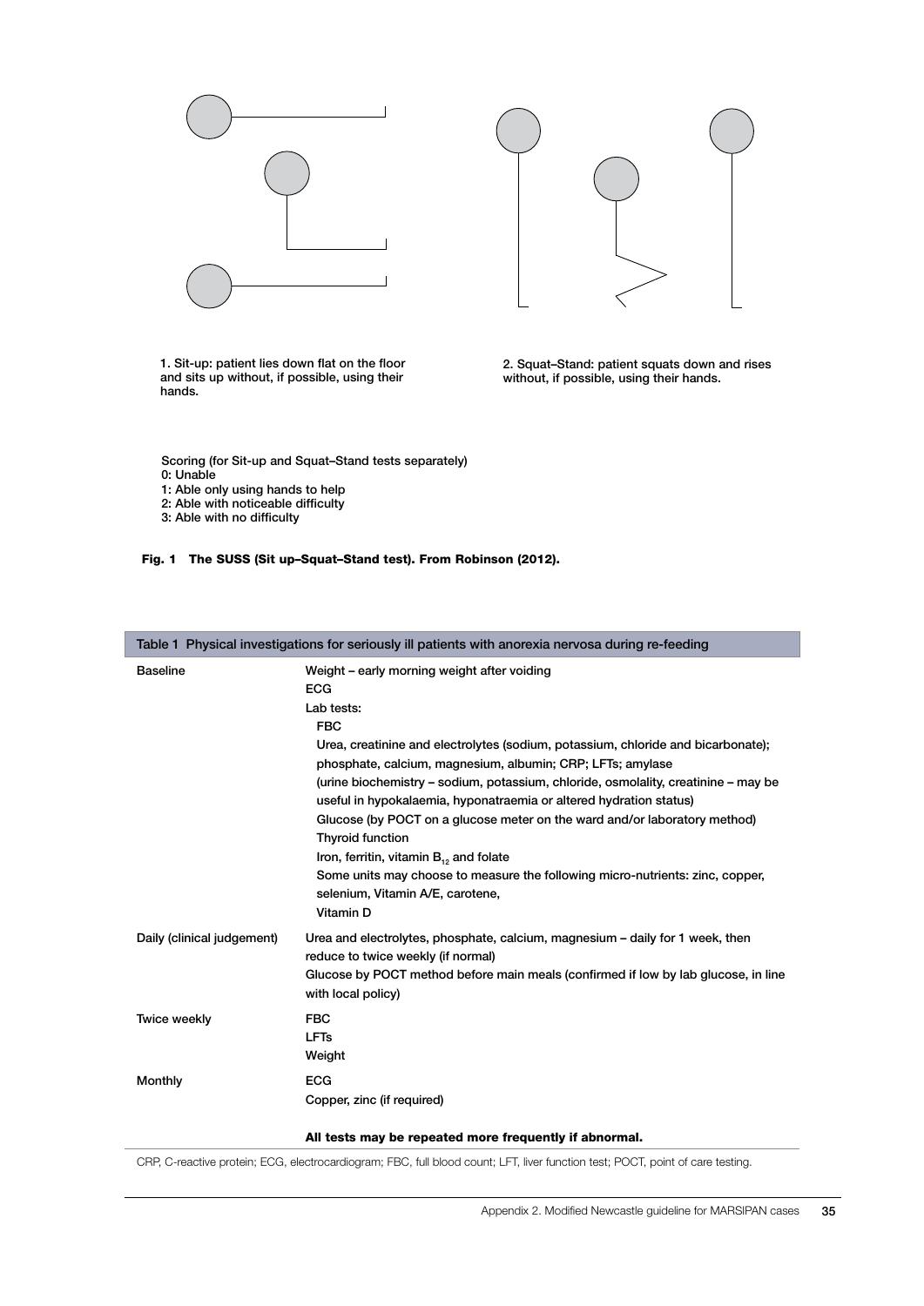1. Sit-up: patient lies down flat on the floor and sits up without, if possible, using their hands.

2. Squat–Stand: patient squats down and rises without, if possible, using their hands.

Scoring (for Sit-up and Squat–Stand tests separately)
0: Unable
1: Able only using hands to help
2: Able with noticeable difficulty
3: Able with no difficulty

**Fig. 1 The SUSS (Sit up–Squat–Stand test). From Robinson (2012).**

**Table 1 Physical investigations for seriously ill patients with anorexia nervosa during re-feeding**

| | |
|---|---|
| Baseline | Weight – early morning weight after voiding<br>ECG<br>Lab tests:<br>FBC<br>Urea, creatinine and electrolytes (sodium, potassium, chloride and bicarbonate); phosphate, calcium, magnesium, albumin; CRP; LFTs; amylase<br>(urine biochemistry – sodium, potassium, chloride, osmolality, creatinine – may be useful in hypokalaemia, hyponatraemia or altered hydration status)<br>Glucose (by POCT on a glucose meter on the ward and/or laboratory method)<br>Thyroid function<br>Iron, ferritin, vitamin $B_{12}$ and folate<br>Some units may choose to measure the following micro-nutrients: zinc, copper, selenium, Vitamin A/E, carotene,<br>Vitamin D |
| Daily (clinical judgement) | Urea and electrolytes, phosphate, calcium, magnesium – daily for 1 week, then reduce to twice weekly (if normal)<br>Glucose by POCT method before main meals (confirmed if low by lab glucose, in line with local policy) |
| Twice weekly | FBC<br>LFTs<br>Weight |
| Monthly | ECG<br>Copper, zinc (if required) |
| | **All tests may be repeated more frequently if abnormal.** |

CRP, C-reactive protein; ECG, electrocardiogram; FBC, full blood count; LFT, liver function test; POCT, point of care testing.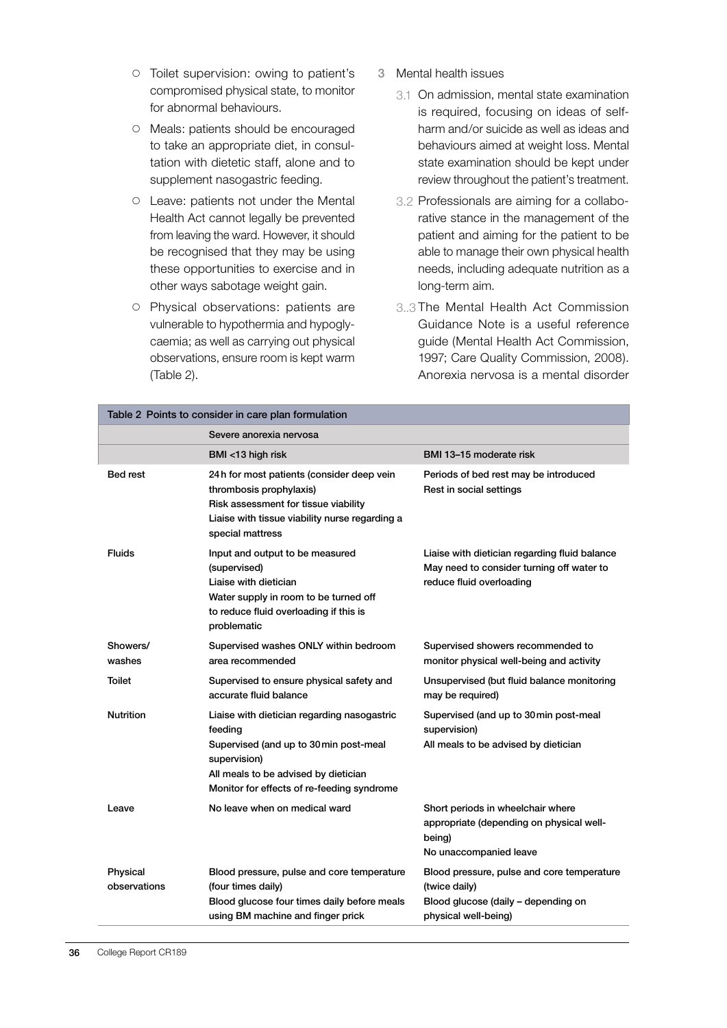- Toilet supervision: owing to patient's compromised physical state, to monitor for abnormal behaviours.
- Meals: patients should be encouraged to take an appropriate diet, in consultation with dietetic staff, alone and to supplement nasogastric feeding.
- Leave: patients not under the Mental Health Act cannot legally be prevented from leaving the ward. However, it should be recognised that they may be using these opportunities to exercise and in other ways sabotage weight gain.
- Physical observations: patients are vulnerable to hypothermia and hypoglycaemia; as well as carrying out physical observations, ensure room is kept warm (Table 2).

3 Mental health issues

3.1 On admission, mental state examination is required, focusing on ideas of self-harm and/or suicide as well as ideas and behaviours aimed at weight loss. Mental state examination should be kept under review throughout the patient's treatment.

3.2 Professionals are aiming for a collaborative stance in the management of the patient and aiming for the patient to be able to manage their own physical health needs, including adequate nutrition as a long-term aim.

3..3 The Mental Health Act Commission Guidance Note is a useful reference guide (Mental Health Act Commission, 1997; Care Quality Commission, 2008). Anorexia nervosa is a mental disorder

**Table 2** Points to consider in care plan formulation

| | Severe anorexia nervosa | |
|---|---|---|
| | BMI <13 high risk | BMI 13–15 moderate risk |
| Bed rest | 24 h for most patients (consider deep vein thrombosis prophylaxis)<br>Risk assessment for tissue viability<br>Liaise with tissue viability nurse regarding a special mattress | Periods of bed rest may be introduced<br>Rest in social settings |
| Fluids | Input and output to be measured (supervised)<br>Liaise with dietician<br>Water supply in room to be turned off to reduce fluid overloading if this is problematic | Liaise with dietician regarding fluid balance<br>May need to consider turning off water to reduce fluid overloading |
| Showers/washes | Supervised washes ONLY within bedroom area recommended | Supervised showers recommended to monitor physical well-being and activity |
| Toilet | Supervised to ensure physical safety and accurate fluid balance | Unsupervised (but fluid balance monitoring may be required) |
| Nutrition | Liaise with dietician regarding nasogastric feeding<br>Supervised (and up to 30 min post-meal supervision)<br>All meals to be advised by dietician<br>Monitor for effects of re-feeding syndrome | Supervised (and up to 30 min post-meal supervision)<br>All meals to be advised by dietician |
| Leave | No leave when on medical ward | Short periods in wheelchair where appropriate (depending on physical well-being)<br>No unaccompanied leave |
| Physical observations | Blood pressure, pulse and core temperature (four times daily)<br>Blood glucose four times daily before meals using BM machine and finger prick | Blood pressure, pulse and core temperature (twice daily)<br>Blood glucose (daily – depending on physical well-being) |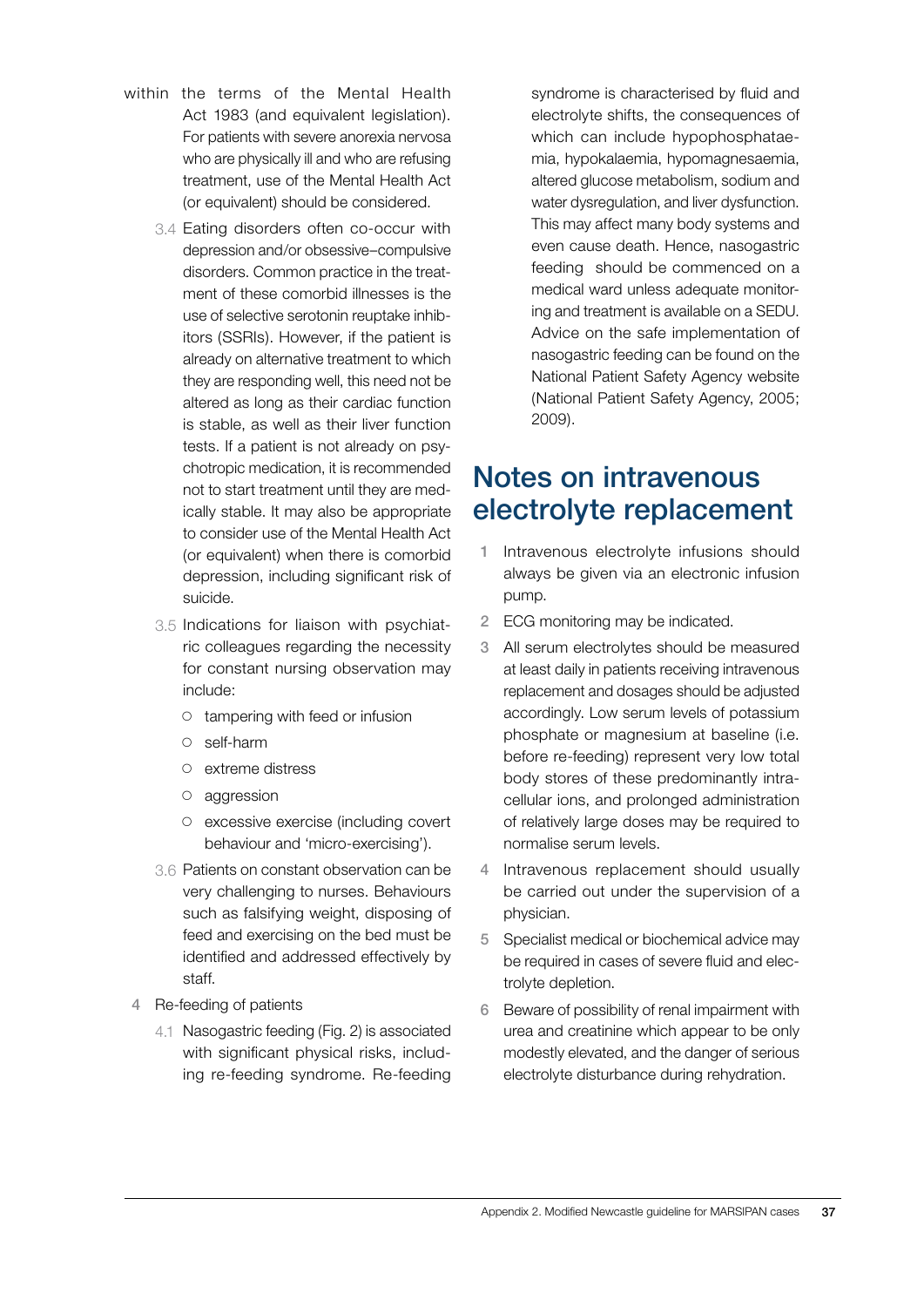within the terms of the Mental Health Act 1983 (and equivalent legislation). For patients with severe anorexia nervosa who are physically ill and who are refusing treatment, use of the Mental Health Act (or equivalent) should be considered.

3.4 Eating disorders often co-occur with depression and/or obsessive–compulsive disorders. Common practice in the treatment of these comorbid illnesses is the use of selective serotonin reuptake inhibitors (SSRIs). However, if the patient is already on alternative treatment to which they are responding well, this need not be altered as long as their cardiac function is stable, as well as their liver function tests. If a patient is not already on psychotropic medication, it is recommended not to start treatment until they are medically stable. It may also be appropriate to consider use of the Mental Health Act (or equivalent) when there is comorbid depression, including significant risk of suicide.

3.5 Indications for liaison with psychiatric colleagues regarding the necessity for constant nursing observation may include:

- tampering with feed or infusion
- self-harm
- extreme distress
- aggression
- excessive exercise (including covert behaviour and 'micro-exercising').

3.6 Patients on constant observation can be very challenging to nurses. Behaviours such as falsifying weight, disposing of feed and exercising on the bed must be identified and addressed effectively by staff.

4 Re-feeding of patients

4.1 Nasogastric feeding (Fig. 2) is associated with significant physical risks, including re-feeding syndrome. Re-feeding syndrome is characterised by fluid and electrolyte shifts, the consequences of which can include hypophosphataemia, hypokalaemia, hypomagnesaemia, altered glucose metabolism, sodium and water dysregulation, and liver dysfunction. This may affect many body systems and even cause death. Hence, nasogastric feeding should be commenced on a medical ward unless adequate monitoring and treatment is available on a SEDU. Advice on the safe implementation of nasogastric feeding can be found on the National Patient Safety Agency website (National Patient Safety Agency, 2005; 2009).

## Notes on intravenous electrolyte replacement

1. Intravenous electrolyte infusions should always be given via an electronic infusion pump.
2. ECG monitoring may be indicated.
3. All serum electrolytes should be measured at least daily in patients receiving intravenous replacement and dosages should be adjusted accordingly. Low serum levels of potassium phosphate or magnesium at baseline (i.e. before re-feeding) represent very low total body stores of these predominantly intracellular ions, and prolonged administration of relatively large doses may be required to normalise serum levels.
4. Intravenous replacement should usually be carried out under the supervision of a physician.
5. Specialist medical or biochemical advice may be required in cases of severe fluid and electrolyte depletion.
6. Beware of possibility of renal impairment with urea and creatinine which appear to be only modestly elevated, and the danger of serious electrolyte disturbance during rehydration.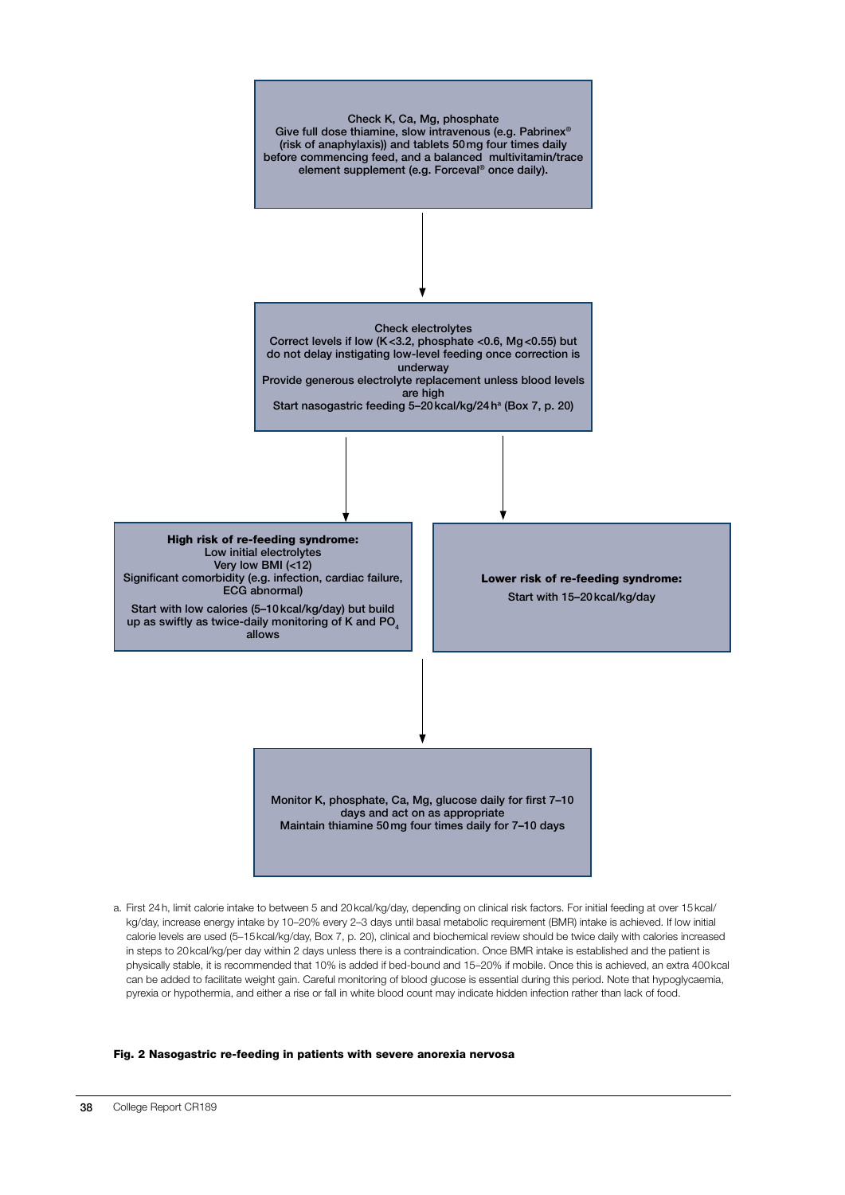Check K, Ca, Mg, phosphate
Give full dose thiamine, slow intravenous (e.g. Pabrinex® (risk of anaphylaxis)) and tablets 50 mg four times daily before commencing feed, and a balanced multivitamin/trace element supplement (e.g. Forceval® once daily).

↓

Check electrolytes
Correct levels if low (K < 3.2, phosphate < 0.6, Mg < 0.55) but do not delay instigating low-level feeding once correction is underway
Provide generous electrolyte replacement unless blood levels are high
Start nasogastric feeding 5–20 kcal/kg/24 h[a] (Box 7, p. 20)

↓ ↓

**High risk of re-feeding syndrome:**
Low initial electrolytes
Very low BMI (<12)
Significant comorbidity (e.g. infection, cardiac failure, ECG abnormal)

Start with low calories (5–10 kcal/kg/day) but build up as swiftly as twice-daily monitoring of K and $PO_4$ allows

**Lower risk of re-feeding syndrome:**
Start with 15–20 kcal/kg/day

↓

Monitor K, phosphate, Ca, Mg, glucose daily for first 7–10 days and act on as appropriate
Maintain thiamine 50 mg four times daily for 7–10 days

a. First 24 h, limit calorie intake to between 5 and 20 kcal/kg/day, depending on clinical risk factors. For initial feeding at over 15 kcal/kg/day, increase energy intake by 10–20% every 2–3 days until basal metabolic requirement (BMR) intake is achieved. If low initial calorie levels are used (5–15 kcal/kg/day, Box 7, p. 20), clinical and biochemical review should be twice daily with calories increased in steps to 20 kcal/kg/per day within 2 days unless there is a contraindication. Once BMR intake is established and the patient is physically stable, it is recommended that 10% is added if bed-bound and 15–20% if mobile. Once this is achieved, an extra 400 kcal can be added to facilitate weight gain. Careful monitoring of blood glucose is essential during this period. Note that hypoglycaemia, pyrexia or hypothermia, and either a rise or fall in white blood count may indicate hidden infection rather than lack of food.

**Fig. 2 Nasogastric re-feeding in patients with severe anorexia nervosa**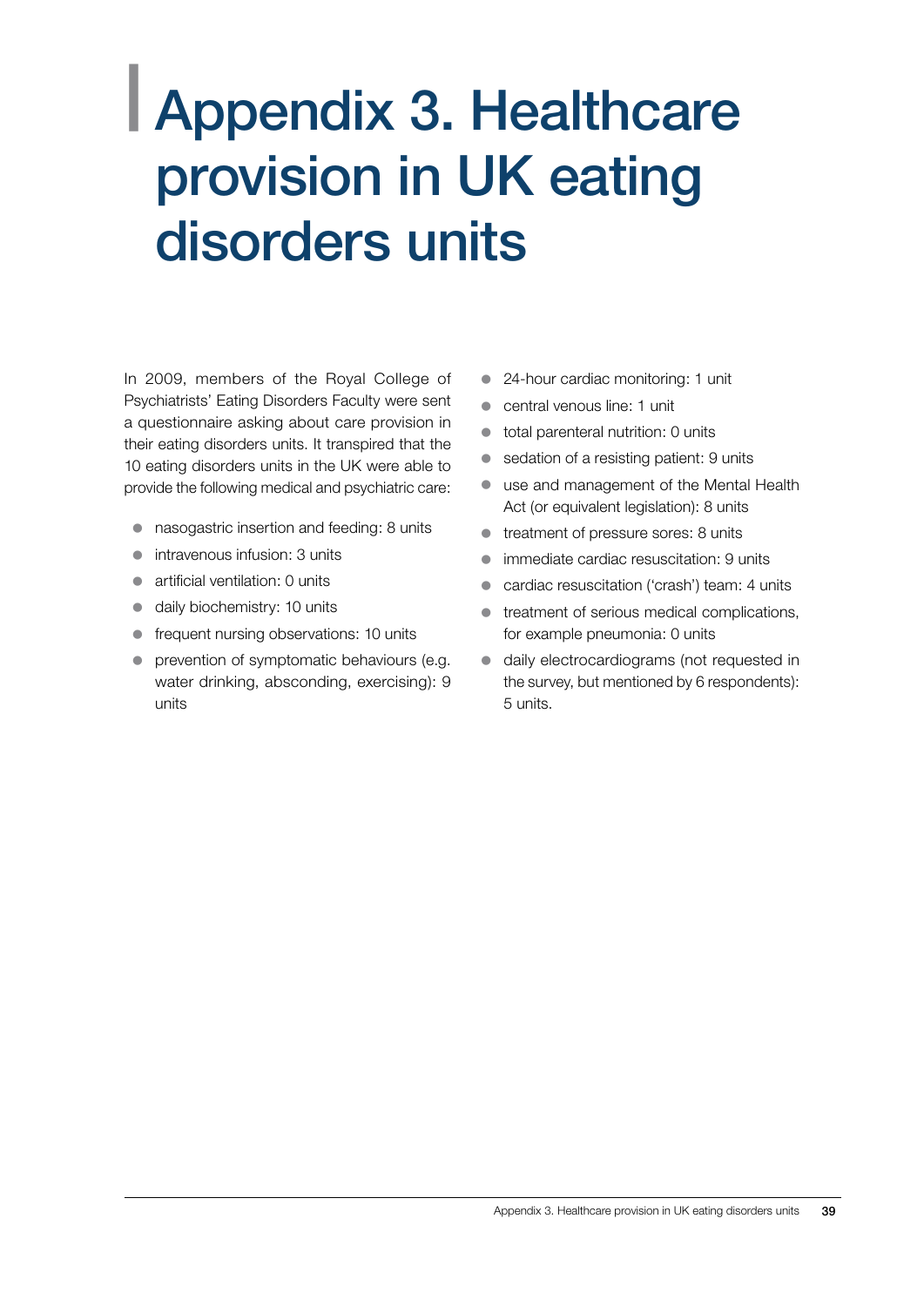# Appendix 3. Healthcare provision in UK eating disorders units

In 2009, members of the Royal College of Psychiatrists' Eating Disorders Faculty were sent a questionnaire asking about care provision in their eating disorders units. It transpired that the 10 eating disorders units in the UK were able to provide the following medical and psychiatric care:

- nasogastric insertion and feeding: 8 units
- intravenous infusion: 3 units
- artificial ventilation: 0 units
- daily biochemistry: 10 units
- frequent nursing observations: 10 units
- prevention of symptomatic behaviours (e.g. water drinking, absconding, exercising): 9 units
- 24-hour cardiac monitoring: 1 unit
- central venous line: 1 unit
- total parenteral nutrition: 0 units
- sedation of a resisting patient: 9 units
- use and management of the Mental Health Act (or equivalent legislation): 8 units
- treatment of pressure sores: 8 units
- immediate cardiac resuscitation: 9 units
- cardiac resuscitation ('crash') team: 4 units
- treatment of serious medical complications, for example pneumonia: 0 units
- daily electrocardiograms (not requested in the survey, but mentioned by 6 respondents): 5 units.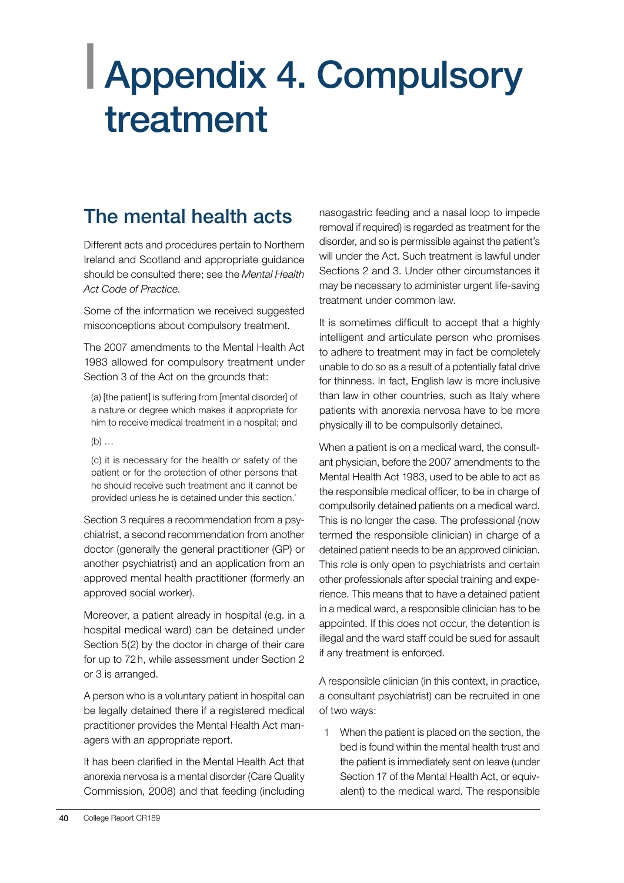# Appendix 4. Compulsory treatment

## The mental health acts

Different acts and procedures pertain to Northern Ireland and Scotland and appropriate guidance should be consulted there; see the *Mental Health Act Code of Practice*.

Some of the information we received suggested misconceptions about compulsory treatment.

The 2007 amendments to the Mental Health Act 1983 allowed for compulsory treatment under Section 3 of the Act on the grounds that:

> (a) [the patient] is suffering from [mental disorder] of a nature or degree which makes it appropriate for him to receive medical treatment in a hospital; and
>
> (b) …
>
> (c) it is necessary for the health or safety of the patient or for the protection of other persons that he should receive such treatment and it cannot be provided unless he is detained under this section.'

Section 3 requires a recommendation from a psychiatrist, a second recommendation from another doctor (generally the general practitioner (GP) or another psychiatrist) and an application from an approved mental health practitioner (formerly an approved social worker).

Moreover, a patient already in hospital (e.g. in a hospital medical ward) can be detained under Section 5(2) by the doctor in charge of their care for up to 72 h, while assessment under Section 2 or 3 is arranged.

A person who is a voluntary patient in hospital can be legally detained there if a registered medical practitioner provides the Mental Health Act managers with an appropriate report.

It has been clarified in the Mental Health Act that anorexia nervosa is a mental disorder (Care Quality Commission, 2008) and that feeding (including nasogastric feeding and a nasal loop to impede removal if required) is regarded as treatment for the disorder, and so is permissible against the patient's will under the Act. Such treatment is lawful under Sections 2 and 3. Under other circumstances it may be necessary to administer urgent life-saving treatment under common law.

It is sometimes difficult to accept that a highly intelligent and articulate person who promises to adhere to treatment may in fact be completely unable to do so as a result of a potentially fatal drive for thinness. In fact, English law is more inclusive than law in other countries, such as Italy where patients with anorexia nervosa have to be more physically ill to be compulsorily detained.

When a patient is on a medical ward, the consultant physician, before the 2007 amendments to the Mental Health Act 1983, used to be able to act as the responsible medical officer, to be in charge of compulsorily detained patients on a medical ward. This is no longer the case. The professional (now termed the responsible clinician) in charge of a detained patient needs to be an approved clinician. This role is only open to psychiatrists and certain other professionals after special training and experience. This means that to have a detained patient in a medical ward, a responsible clinician has to be appointed. If this does not occur, the detention is illegal and the ward staff could be sued for assault if any treatment is enforced.

A responsible clinician (in this context, in practice, a consultant psychiatrist) can be recruited in one of two ways:

1. When the patient is placed on the section, the bed is found within the mental health trust and the patient is immediately sent on leave (under Section 17 of the Mental Health Act, or equivalent) to the medical ward. The responsible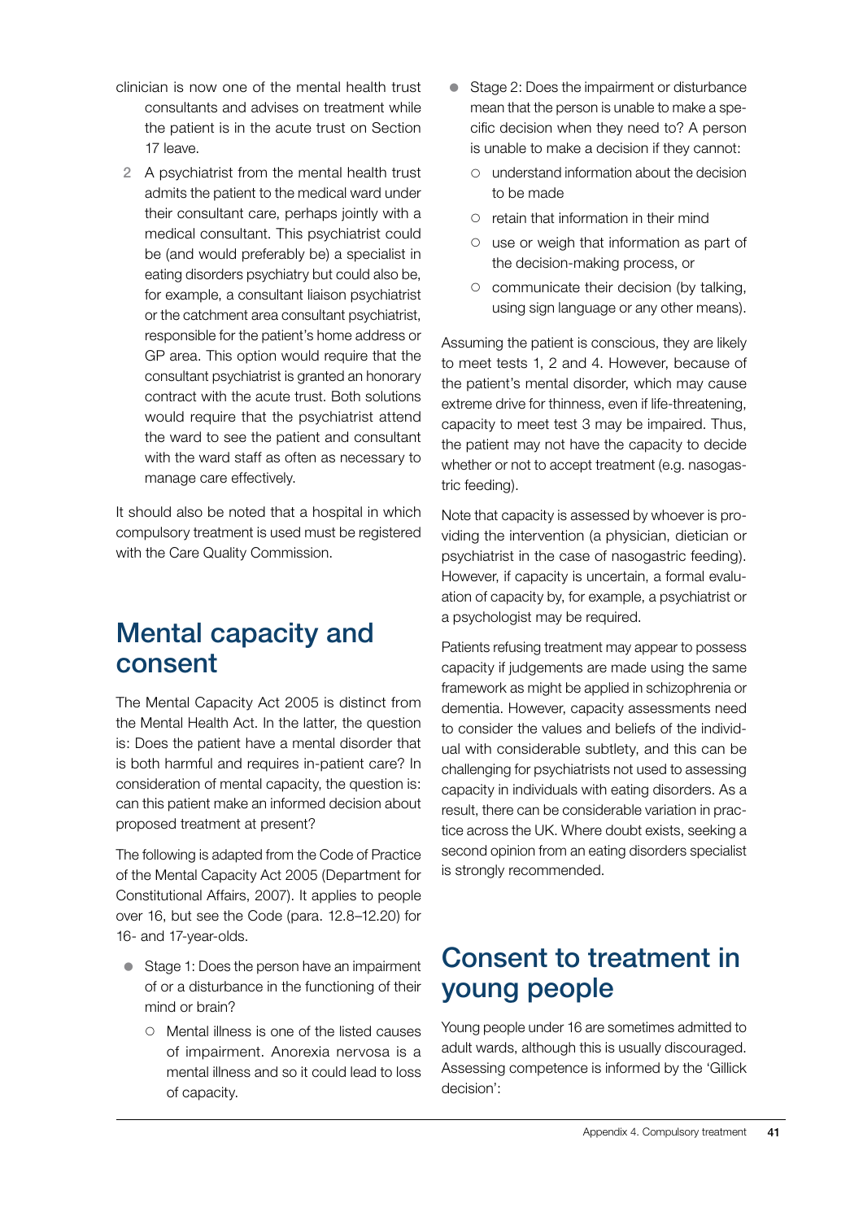clinician is now one of the mental health trust consultants and advises on treatment while the patient is in the acute trust on Section 17 leave.

2. A psychiatrist from the mental health trust admits the patient to the medical ward under their consultant care, perhaps jointly with a medical consultant. This psychiatrist could be (and would preferably be) a specialist in eating disorders psychiatry but could also be, for example, a consultant liaison psychiatrist or the catchment area consultant psychiatrist, responsible for the patient's home address or GP area. This option would require that the consultant psychiatrist is granted an honorary contract with the acute trust. Both solutions would require that the psychiatrist attend the ward to see the patient and consultant with the ward staff as often as necessary to manage care effectively.

It should also be noted that a hospital in which compulsory treatment is used must be registered with the Care Quality Commission.

## Mental capacity and consent

The Mental Capacity Act 2005 is distinct from the Mental Health Act. In the latter, the question is: Does the patient have a mental disorder that is both harmful and requires in-patient care? In consideration of mental capacity, the question is: can this patient make an informed decision about proposed treatment at present?

The following is adapted from the Code of Practice of the Mental Capacity Act 2005 (Department for Constitutional Affairs, 2007). It applies to people over 16, but see the Code (para. 12.8–12.20) for 16- and 17-year-olds.

- Stage 1: Does the person have an impairment of or a disturbance in the functioning of their mind or brain?
  - Mental illness is one of the listed causes of impairment. Anorexia nervosa is a mental illness and so it could lead to loss of capacity.
- Stage 2: Does the impairment or disturbance mean that the person is unable to make a specific decision when they need to? A person is unable to make a decision if they cannot:
  - understand information about the decision to be made
  - retain that information in their mind
  - use or weigh that information as part of the decision-making process, or
  - communicate their decision (by talking, using sign language or any other means).

Assuming the patient is conscious, they are likely to meet tests 1, 2 and 4. However, because of the patient's mental disorder, which may cause extreme drive for thinness, even if life-threatening, capacity to meet test 3 may be impaired. Thus, the patient may not have the capacity to decide whether or not to accept treatment (e.g. nasogastric feeding).

Note that capacity is assessed by whoever is providing the intervention (a physician, dietician or psychiatrist in the case of nasogastric feeding). However, if capacity is uncertain, a formal evaluation of capacity by, for example, a psychiatrist or a psychologist may be required.

Patients refusing treatment may appear to possess capacity if judgements are made using the same framework as might be applied in schizophrenia or dementia. However, capacity assessments need to consider the values and beliefs of the individual with considerable subtlety, and this can be challenging for psychiatrists not used to assessing capacity in individuals with eating disorders. As a result, there can be considerable variation in practice across the UK. Where doubt exists, seeking a second opinion from an eating disorders specialist is strongly recommended.

## Consent to treatment in young people

Young people under 16 are sometimes admitted to adult wards, although this is usually discouraged. Assessing competence is informed by the 'Gillick decision':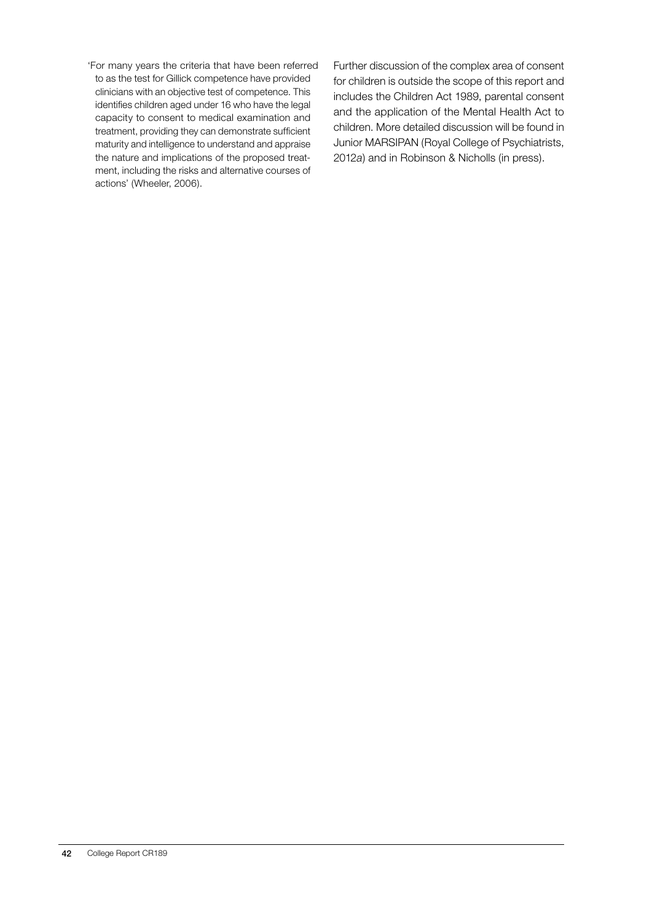'For many years the criteria that have been referred to as the test for Gillick competence have provided clinicians with an objective test of competence. This identifies children aged under 16 who have the legal capacity to consent to medical examination and treatment, providing they can demonstrate sufficient maturity and intelligence to understand and appraise the nature and implications of the proposed treatment, including the risks and alternative courses of actions' (Wheeler, 2006).

Further discussion of the complex area of consent for children is outside the scope of this report and includes the Children Act 1989, parental consent and the application of the Mental Health Act to children. More detailed discussion will be found in Junior MARSIPAN (Royal College of Psychiatrists, 2012*a*) and in Robinson & Nicholls (in press).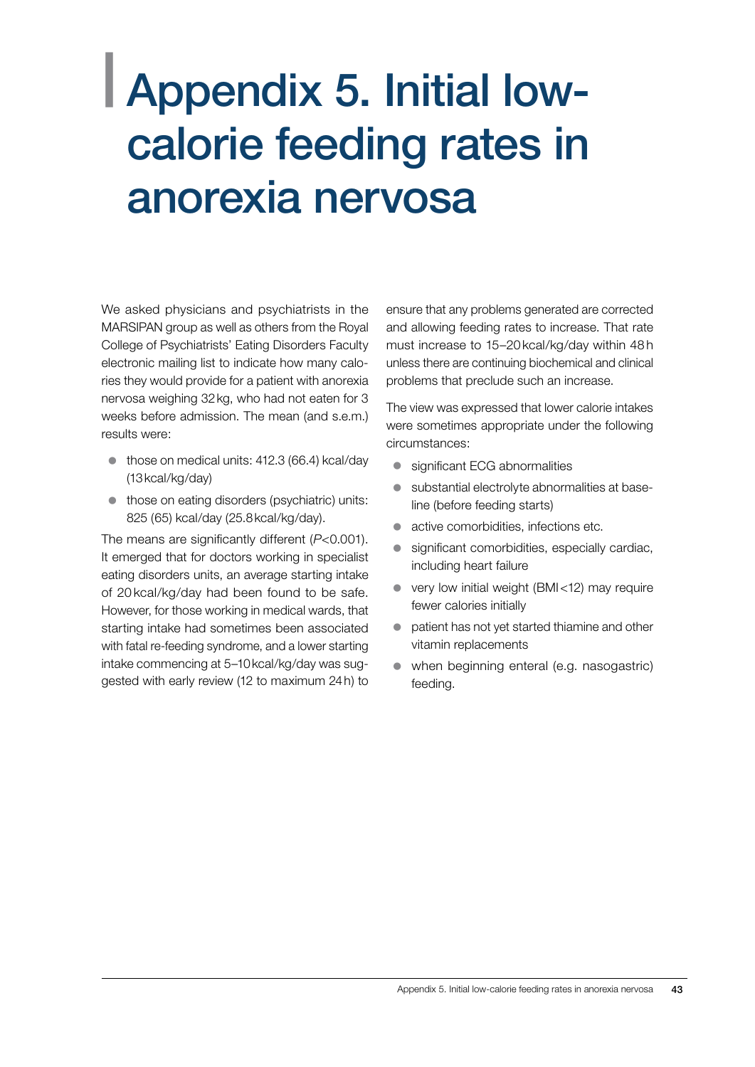# Appendix 5. Initial low-calorie feeding rates in anorexia nervosa

We asked physicians and psychiatrists in the MARSIPAN group as well as others from the Royal College of Psychiatrists' Eating Disorders Faculty electronic mailing list to indicate how many calories they would provide for a patient with anorexia nervosa weighing 32 kg, who had not eaten for 3 weeks before admission. The mean (and s.e.m.) results were:

- those on medical units: 412.3 (66.4) kcal/day (13 kcal/kg/day)
- those on eating disorders (psychiatric) units: 825 (65) kcal/day (25.8 kcal/kg/day).

The means are significantly different ($P<0.001$). It emerged that for doctors working in specialist eating disorders units, an average starting intake of 20 kcal/kg/day had been found to be safe. However, for those working in medical wards, that starting intake had sometimes been associated with fatal re-feeding syndrome, and a lower starting intake commencing at 5–10 kcal/kg/day was suggested with early review (12 to maximum 24 h) to ensure that any problems generated are corrected and allowing feeding rates to increase. That rate must increase to 15–20 kcal/kg/day within 48 h unless there are continuing biochemical and clinical problems that preclude such an increase.

The view was expressed that lower calorie intakes were sometimes appropriate under the following circumstances:

- significant ECG abnormalities
- substantial electrolyte abnormalities at baseline (before feeding starts)
- active comorbidities, infections etc.
- significant comorbidities, especially cardiac, including heart failure
- very low initial weight (BMI <12) may require fewer calories initially
- patient has not yet started thiamine and other vitamin replacements
- when beginning enteral (e.g. nasogastric) feeding.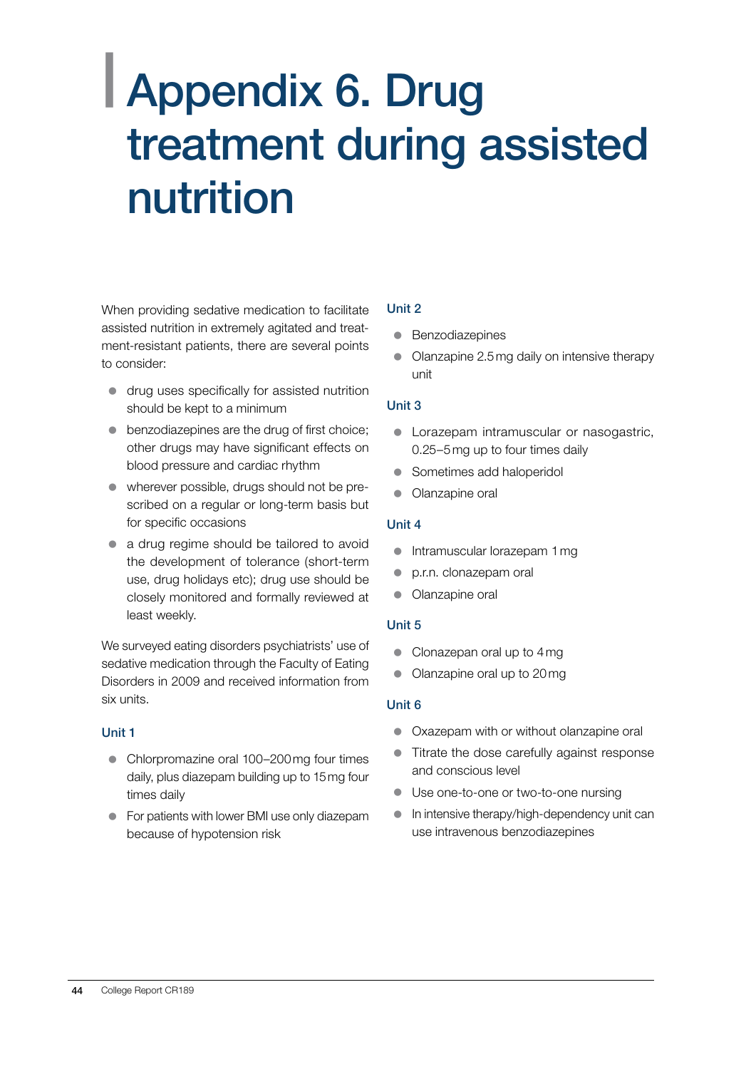# Appendix 6. Drug treatment during assisted nutrition

When providing sedative medication to facilitate assisted nutrition in extremely agitated and treatment-resistant patients, there are several points to consider:

- drug uses specifically for assisted nutrition should be kept to a minimum
- benzodiazepines are the drug of first choice; other drugs may have significant effects on blood pressure and cardiac rhythm
- wherever possible, drugs should not be prescribed on a regular or long-term basis but for specific occasions
- a drug regime should be tailored to avoid the development of tolerance (short-term use, drug holidays etc); drug use should be closely monitored and formally reviewed at least weekly.

We surveyed eating disorders psychiatrists' use of sedative medication through the Faculty of Eating Disorders in 2009 and received information from six units.

### Unit 1

- Chlorpromazine oral 100–200 mg four times daily, plus diazepam building up to 15 mg four times daily
- For patients with lower BMI use only diazepam because of hypotension risk

### Unit 2

- Benzodiazepines
- Olanzapine 2.5 mg daily on intensive therapy unit

### Unit 3

- Lorazepam intramuscular or nasogastric, 0.25–5 mg up to four times daily
- Sometimes add haloperidol
- Olanzapine oral

### Unit 4

- Intramuscular lorazepam 1 mg
- p.r.n. clonazepam oral
- Olanzapine oral

### Unit 5

- Clonazepan oral up to 4 mg
- Olanzapine oral up to 20 mg

### Unit 6

- Oxazepam with or without olanzapine oral
- Titrate the dose carefully against response and conscious level
- Use one-to-one or two-to-one nursing
- In intensive therapy/high-dependency unit can use intravenous benzodiazepines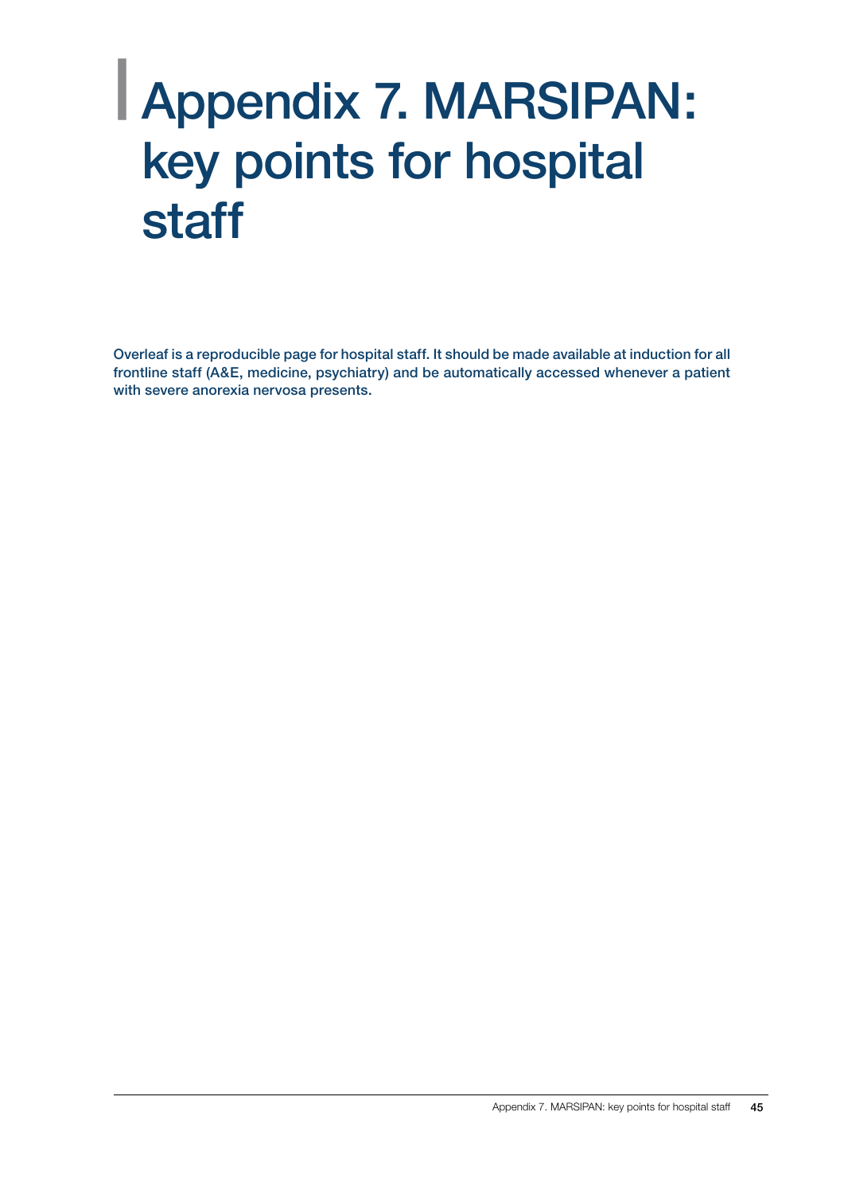# Appendix 7. MARSIPAN: key points for hospital staff

**Overleaf is a reproducible page for hospital staff. It should be made available at induction for all frontline staff (A&E, medicine, psychiatry) and be automatically accessed whenever a patient with severe anorexia nervosa presents.**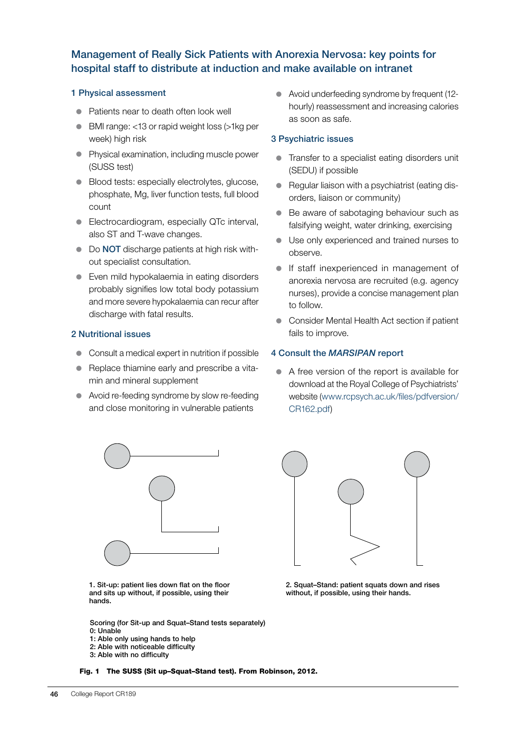## Management of Really Sick Patients with Anorexia Nervosa: key points for hospital staff to distribute at induction and make available on intranet

### 1 Physical assessment

- Patients near to death often look well
- BMI range: <13 or rapid weight loss (>1kg per week) high risk
- Physical examination, including muscle power (SUSS test)
- Blood tests: especially electrolytes, glucose, phosphate, Mg, liver function tests, full blood count
- Electrocardiogram, especially QTc interval, also ST and T-wave changes.
- Do **NOT** discharge patients at high risk without specialist consultation.
- Even mild hypokalaemia in eating disorders probably signifies low total body potassium and more severe hypokalaemia can recur after discharge with fatal results.

### 2 Nutritional issues

- Consult a medical expert in nutrition if possible
- Replace thiamine early and prescribe a vitamin and mineral supplement
- Avoid re-feeding syndrome by slow re-feeding and close monitoring in vulnerable patients
- Avoid underfeeding syndrome by frequent (12-hourly) reassessment and increasing calories as soon as safe.

### 3 Psychiatric issues

- Transfer to a specialist eating disorders unit (SEDU) if possible
- Regular liaison with a psychiatrist (eating disorders, liaison or community)
- Be aware of sabotaging behaviour such as falsifying weight, water drinking, exercising
- Use only experienced and trained nurses to observe.
- If staff inexperienced in management of anorexia nervosa are recruited (e.g. agency nurses), provide a concise management plan to follow.
- Consider Mental Health Act section if patient fails to improve.

### 4 Consult the *MARSIPAN* report

- A free version of the report is available for download at the Royal College of Psychiatrists' website (www.rcpsych.ac.uk/files/pdfversion/CR162.pdf)

**1. Sit-up: patient lies down flat on the floor and sits up without, if possible, using their hands.**

**2. Squat–Stand: patient squats down and rises without, if possible, using their hands.**

**Scoring (for Sit-up and Squat–Stand tests separately)**
**0: Unable**
**1: Able only using hands to help**
**2: Able with noticeable difficulty**
**3: Able with no difficulty**

**Fig. 1 The SUSS (Sit up–Squat–Stand test). From Robinson, 2012.**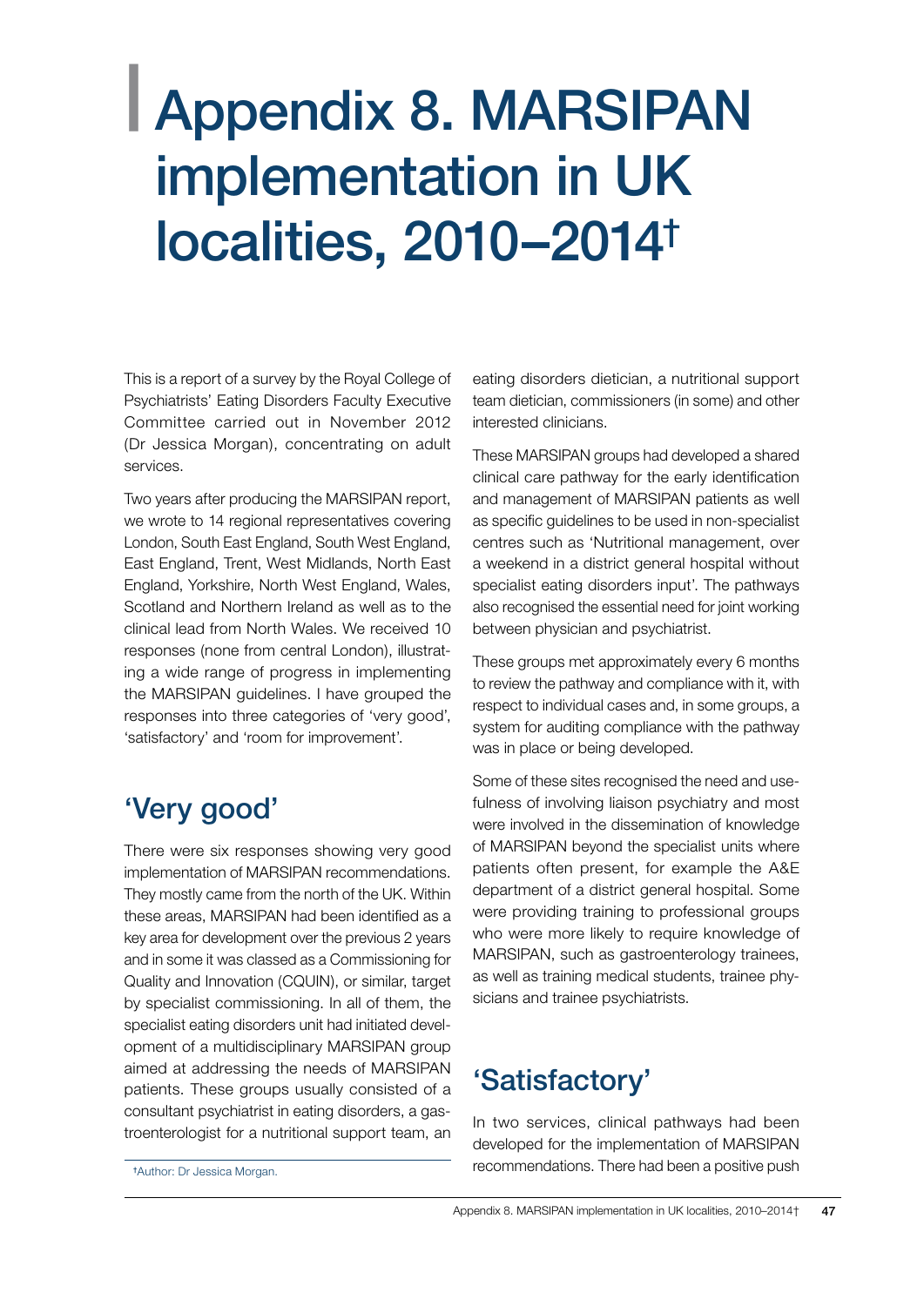# Appendix 8. MARSIPAN implementation in UK localities, 2010–2014†

This is a report of a survey by the Royal College of Psychiatrists' Eating Disorders Faculty Executive Committee carried out in November 2012 (Dr Jessica Morgan), concentrating on adult services.

Two years after producing the MARSIPAN report, we wrote to 14 regional representatives covering London, South East England, South West England, East England, Trent, West Midlands, North East England, Yorkshire, North West England, Wales, Scotland and Northern Ireland as well as to the clinical lead from North Wales. We received 10 responses (none from central London), illustrating a wide range of progress in implementing the MARSIPAN guidelines. I have grouped the responses into three categories of 'very good', 'satisfactory' and 'room for improvement'.

## 'Very good'

There were six responses showing very good implementation of MARSIPAN recommendations. They mostly came from the north of the UK. Within these areas, MARSIPAN had been identified as a key area for development over the previous 2 years and in some it was classed as a Commissioning for Quality and Innovation (CQUIN), or similar, target by specialist commissioning. In all of them, the specialist eating disorders unit had initiated development of a multidisciplinary MARSIPAN group aimed at addressing the needs of MARSIPAN patients. These groups usually consisted of a consultant psychiatrist in eating disorders, a gastroenterologist for a nutritional support team, an eating disorders dietician, a nutritional support team dietician, commissioners (in some) and other interested clinicians.

These MARSIPAN groups had developed a shared clinical care pathway for the early identification and management of MARSIPAN patients as well as specific guidelines to be used in non-specialist centres such as 'Nutritional management, over a weekend in a district general hospital without specialist eating disorders input'. The pathways also recognised the essential need for joint working between physician and psychiatrist.

These groups met approximately every 6 months to review the pathway and compliance with it, with respect to individual cases and, in some groups, a system for auditing compliance with the pathway was in place or being developed.

Some of these sites recognised the need and usefulness of involving liaison psychiatry and most were involved in the dissemination of knowledge of MARSIPAN beyond the specialist units where patients often present, for example the A&E department of a district general hospital. Some were providing training to professional groups who were more likely to require knowledge of MARSIPAN, such as gastroenterology trainees, as well as training medical students, trainee physicians and trainee psychiatrists.

## 'Satisfactory'

In two services, clinical pathways had been developed for the implementation of MARSIPAN recommendations. There had been a positive push

†Author: Dr Jessica Morgan.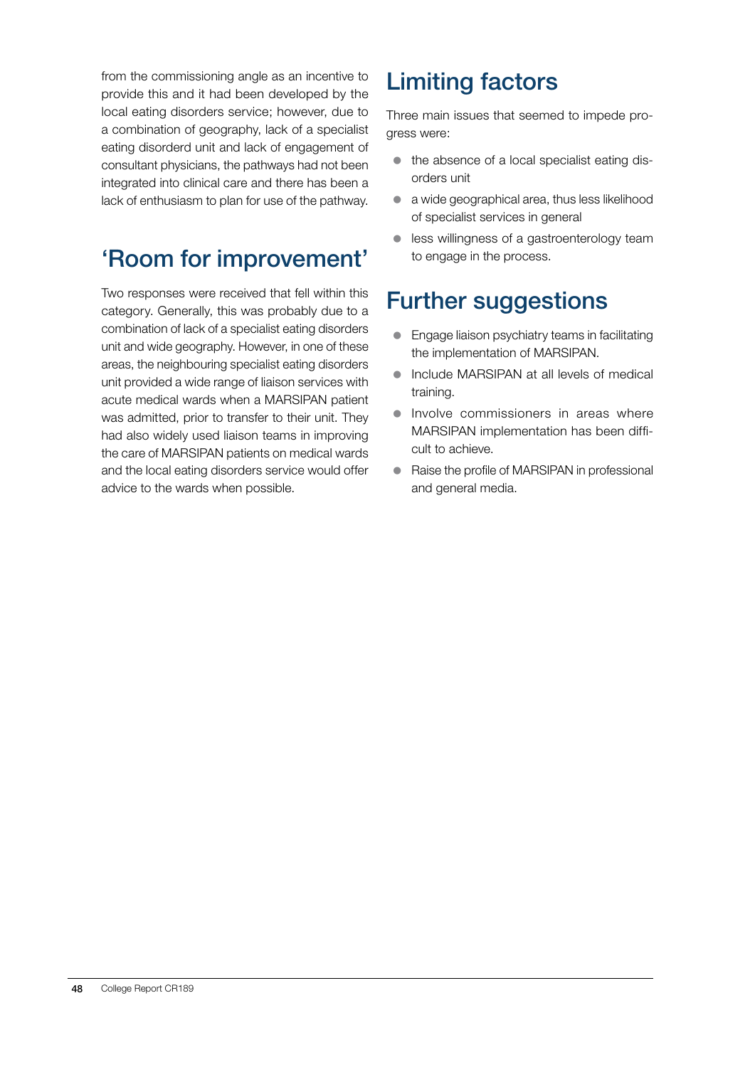from the commissioning angle as an incentive to provide this and it had been developed by the local eating disorders service; however, due to a combination of geography, lack of a specialist eating disorderd unit and lack of engagement of consultant physicians, the pathways had not been integrated into clinical care and there has been a lack of enthusiasm to plan for use of the pathway.

## 'Room for improvement'

Two responses were received that fell within this category. Generally, this was probably due to a combination of lack of a specialist eating disorders unit and wide geography. However, in one of these areas, the neighbouring specialist eating disorders unit provided a wide range of liaison services with acute medical wards when a MARSIPAN patient was admitted, prior to transfer to their unit. They had also widely used liaison teams in improving the care of MARSIPAN patients on medical wards and the local eating disorders service would offer advice to the wards when possible.

## Limiting factors

Three main issues that seemed to impede progress were:

- the absence of a local specialist eating disorders unit
- a wide geographical area, thus less likelihood of specialist services in general
- less willingness of a gastroenterology team to engage in the process.

## Further suggestions

- Engage liaison psychiatry teams in facilitating the implementation of MARSIPAN.
- Include MARSIPAN at all levels of medical training.
- Involve commissioners in areas where MARSIPAN implementation has been difficult to achieve.
- Raise the profile of MARSIPAN in professional and general media.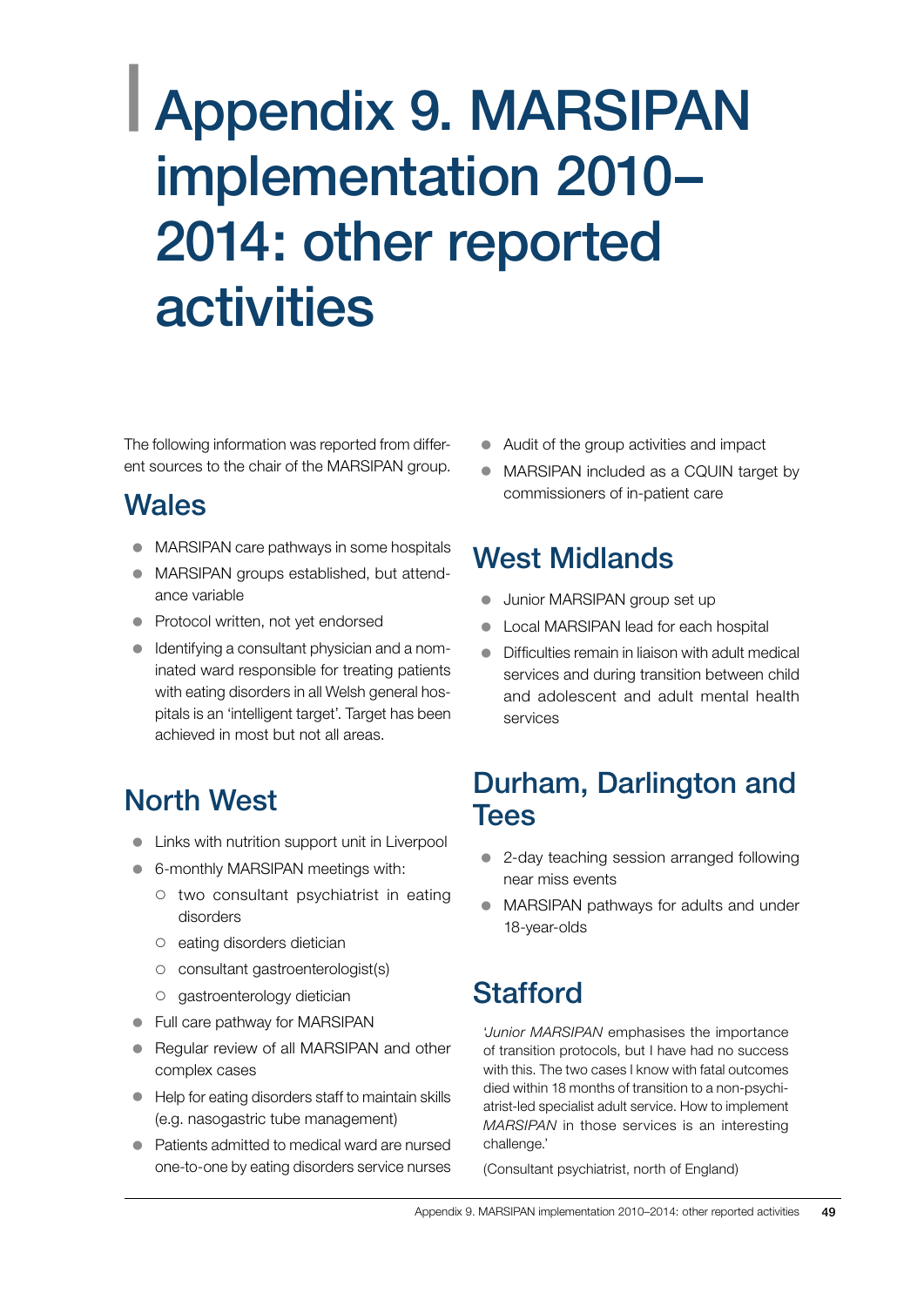# Appendix 9. MARSIPAN implementation 2010–2014: other reported activities

The following information was reported from different sources to the chair of the MARSIPAN group.

## Wales

- MARSIPAN care pathways in some hospitals
- MARSIPAN groups established, but attendance variable
- Protocol written, not yet endorsed
- Identifying a consultant physician and a nominated ward responsible for treating patients with eating disorders in all Welsh general hospitals is an 'intelligent target'. Target has been achieved in most but not all areas.

## North West

- Links with nutrition support unit in Liverpool
- 6-monthly MARSIPAN meetings with:
  - two consultant psychiatrist in eating disorders
  - eating disorders dietician
  - consultant gastroenterologist(s)
  - gastroenterology dietician
- Full care pathway for MARSIPAN
- Regular review of all MARSIPAN and other complex cases
- Help for eating disorders staff to maintain skills (e.g. nasogastric tube management)
- Patients admitted to medical ward are nursed one-to-one by eating disorders service nurses
- Audit of the group activities and impact
- MARSIPAN included as a CQUIN target by commissioners of in-patient care

## West Midlands

- Junior MARSIPAN group set up
- Local MARSIPAN lead for each hospital
- Difficulties remain in liaison with adult medical services and during transition between child and adolescent and adult mental health services

## Durham, Darlington and Tees

- 2-day teaching session arranged following near miss events
- MARSIPAN pathways for adults and under 18-year-olds

## Stafford

'*Junior MARSIPAN* emphasises the importance of transition protocols, but I have had no success with this. The two cases I know with fatal outcomes died within 18 months of transition to a non-psychiatrist-led specialist adult service. How to implement *MARSIPAN* in those services is an interesting challenge.'

(Consultant psychiatrist, north of England)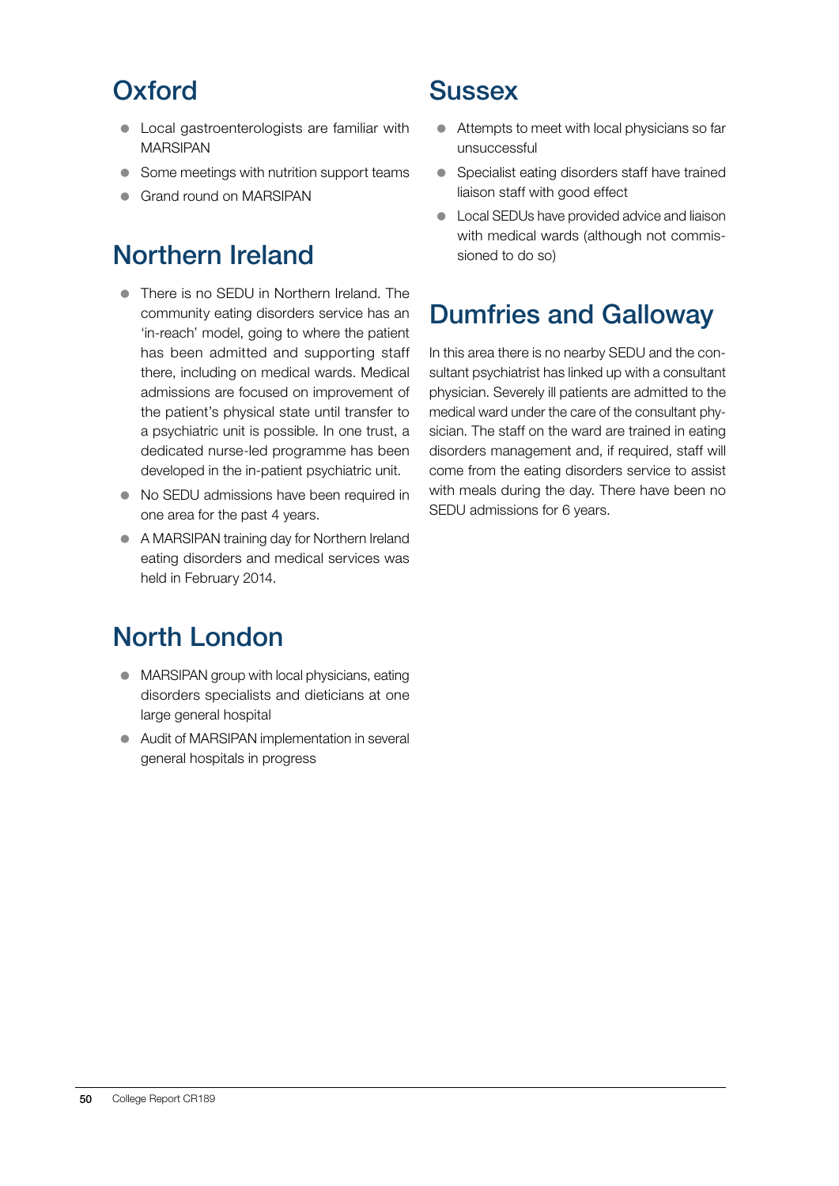## Oxford

- Local gastroenterologists are familiar with MARSIPAN
- Some meetings with nutrition support teams
- Grand round on MARSIPAN

## Northern Ireland

- There is no SEDU in Northern Ireland. The community eating disorders service has an 'in-reach' model, going to where the patient has been admitted and supporting staff there, including on medical wards. Medical admissions are focused on improvement of the patient's physical state until transfer to a psychiatric unit is possible. In one trust, a dedicated nurse-led programme has been developed in the in-patient psychiatric unit.
- No SEDU admissions have been required in one area for the past 4 years.
- A MARSIPAN training day for Northern Ireland eating disorders and medical services was held in February 2014.

## North London

- MARSIPAN group with local physicians, eating disorders specialists and dieticians at one large general hospital
- Audit of MARSIPAN implementation in several general hospitals in progress

## Sussex

- Attempts to meet with local physicians so far unsuccessful
- Specialist eating disorders staff have trained liaison staff with good effect
- Local SEDUs have provided advice and liaison with medical wards (although not commissioned to do so)

## Dumfries and Galloway

In this area there is no nearby SEDU and the consultant psychiatrist has linked up with a consultant physician. Severely ill patients are admitted to the medical ward under the care of the consultant physician. The staff on the ward are trained in eating disorders management and, if required, staff will come from the eating disorders service to assist with meals during the day. There have been no SEDU admissions for 6 years.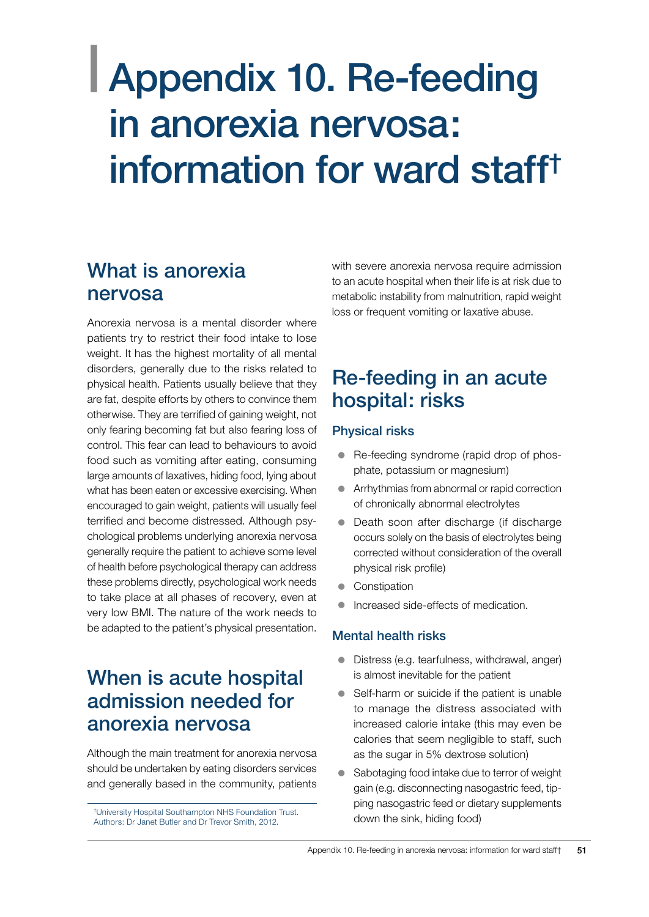# Appendix 10. Re-feeding in anorexia nervosa: information for ward staff†

## What is anorexia nervosa

Anorexia nervosa is a mental disorder where patients try to restrict their food intake to lose weight. It has the highest mortality of all mental disorders, generally due to the risks related to physical health. Patients usually believe that they are fat, despite efforts by others to convince them otherwise. They are terrified of gaining weight, not only fearing becoming fat but also fearing loss of control. This fear can lead to behaviours to avoid food such as vomiting after eating, consuming large amounts of laxatives, hiding food, lying about what has been eaten or excessive exercising. When encouraged to gain weight, patients will usually feel terrified and become distressed. Although psychological problems underlying anorexia nervosa generally require the patient to achieve some level of health before psychological therapy can address these problems directly, psychological work needs to take place at all phases of recovery, even at very low BMI. The nature of the work needs to be adapted to the patient's physical presentation.

## When is acute hospital admission needed for anorexia nervosa

Although the main treatment for anorexia nervosa should be undertaken by eating disorders services and generally based in the community, patients with severe anorexia nervosa require admission to an acute hospital when their life is at risk due to metabolic instability from malnutrition, rapid weight loss or frequent vomiting or laxative abuse.

†University Hospital Southampton NHS Foundation Trust. Authors: Dr Janet Butler and Dr Trevor Smith, 2012.

## Re-feeding in an acute hospital: risks

### Physical risks

- Re-feeding syndrome (rapid drop of phosphate, potassium or magnesium)
- Arrhythmias from abnormal or rapid correction of chronically abnormal electrolytes
- Death soon after discharge (if discharge occurs solely on the basis of electrolytes being corrected without consideration of the overall physical risk profile)
- Constipation
- Increased side-effects of medication.

### Mental health risks

- Distress (e.g. tearfulness, withdrawal, anger) is almost inevitable for the patient
- Self-harm or suicide if the patient is unable to manage the distress associated with increased calorie intake (this may even be calories that seem negligible to staff, such as the sugar in 5% dextrose solution)
- Sabotaging food intake due to terror of weight gain (e.g. disconnecting nasogastric feed, tipping nasogastric feed or dietary supplements down the sink, hiding food)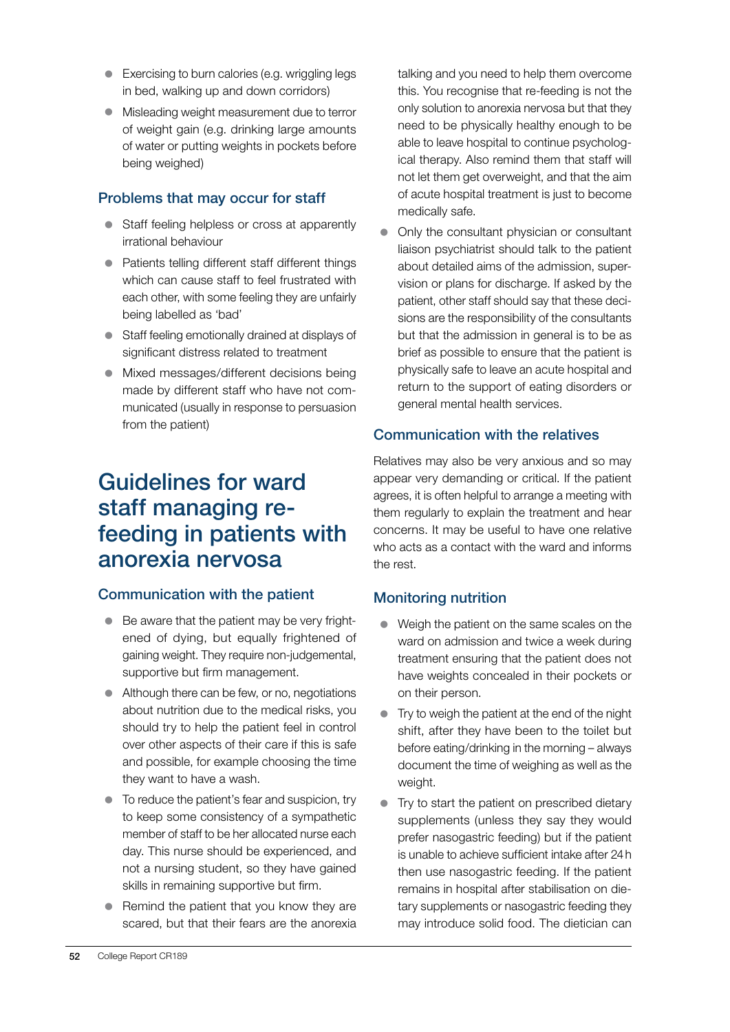- Exercising to burn calories (e.g. wriggling legs in bed, walking up and down corridors)
- Misleading weight measurement due to terror of weight gain (e.g. drinking large amounts of water or putting weights in pockets before being weighed)

### Problems that may occur for staff

- Staff feeling helpless or cross at apparently irrational behaviour
- Patients telling different staff different things which can cause staff to feel frustrated with each other, with some feeling they are unfairly being labelled as 'bad'
- Staff feeling emotionally drained at displays of significant distress related to treatment
- Mixed messages/different decisions being made by different staff who have not communicated (usually in response to persuasion from the patient)

## Guidelines for ward staff managing re-feeding in patients with anorexia nervosa

### Communication with the patient

- Be aware that the patient may be very frightened of dying, but equally frightened of gaining weight. They require non-judgemental, supportive but firm management.
- Although there can be few, or no, negotiations about nutrition due to the medical risks, you should try to help the patient feel in control over other aspects of their care if this is safe and possible, for example choosing the time they want to have a wash.
- To reduce the patient's fear and suspicion, try to keep some consistency of a sympathetic member of staff to be her allocated nurse each day. This nurse should be experienced, and not a nursing student, so they have gained skills in remaining supportive but firm.
- Remind the patient that you know they are scared, but that their fears are the anorexia talking and you need to help them overcome this. You recognise that re-feeding is not the only solution to anorexia nervosa but that they need to be physically healthy enough to be able to leave hospital to continue psychological therapy. Also remind them that staff will not let them get overweight, and that the aim of acute hospital treatment is just to become medically safe.
- Only the consultant physician or consultant liaison psychiatrist should talk to the patient about detailed aims of the admission, supervision or plans for discharge. If asked by the patient, other staff should say that these decisions are the responsibility of the consultants but that the admission in general is to be as brief as possible to ensure that the patient is physically safe to leave an acute hospital and return to the support of eating disorders or general mental health services.

### Communication with the relatives

Relatives may also be very anxious and so may appear very demanding or critical. If the patient agrees, it is often helpful to arrange a meeting with them regularly to explain the treatment and hear concerns. It may be useful to have one relative who acts as a contact with the ward and informs the rest.

### Monitoring nutrition

- Weigh the patient on the same scales on the ward on admission and twice a week during treatment ensuring that the patient does not have weights concealed in their pockets or on their person.
- Try to weigh the patient at the end of the night shift, after they have been to the toilet but before eating/drinking in the morning – always document the time of weighing as well as the weight.
- Try to start the patient on prescribed dietary supplements (unless they say they would prefer nasogastric feeding) but if the patient is unable to achieve sufficient intake after 24 h then use nasogastric feeding. If the patient remains in hospital after stabilisation on dietary supplements or nasogastric feeding they may introduce solid food. The dietician can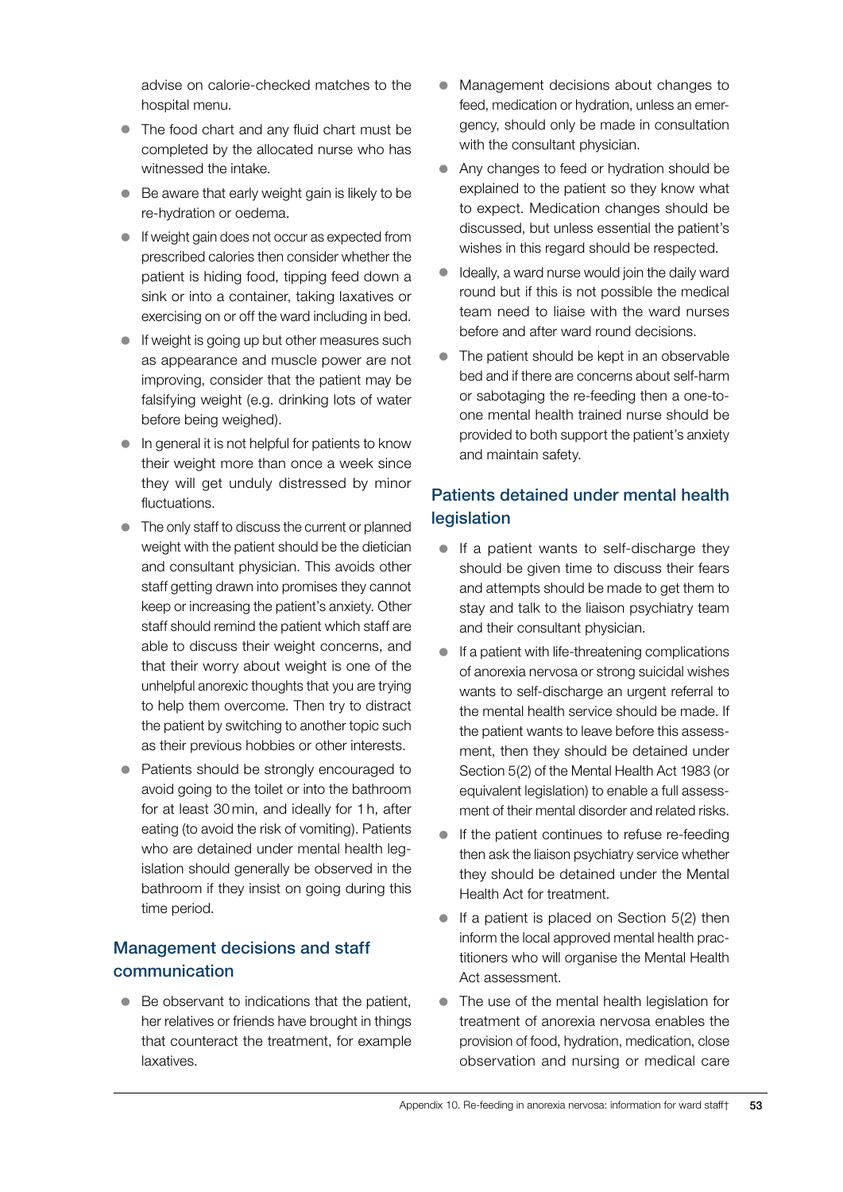advise on calorie-checked matches to the hospital menu.

- The food chart and any fluid chart must be completed by the allocated nurse who has witnessed the intake.
- Be aware that early weight gain is likely to be re-hydration or oedema.
- If weight gain does not occur as expected from prescribed calories then consider whether the patient is hiding food, tipping feed down a sink or into a container, taking laxatives or exercising on or off the ward including in bed.
- If weight is going up but other measures such as appearance and muscle power are not improving, consider that the patient may be falsifying weight (e.g. drinking lots of water before being weighed).
- In general it is not helpful for patients to know their weight more than once a week since they will get unduly distressed by minor fluctuations.
- The only staff to discuss the current or planned weight with the patient should be the dietician and consultant physician. This avoids other staff getting drawn into promises they cannot keep or increasing the patient's anxiety. Other staff should remind the patient which staff are able to discuss their weight concerns, and that their worry about weight is one of the unhelpful anorexic thoughts that you are trying to help them overcome. Then try to distract the patient by switching to another topic such as their previous hobbies or other interests.
- Patients should be strongly encouraged to avoid going to the toilet or into the bathroom for at least 30 min, and ideally for 1 h, after eating (to avoid the risk of vomiting). Patients who are detained under mental health legislation should generally be observed in the bathroom if they insist on going during this time period.

## Management decisions and staff communication

- Be observant to indications that the patient, her relatives or friends have brought in things that counteract the treatment, for example laxatives.
- Management decisions about changes to feed, medication or hydration, unless an emergency, should only be made in consultation with the consultant physician.
- Any changes to feed or hydration should be explained to the patient so they know what to expect. Medication changes should be discussed, but unless essential the patient's wishes in this regard should be respected.
- Ideally, a ward nurse would join the daily ward round but if this is not possible the medical team need to liaise with the ward nurses before and after ward round decisions.
- The patient should be kept in an observable bed and if there are concerns about self-harm or sabotaging the re-feeding then a one-to-one mental health trained nurse should be provided to both support the patient's anxiety and maintain safety.

## Patients detained under mental health legislation

- If a patient wants to self-discharge they should be given time to discuss their fears and attempts should be made to get them to stay and talk to the liaison psychiatry team and their consultant physician.
- If a patient with life-threatening complications of anorexia nervosa or strong suicidal wishes wants to self-discharge an urgent referral to the mental health service should be made. If the patient wants to leave before this assessment, then they should be detained under Section 5(2) of the Mental Health Act 1983 (or equivalent legislation) to enable a full assessment of their mental disorder and related risks.
- If the patient continues to refuse re-feeding then ask the liaison psychiatry service whether they should be detained under the Mental Health Act for treatment.
- If a patient is placed on Section 5(2) then inform the local approved mental health practitioners who will organise the Mental Health Act assessment.
- The use of the mental health legislation for treatment of anorexia nervosa enables the provision of food, hydration, medication, close observation and nursing or medical care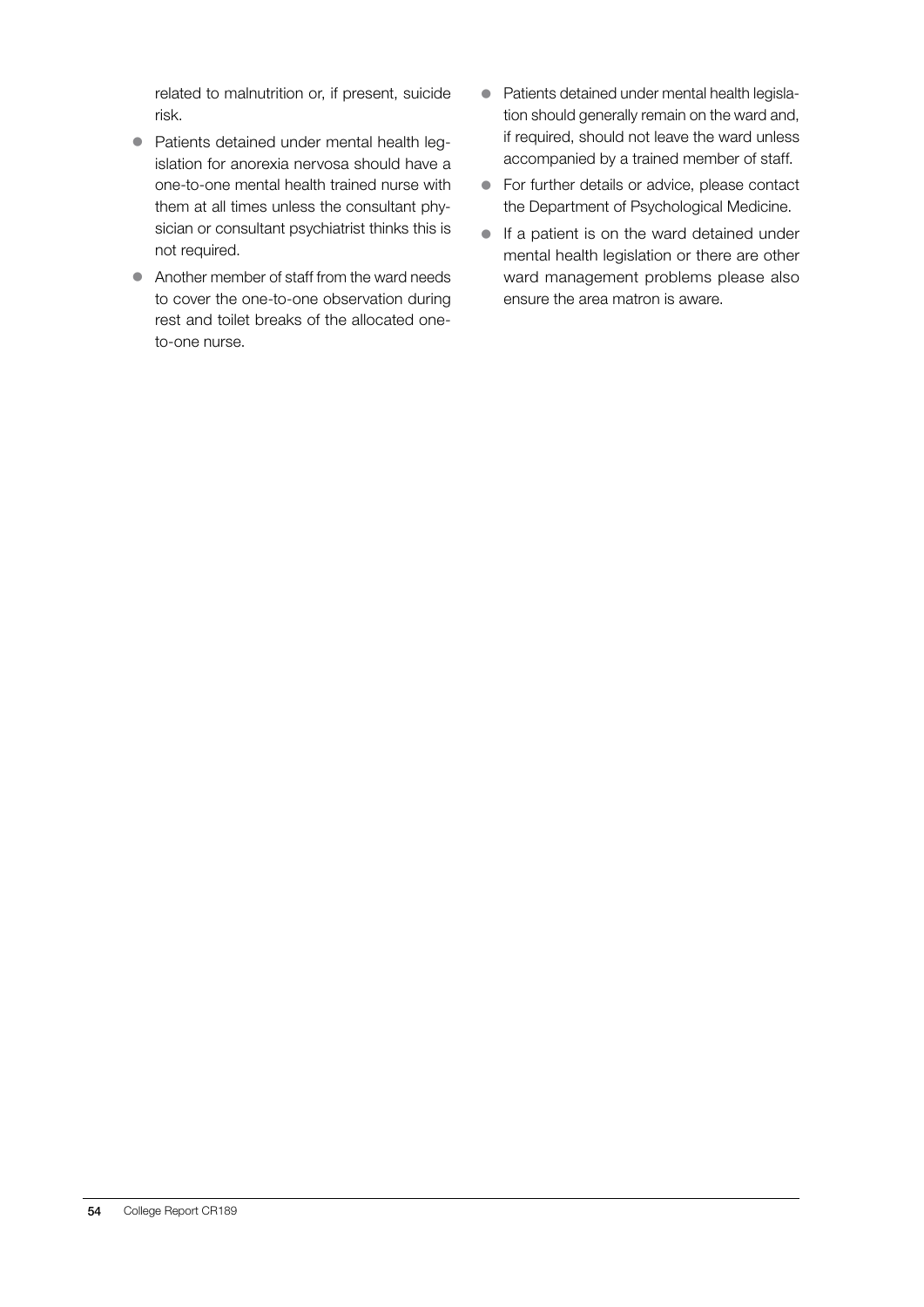related to malnutrition or, if present, suicide risk.

- Patients detained under mental health legislation for anorexia nervosa should have a one-to-one mental health trained nurse with them at all times unless the consultant physician or consultant psychiatrist thinks this is not required.
- Another member of staff from the ward needs to cover the one-to-one observation during rest and toilet breaks of the allocated one-to-one nurse.
- Patients detained under mental health legislation should generally remain on the ward and, if required, should not leave the ward unless accompanied by a trained member of staff.
- For further details or advice, please contact the Department of Psychological Medicine.
- If a patient is on the ward detained under mental health legislation or there are other ward management problems please also ensure the area matron is aware.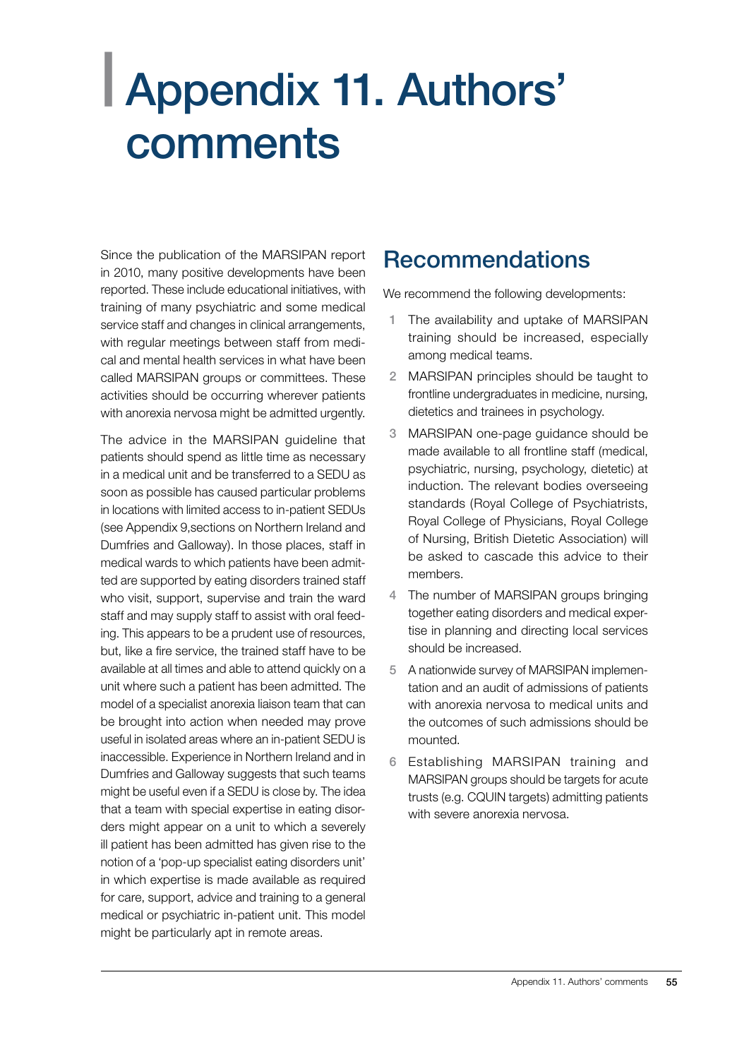# Appendix 11. Authors' comments

Since the publication of the MARSIPAN report in 2010, many positive developments have been reported. These include educational initiatives, with training of many psychiatric and some medical service staff and changes in clinical arrangements, with regular meetings between staff from medical and mental health services in what have been called MARSIPAN groups or committees. These activities should be occurring wherever patients with anorexia nervosa might be admitted urgently.

The advice in the MARSIPAN guideline that patients should spend as little time as necessary in a medical unit and be transferred to a SEDU as soon as possible has caused particular problems in locations with limited access to in-patient SEDUs (see Appendix 9,sections on Northern Ireland and Dumfries and Galloway). In those places, staff in medical wards to which patients have been admitted are supported by eating disorders trained staff who visit, support, supervise and train the ward staff and may supply staff to assist with oral feeding. This appears to be a prudent use of resources, but, like a fire service, the trained staff have to be available at all times and able to attend quickly on a unit where such a patient has been admitted. The model of a specialist anorexia liaison team that can be brought into action when needed may prove useful in isolated areas where an in-patient SEDU is inaccessible. Experience in Northern Ireland and in Dumfries and Galloway suggests that such teams might be useful even if a SEDU is close by. The idea that a team with special expertise in eating disorders might appear on a unit to which a severely ill patient has been admitted has given rise to the notion of a 'pop-up specialist eating disorders unit' in which expertise is made available as required for care, support, advice and training to a general medical or psychiatric in-patient unit. This model might be particularly apt in remote areas.

## Recommendations

We recommend the following developments:

1. The availability and uptake of MARSIPAN training should be increased, especially among medical teams.
2. MARSIPAN principles should be taught to frontline undergraduates in medicine, nursing, dietetics and trainees in psychology.
3. MARSIPAN one-page guidance should be made available to all frontline staff (medical, psychiatric, nursing, psychology, dietetic) at induction. The relevant bodies overseeing standards (Royal College of Psychiatrists, Royal College of Physicians, Royal College of Nursing, British Dietetic Association) will be asked to cascade this advice to their members.
4. The number of MARSIPAN groups bringing together eating disorders and medical expertise in planning and directing local services should be increased.
5. A nationwide survey of MARSIPAN implementation and an audit of admissions of patients with anorexia nervosa to medical units and the outcomes of such admissions should be mounted.
6. Establishing MARSIPAN training and MARSIPAN groups should be targets for acute trusts (e.g. CQUIN targets) admitting patients with severe anorexia nervosa.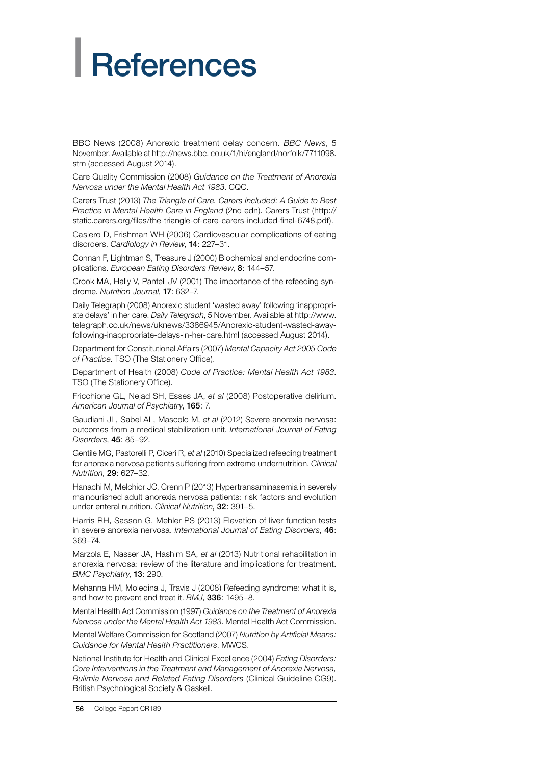# References

BBC News (2008) Anorexic treatment delay concern. *BBC News*, 5 November. Available at http://news.bbc. co.uk/1/hi/england/norfolk/7711098. stm (accessed August 2014).

Care Quality Commission (2008) *Guidance on the Treatment of Anorexia Nervosa under the Mental Health Act 1983*. CQC.

Carers Trust (2013) *The Triangle of Care. Carers Included: A Guide to Best Practice in Mental Health Care in England* (2nd edn). Carers Trust (http://static.carers.org/files/the-triangle-of-care-carers-included-final-6748.pdf).

Casiero D, Frishman WH (2006) Cardiovascular complications of eating disorders. *Cardiology in Review*, **14**: 227–31.

Connan F, Lightman S, Treasure J (2000) Biochemical and endocrine complications. *European Eating Disorders Review*, **8**: 144–57.

Crook MA, Hally V, Panteli JV (2001) The importance of the refeeding syndrome. *Nutrition Journal*, **17**: 632–7.

Daily Telegraph (2008) Anorexic student 'wasted away' following 'inappropriate delays' in her care. *Daily Telegraph*, 5 November. Available at http://www.telegraph.co.uk/news/uknews/3386945/Anorexic-student-wasted-away-following-inappropriate-delays-in-her-care.html (accessed August 2014).

Department for Constitutional Affairs (2007) *Mental Capacity Act 2005 Code of Practice*. TSO (The Stationery Office).

Department of Health (2008) *Code of Practice: Mental Health Act 1983*. TSO (The Stationery Office).

Fricchione GL, Nejad SH, Esses JA, *et al* (2008) Postoperative delirium. *American Journal of Psychiatry*, **165**: 7.

Gaudiani JL, Sabel AL, Mascolo M, *et al* (2012) Severe anorexia nervosa: outcomes from a medical stabilization unit. *International Journal of Eating Disorders*, **45**: 85–92.

Gentile MG, Pastorelli P, Ciceri R, *et al* (2010) Specialized refeeding treatment for anorexia nervosa patients suffering from extreme undernutrition. *Clinical Nutrition*, **29**: 627–32.

Hanachi M, Melchior JC, Crenn P (2013) Hypertransaminasemia in severely malnourished adult anorexia nervosa patients: risk factors and evolution under enteral nutrition. *Clinical Nutrition*, **32**: 391–5.

Harris RH, Sasson G, Mehler PS (2013) Elevation of liver function tests in severe anorexia nervosa. *International Journal of Eating Disorders*, **46**: 369–74.

Marzola E, Nasser JA, Hashim SA, *et al* (2013) Nutritional rehabilitation in anorexia nervosa: review of the literature and implications for treatment. *BMC Psychiatry*, **13**: 290.

Mehanna HM, Moledina J, Travis J (2008) Refeeding syndrome: what it is, and how to prevent and treat it. *BMJ*, **336**: 1495–8.

Mental Health Act Commission (1997) *Guidance on the Treatment of Anorexia Nervosa under the Mental Health Act 1983*. Mental Health Act Commission.

Mental Welfare Commission for Scotland (2007) *Nutrition by Artificial Means: Guidance for Mental Health Practitioners*. MWCS.

National Institute for Health and Clinical Excellence (2004) *Eating Disorders: Core Interventions in the Treatment and Management of Anorexia Nervosa, Bulimia Nervosa and Related Eating Disorders* (Clinical Guideline CG9). British Psychological Society & Gaskell.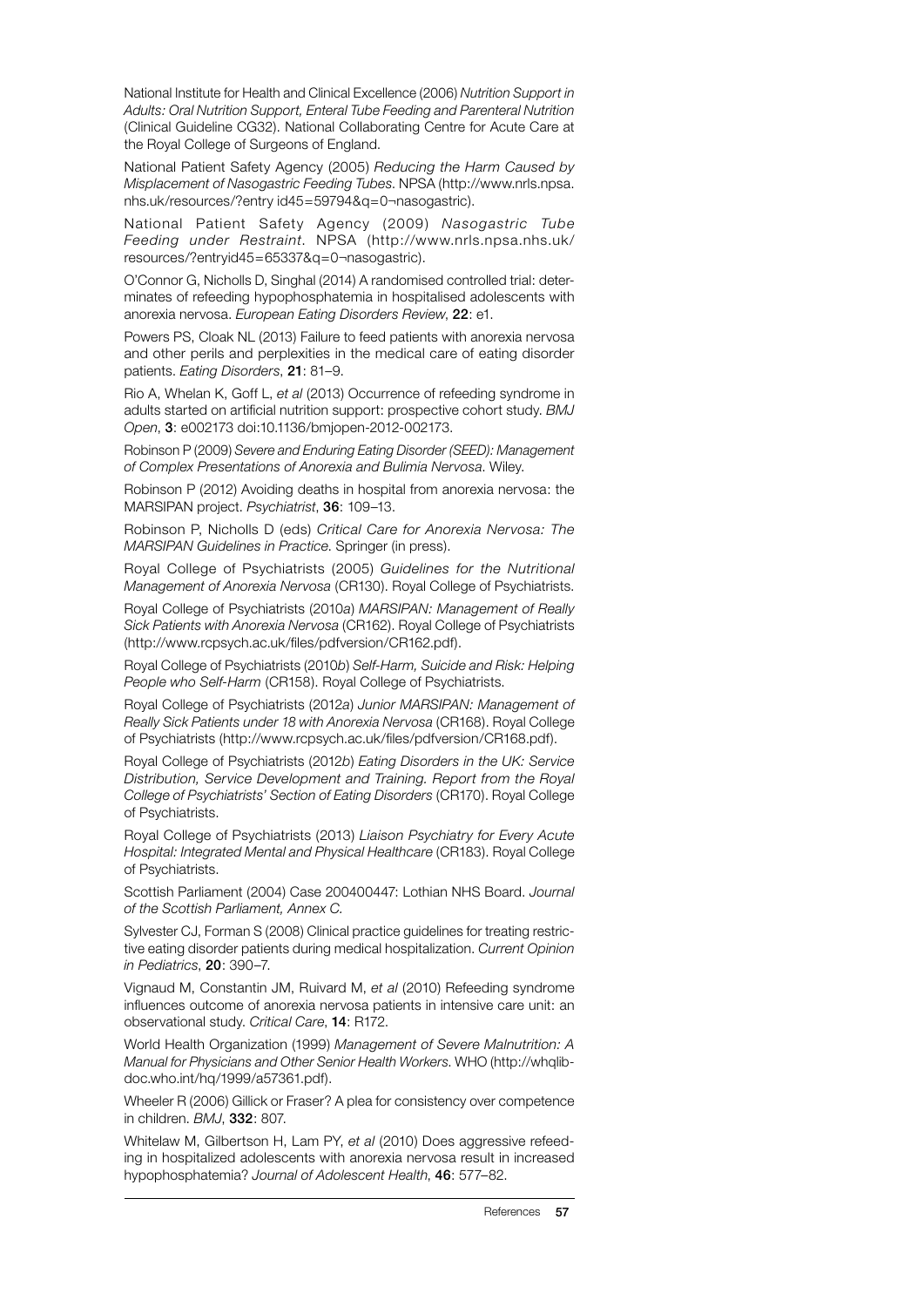National Institute for Health and Clinical Excellence (2006) *Nutrition Support in Adults: Oral Nutrition Support, Enteral Tube Feeding and Parenteral Nutrition* (Clinical Guideline CG32). National Collaborating Centre for Acute Care at the Royal College of Surgeons of England.

National Patient Safety Agency (2005) *Reducing the Harm Caused by Misplacement of Nasogastric Feeding Tubes*. NPSA (http://www.nrls.npsa.nhs.uk/resources/?entry id45=59794&q=0¬nasogastric).

National Patient Safety Agency (2009) *Nasogastric Tube Feeding under Restraint*. NPSA (http://www.nrls.npsa.nhs.uk/resources/?entryid45=65337&q=0¬nasogastric).

O'Connor G, Nicholls D, Singhal (2014) A randomised controlled trial: determinates of refeeding hypophosphatemia in hospitalised adolescents with anorexia nervosa. *European Eating Disorders Review*, **22**: e1.

Powers PS, Cloak NL (2013) Failure to feed patients with anorexia nervosa and other perils and perplexities in the medical care of eating disorder patients. *Eating Disorders*, **21**: 81–9.

Rio A, Whelan K, Goff L, *et al* (2013) Occurrence of refeeding syndrome in adults started on artificial nutrition support: prospective cohort study. *BMJ Open*, **3**: e002173 doi:10.1136/bmjopen-2012-002173.

Robinson P (2009) *Severe and Enduring Eating Disorder (SEED): Management of Complex Presentations of Anorexia and Bulimia Nervosa*. Wiley.

Robinson P (2012) Avoiding deaths in hospital from anorexia nervosa: the MARSIPAN project. *Psychiatrist*, **36**: 109–13.

Robinson P, Nicholls D (eds) *Critical Care for Anorexia Nervosa: The MARSIPAN Guidelines in Practice*. Springer (in press).

Royal College of Psychiatrists (2005) *Guidelines for the Nutritional Management of Anorexia Nervosa* (CR130). Royal College of Psychiatrists.

Royal College of Psychiatrists (2010*a*) *MARSIPAN: Management of Really Sick Patients with Anorexia Nervosa* (CR162). Royal College of Psychiatrists (http://www.rcpsych.ac.uk/files/pdfversion/CR162.pdf).

Royal College of Psychiatrists (2010*b*) *Self-Harm, Suicide and Risk: Helping People who Self-Harm* (CR158). Royal College of Psychiatrists.

Royal College of Psychiatrists (2012*a*) *Junior MARSIPAN: Management of Really Sick Patients under 18 with Anorexia Nervosa* (CR168). Royal College of Psychiatrists (http://www.rcpsych.ac.uk/files/pdfversion/CR168.pdf).

Royal College of Psychiatrists (2012*b*) *Eating Disorders in the UK: Service Distribution, Service Development and Training. Report from the Royal College of Psychiatrists' Section of Eating Disorders* (CR170). Royal College of Psychiatrists.

Royal College of Psychiatrists (2013) *Liaison Psychiatry for Every Acute Hospital: Integrated Mental and Physical Healthcare* (CR183). Royal College of Psychiatrists.

Scottish Parliament (2004) Case 200400447: Lothian NHS Board. *Journal of the Scottish Parliament, Annex C*.

Sylvester CJ, Forman S (2008) Clinical practice guidelines for treating restrictive eating disorder patients during medical hospitalization. *Current Opinion in Pediatrics*, **20**: 390–7.

Vignaud M, Constantin JM, Ruivard M, *et al* (2010) Refeeding syndrome influences outcome of anorexia nervosa patients in intensive care unit: an observational study. *Critical Care*, **14**: R172.

World Health Organization (1999) *Management of Severe Malnutrition: A Manual for Physicians and Other Senior Health Workers*. WHO (http://whqlibdoc.who.int/hq/1999/a57361.pdf).

Wheeler R (2006) Gillick or Fraser? A plea for consistency over competence in children. *BMJ*, **332**: 807.

Whitelaw M, Gilbertson H, Lam PY, *et al* (2010) Does aggressive refeeding in hospitalized adolescents with anorexia nervosa result in increased hypophosphatemia? *Journal of Adolescent Health*, **46**: 577–82.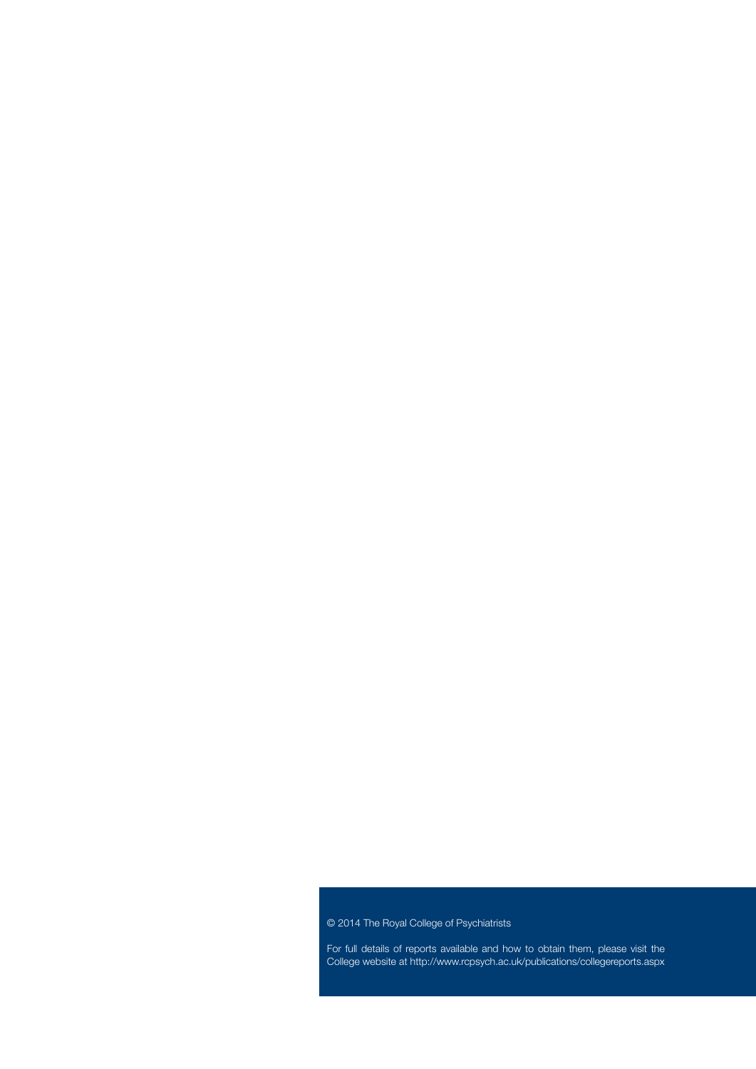© 2014 The Royal College of Psychiatrists

For full details of reports available and how to obtain them, please visit the College website at http://www.rcpsych.ac.uk/publications/collegereports.aspx